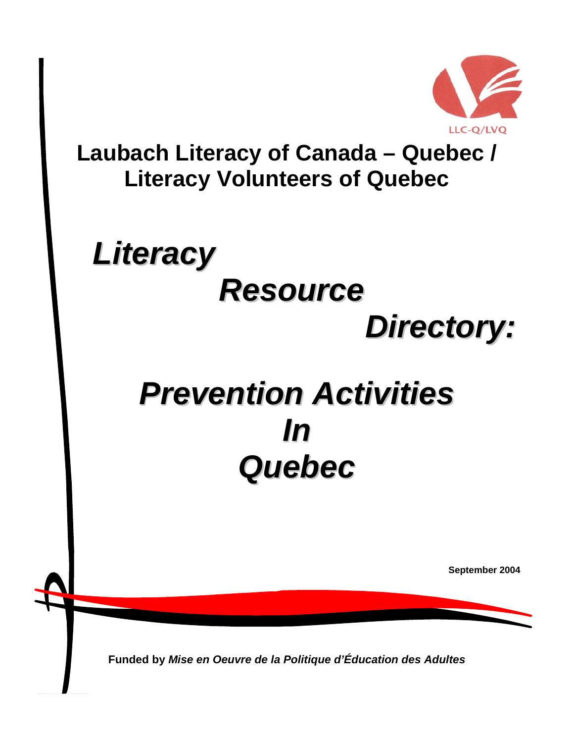LLC-Q/LVQ

# Laubach Literacy of Canada – Quebec / Literacy Volunteers of Quebec

# *Literacy Resource Directory:*

# *Prevention Activities In Quebec*

**September 2004**

**Funded by** ***Mise en Oeuvre de la Politique d'Éducation des Adultes***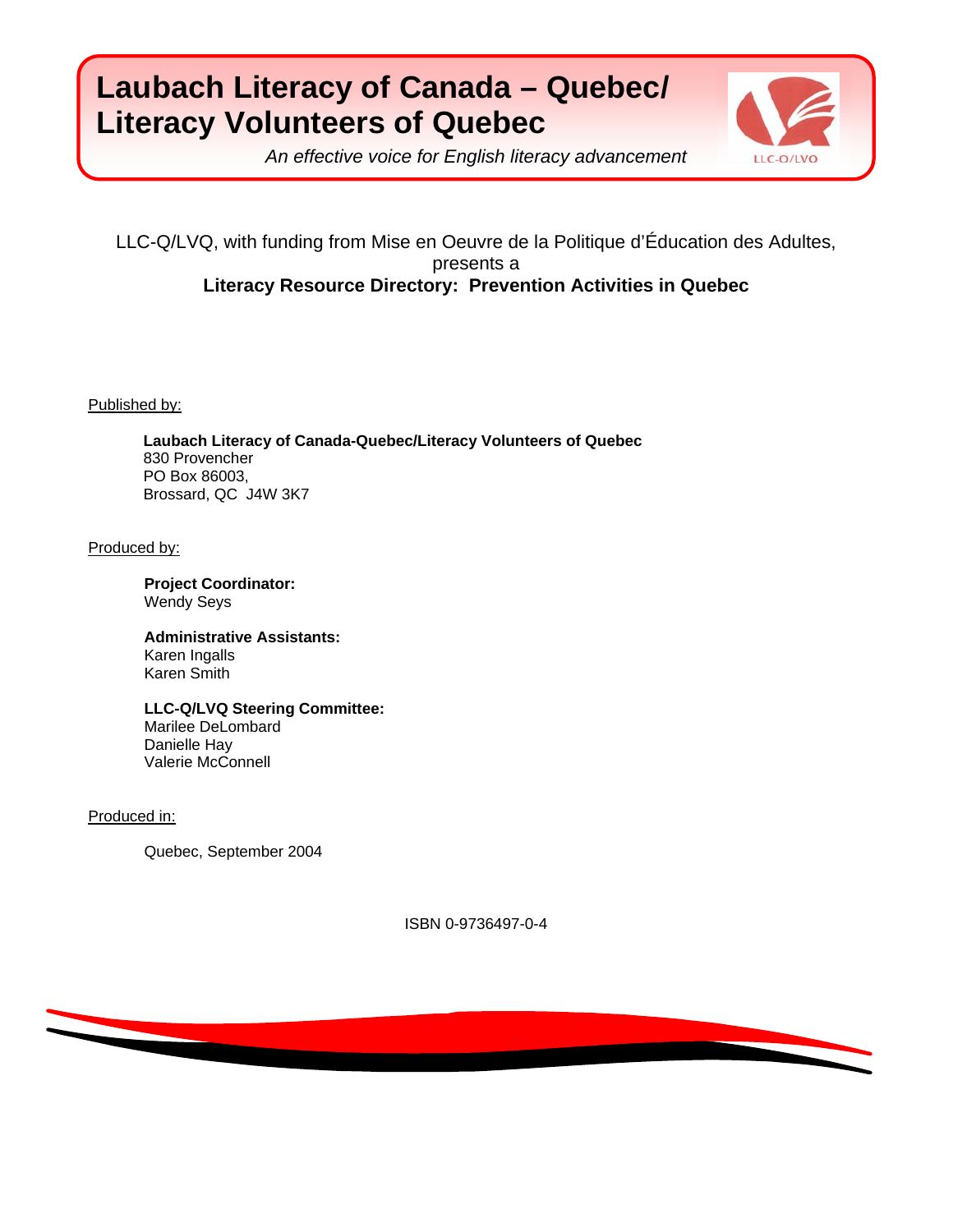# Laubach Literacy of Canada – Quebec/ Literacy Volunteers of Quebec

*An effective voice for English literacy advancement*

LLC-Q/LVQ

LLC-Q/LVQ, with funding from Mise en Oeuvre de la Politique d'Éducation des Adultes, presents a

**Literacy Resource Directory: Prevention Activities in Quebec**

Published by:

**Laubach Literacy of Canada-Quebec/Literacy Volunteers of Quebec**
830 Provencher
PO Box 86003,
Brossard, QC J4W 3K7

Produced by:

**Project Coordinator:**
Wendy Seys

**Administrative Assistants:**
Karen Ingalls
Karen Smith

**LLC-Q/LVQ Steering Committee:**
Marilee DeLombard
Danielle Hay
Valerie McConnell

Produced in:

Quebec, September 2004

ISBN 0-9736497-0-4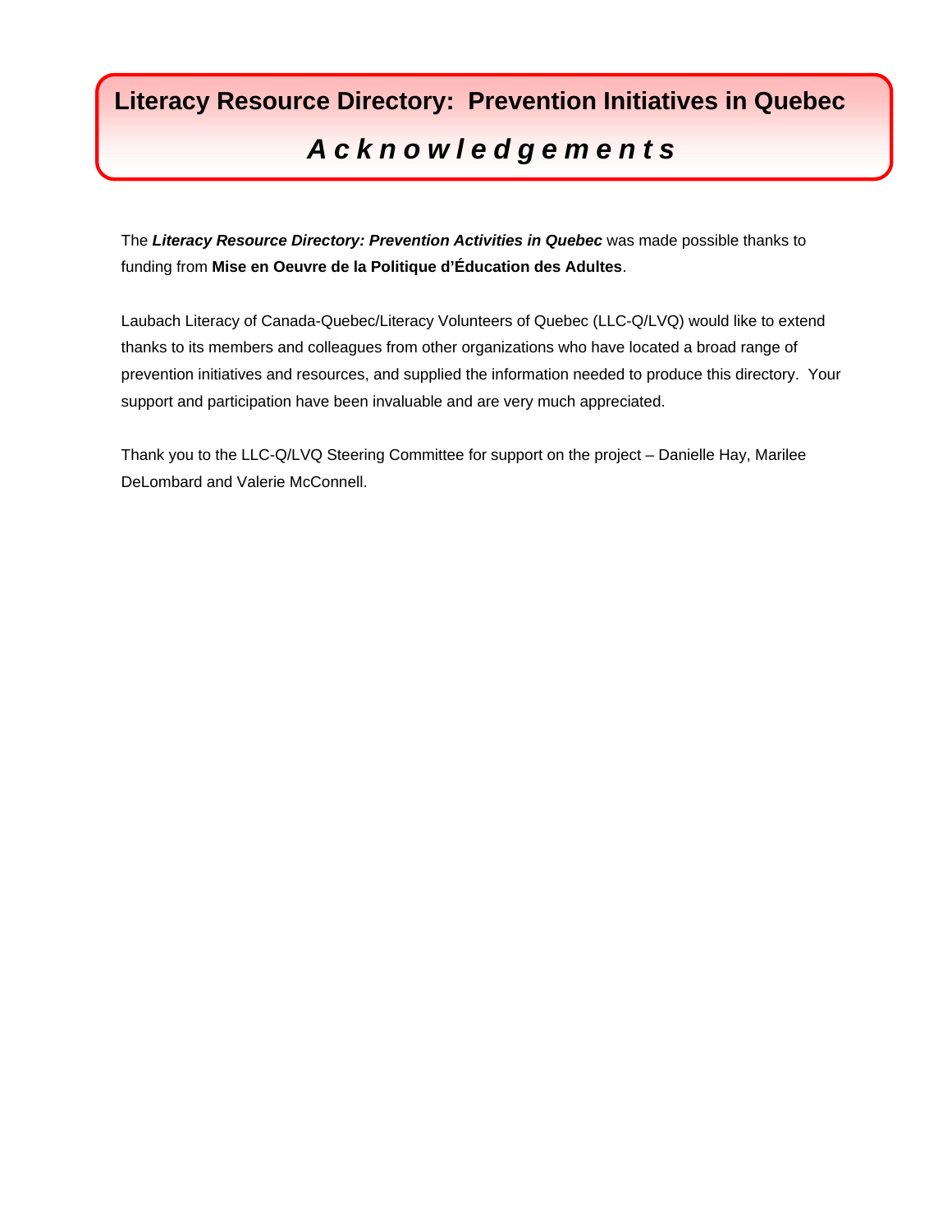# Literacy Resource Directory: Prevention Initiatives in Quebec

## *A c k n o w l e d g e m e n t s*

The ***Literacy Resource Directory: Prevention Activities in Quebec*** was made possible thanks to funding from **Mise en Oeuvre de la Politique d'Éducation des Adultes**.

Laubach Literacy of Canada-Quebec/Literacy Volunteers of Quebec (LLC-Q/LVQ) would like to extend thanks to its members and colleagues from other organizations who have located a broad range of prevention initiatives and resources, and supplied the information needed to produce this directory. Your support and participation have been invaluable and are very much appreciated.

Thank you to the LLC-Q/LVQ Steering Committee for support on the project – Danielle Hay, Marilee DeLombard and Valerie McConnell.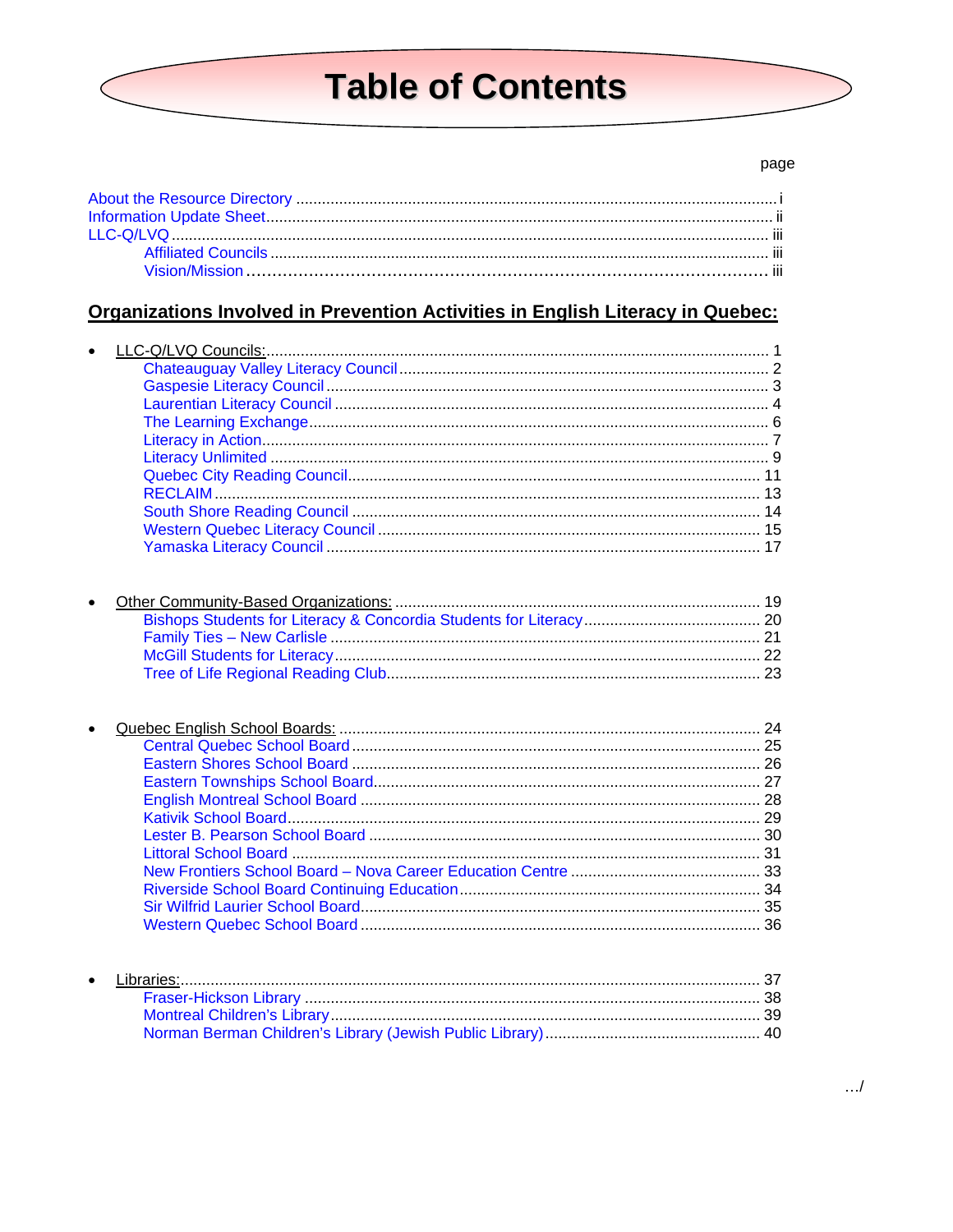# Table of Contents

page

About the Resource Directory ..... i
Information Update Sheet ..... ii
LLC-Q/LVQ ..... iii
    Affiliated Councils ..... iii
    Vision/Mission ..... iii

## Organizations Involved in Prevention Activities in English Literacy in Quebec:

- LLC-Q/LVQ Councils: ..... 1
    - Chateauguay Valley Literacy Council ..... 2
    - Gaspesie Literacy Council ..... 3
    - Laurentian Literacy Council ..... 4
    - The Learning Exchange ..... 6
    - Literacy in Action ..... 7
    - Literacy Unlimited ..... 9
    - Quebec City Reading Council ..... 11
    - RECLAIM ..... 13
    - South Shore Reading Council ..... 14
    - Western Quebec Literacy Council ..... 15
    - Yamaska Literacy Council ..... 17

- Other Community-Based Organizations: ..... 19
    - Bishops Students for Literacy & Concordia Students for Literacy ..... 20
    - Family Ties – New Carlisle ..... 21
    - McGill Students for Literacy ..... 22
    - Tree of Life Regional Reading Club ..... 23

- Quebec English School Boards: ..... 24
    - Central Quebec School Board ..... 25
    - Eastern Shores School Board ..... 26
    - Eastern Townships School Board ..... 27
    - English Montreal School Board ..... 28
    - Kativik School Board ..... 29
    - Lester B. Pearson School Board ..... 30
    - Littoral School Board ..... 31
    - New Frontiers School Board – Nova Career Education Centre ..... 33
    - Riverside School Board Continuing Education ..... 34
    - Sir Wilfrid Laurier School Board ..... 35
    - Western Quebec School Board ..... 36

- Libraries: ..... 37
    - Fraser-Hickson Library ..... 38
    - Montreal Children's Library ..... 39
    - Norman Berman Children's Library (Jewish Public Library) ..... 40

…/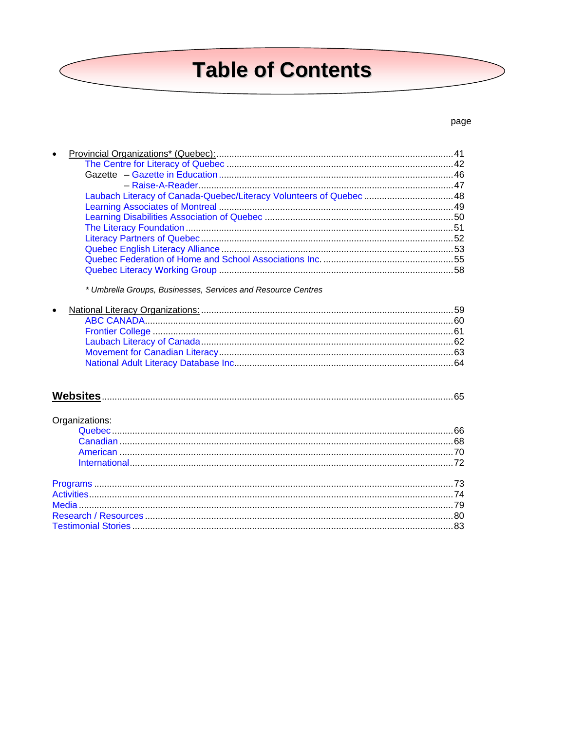# Table of Contents

page

- Provincial Organizations* (Quebec): ........ 41
  - The Centre for Literacy of Quebec ........ 42
  - Gazette – Gazette in Education ........ 46
    - – Raise-A-Reader ........ 47
  - Laubach Literacy of Canada-Quebec/Literacy Volunteers of Quebec ........ 48
  - Learning Associates of Montreal ........ 49
  - Learning Disabilities Association of Quebec ........ 50
  - The Literacy Foundation ........ 51
  - Literacy Partners of Quebec ........ 52
  - Quebec English Literacy Alliance ........ 53
  - Quebec Federation of Home and School Associations Inc. ........ 55
  - Quebec Literacy Working Group ........ 58

  *\* Umbrella Groups, Businesses, Services and Resource Centres*

- National Literacy Organizations: ........ 59
  - ABC CANADA ........ 60
  - Frontier College ........ 61
  - Laubach Literacy of Canada ........ 62
  - Movement for Canadian Literacy ........ 63
  - National Adult Literacy Database Inc. ........ 64

**Websites** ........ 65

Organizations:
- Quebec ........ 66
- Canadian ........ 68
- American ........ 70
- International ........ 72

Programs ........ 73
Activities ........ 74
Media ........ 79
Research / Resources ........ 80
Testimonial Stories ........ 83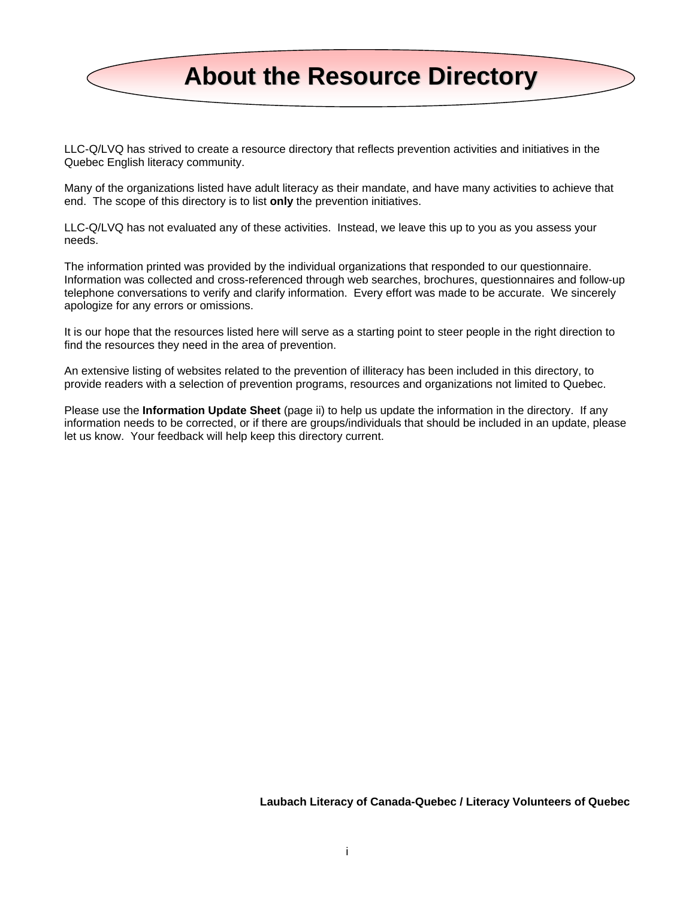# About the Resource Directory

LLC-Q/LVQ has strived to create a resource directory that reflects prevention activities and initiatives in the Quebec English literacy community.

Many of the organizations listed have adult literacy as their mandate, and have many activities to achieve that end. The scope of this directory is to list **only** the prevention initiatives.

LLC-Q/LVQ has not evaluated any of these activities. Instead, we leave this up to you as you assess your needs.

The information printed was provided by the individual organizations that responded to our questionnaire. Information was collected and cross-referenced through web searches, brochures, questionnaires and follow-up telephone conversations to verify and clarify information. Every effort was made to be accurate. We sincerely apologize for any errors or omissions.

It is our hope that the resources listed here will serve as a starting point to steer people in the right direction to find the resources they need in the area of prevention.

An extensive listing of websites related to the prevention of illiteracy has been included in this directory, to provide readers with a selection of prevention programs, resources and organizations not limited to Quebec.

Please use the **Information Update Sheet** (page ii) to help us update the information in the directory. If any information needs to be corrected, or if there are groups/individuals that should be included in an update, please let us know. Your feedback will help keep this directory current.

**Laubach Literacy of Canada-Quebec / Literacy Volunteers of Quebec**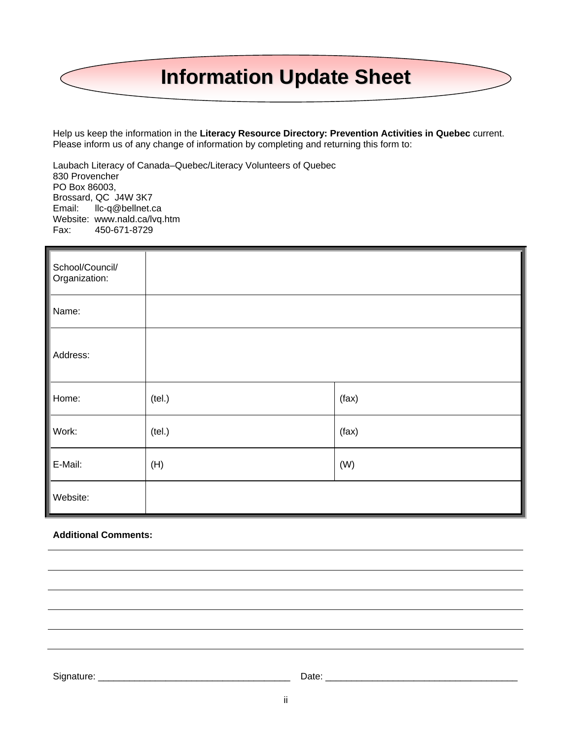# Information Update Sheet

Help us keep the information in the **Literacy Resource Directory: Prevention Activities in Quebec** current. Please inform us of any change of information by completing and returning this form to:

Laubach Literacy of Canada–Quebec/Literacy Volunteers of Quebec
830 Provencher
PO Box 86003,
Brossard, QC J4W 3K7
Email: llc-q@bellnet.ca
Website: www.nald.ca/lvq.htm
Fax: 450-671-8729

| | | |
|---|---|---|
| School/Council/ Organization: | | |
| Name: | | |
| Address: | | |
| Home: | (tel.) | (fax) |
| Work: | (tel.) | (fax) |
| E-Mail: | (H) | (W) |
| Website: | | |

**Additional Comments:**

______________________________________________________________________

______________________________________________________________________

______________________________________________________________________

______________________________________________________________________

______________________________________________________________________

______________________________________________________________________

Signature: _____________________________________ Date: _____________________________________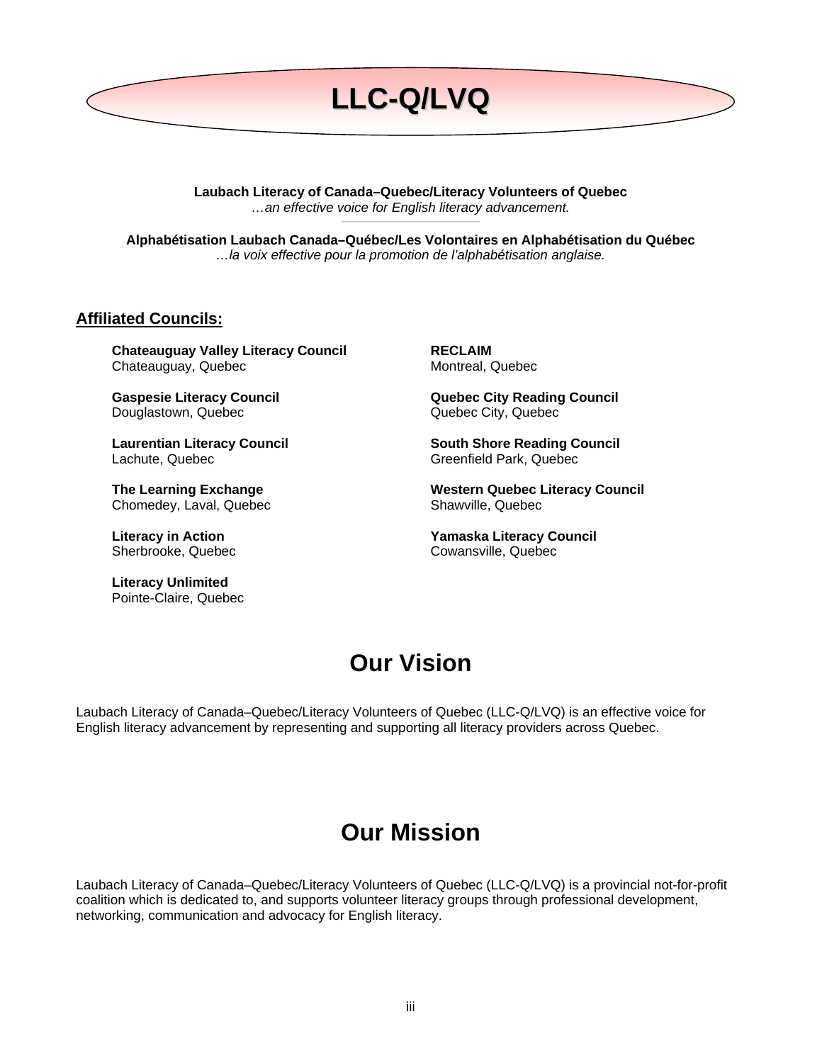# LLC-Q/LVQ

**Laubach Literacy of Canada–Quebec/Literacy Volunteers of Quebec**
*…an effective voice for English literacy advancement.*

**Alphabétisation Laubach Canada–Québec/Les Volontaires en Alphabétisation du Québec**
*…la voix effective pour la promotion de l'alphabétisation anglaise.*

## Affiliated Councils:

**Chateauguay Valley Literacy Council**
Chateauguay, Quebec

**Gaspesie Literacy Council**
Douglastown, Quebec

**Laurentian Literacy Council**
Lachute, Quebec

**The Learning Exchange**
Chomedey, Laval, Quebec

**Literacy in Action**
Sherbrooke, Quebec

**Literacy Unlimited**
Pointe-Claire, Quebec

**RECLAIM**
Montreal, Quebec

**Quebec City Reading Council**
Quebec City, Quebec

**South Shore Reading Council**
Greenfield Park, Quebec

**Western Quebec Literacy Council**
Shawville, Quebec

**Yamaska Literacy Council**
Cowansville, Quebec

# Our Vision

Laubach Literacy of Canada–Quebec/Literacy Volunteers of Quebec (LLC-Q/LVQ) is an effective voice for English literacy advancement by representing and supporting all literacy providers across Quebec.

# Our Mission

Laubach Literacy of Canada–Quebec/Literacy Volunteers of Quebec (LLC-Q/LVQ) is a provincial not-for-profit coalition which is dedicated to, and supports volunteer literacy groups through professional development, networking, communication and advocacy for English literacy.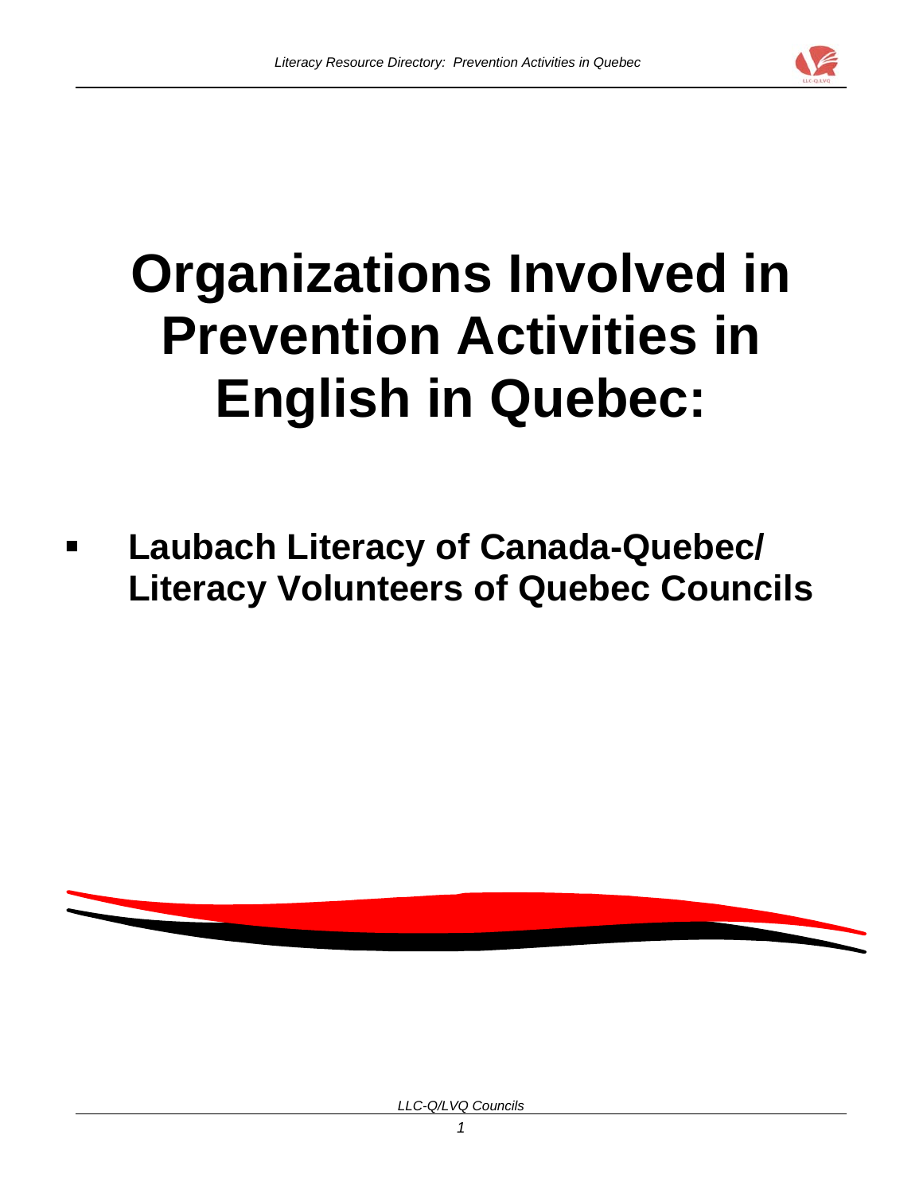# Organizations Involved in Prevention Activities in English in Quebec:

- **Laubach Literacy of Canada-Quebec/ Literacy Volunteers of Quebec Councils**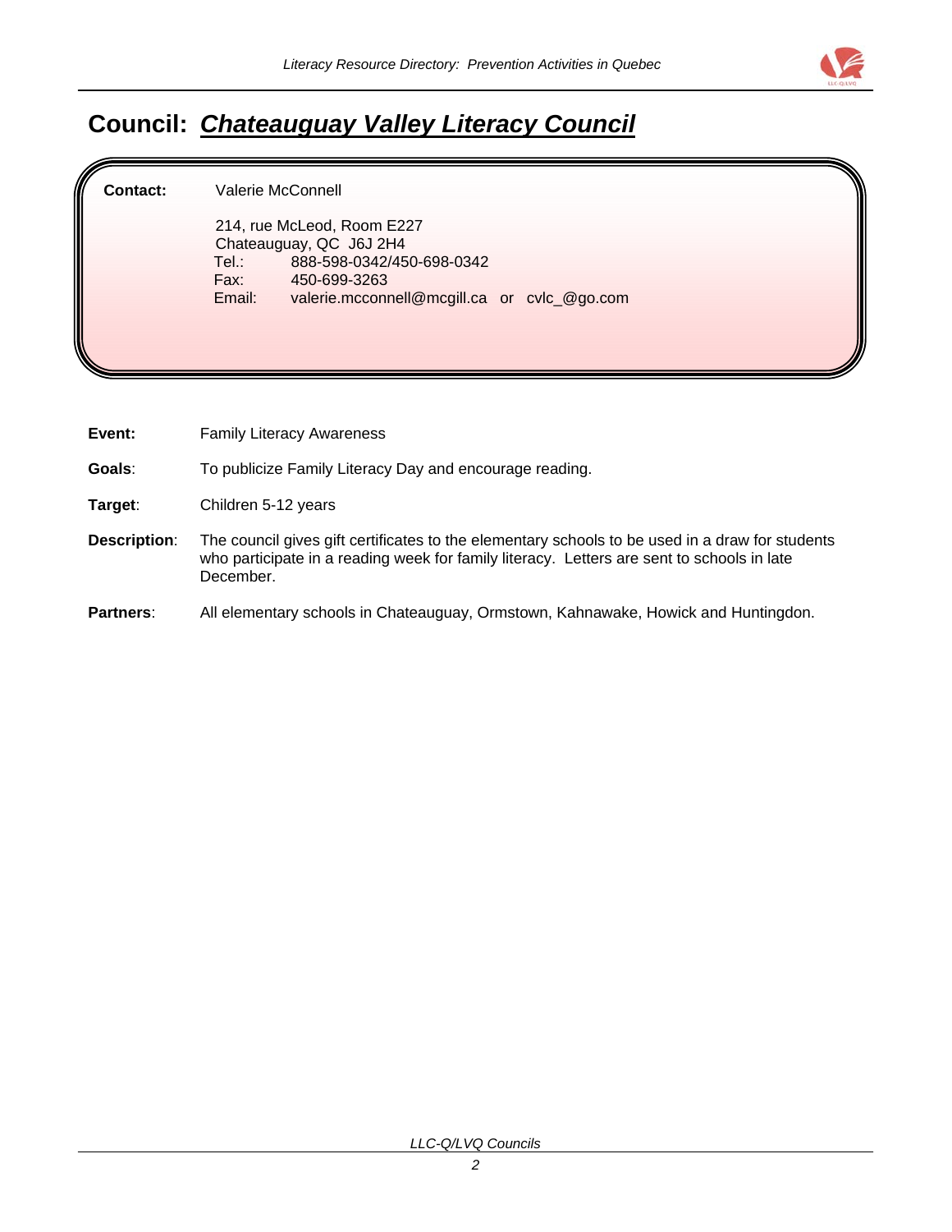# Council: ***Chateauguay Valley Literacy Council***

**Contact:** Valerie McConnell

214, rue McLeod, Room E227
Chateauguay, QC J6J 2H4
Tel.: 888-598-0342/450-698-0342
Fax: 450-699-3263
Email: valerie.mcconnell@mcgill.ca or cvlc_@go.com

**Event:** Family Literacy Awareness

**Goals**: To publicize Family Literacy Day and encourage reading.

**Target**: Children 5-12 years

**Description**: The council gives gift certificates to the elementary schools to be used in a draw for students who participate in a reading week for family literacy. Letters are sent to schools in late December.

**Partners**: All elementary schools in Chateauguay, Ormstown, Kahnawake, Howick and Huntingdon.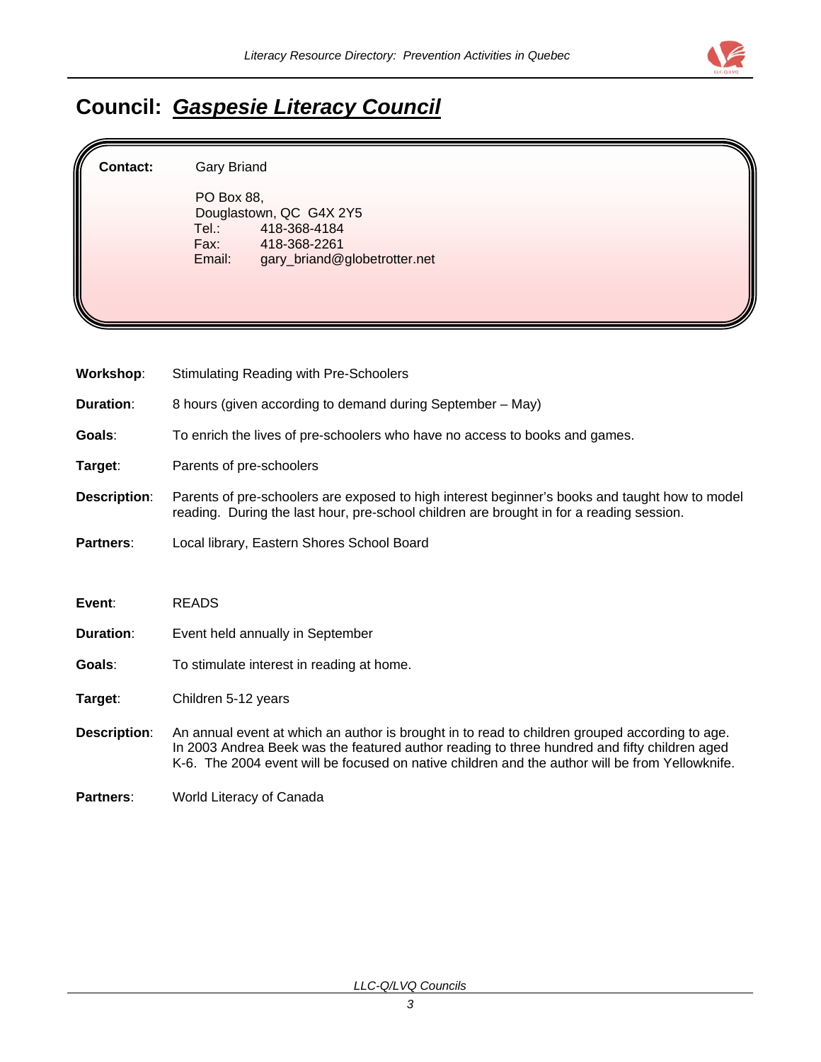# Council: *Gaspesie Literacy Council*

**Contact:** Gary Briand

PO Box 88,
Douglastown, QC G4X 2Y5
Tel.: 418-368-4184
Fax: 418-368-2261
Email: gary_briand@globetrotter.net

**Workshop**: Stimulating Reading with Pre-Schoolers

**Duration**: 8 hours (given according to demand during September – May)

**Goals**: To enrich the lives of pre-schoolers who have no access to books and games.

**Target**: Parents of pre-schoolers

**Description**: Parents of pre-schoolers are exposed to high interest beginner's books and taught how to model reading. During the last hour, pre-school children are brought in for a reading session.

**Partners**: Local library, Eastern Shores School Board

**Event**: READS

**Duration**: Event held annually in September

**Goals**: To stimulate interest in reading at home.

**Target**: Children 5-12 years

**Description**: An annual event at which an author is brought in to read to children grouped according to age. In 2003 Andrea Beek was the featured author reading to three hundred and fifty children aged K-6. The 2004 event will be focused on native children and the author will be from Yellowknife.

**Partners**: World Literacy of Canada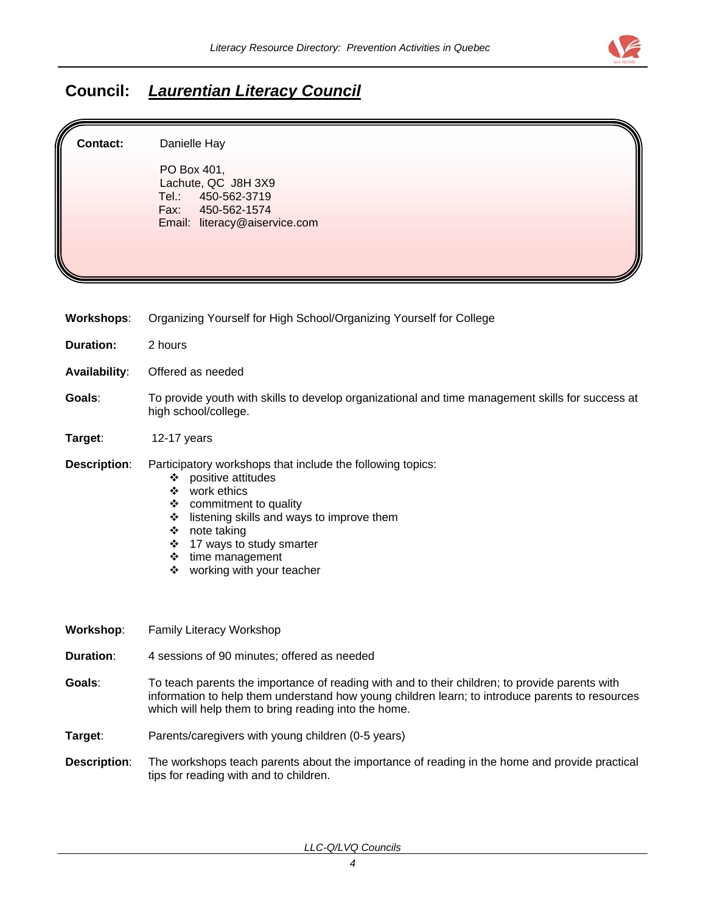## Council: *Laurentian Literacy Council*

**Contact:** Danielle Hay

PO Box 401,
Lachute, QC J8H 3X9
Tel.: 450-562-3719
Fax: 450-562-1574
Email: literacy@aiservice.com

**Workshops**: Organizing Yourself for High School/Organizing Yourself for College

**Duration:** 2 hours

**Availability**: Offered as needed

**Goals**: To provide youth with skills to develop organizational and time management skills for success at high school/college.

**Target**: 12-17 years

**Description**: Participatory workshops that include the following topics:

- positive attitudes
- work ethics
- commitment to quality
- listening skills and ways to improve them
- note taking
- 17 ways to study smarter
- time management
- working with your teacher

**Workshop**: Family Literacy Workshop

**Duration**: 4 sessions of 90 minutes; offered as needed

**Goals**: To teach parents the importance of reading with and to their children; to provide parents with information to help them understand how young children learn; to introduce parents to resources which will help them to bring reading into the home.

**Target**: Parents/caregivers with young children (0-5 years)

**Description**: The workshops teach parents about the importance of reading in the home and provide practical tips for reading with and to children.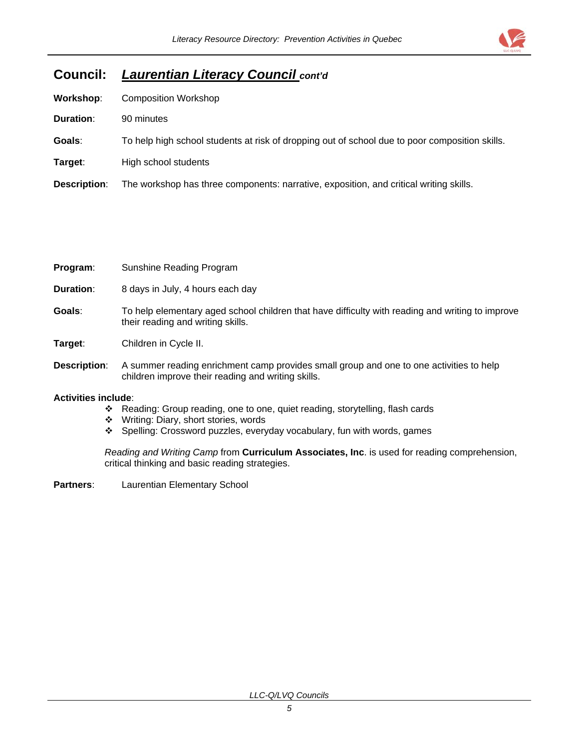## Council: ***Laurentian Literacy Council*** *cont'd*

**Workshop**: Composition Workshop

**Duration**: 90 minutes

**Goals**: To help high school students at risk of dropping out of school due to poor composition skills.

**Target**: High school students

**Description**: The workshop has three components: narrative, exposition, and critical writing skills.

**Program**: Sunshine Reading Program

**Duration**: 8 days in July, 4 hours each day

**Goals**: To help elementary aged school children that have difficulty with reading and writing to improve their reading and writing skills.

**Target**: Children in Cycle II.

**Description**: A summer reading enrichment camp provides small group and one to one activities to help children improve their reading and writing skills.

**Activities include**:

- Reading: Group reading, one to one, quiet reading, storytelling, flash cards
- Writing: Diary, short stories, words
- Spelling: Crossword puzzles, everyday vocabulary, fun with words, games

*Reading and Writing Camp* from **Curriculum Associates, Inc**. is used for reading comprehension, critical thinking and basic reading strategies.

**Partners**: Laurentian Elementary School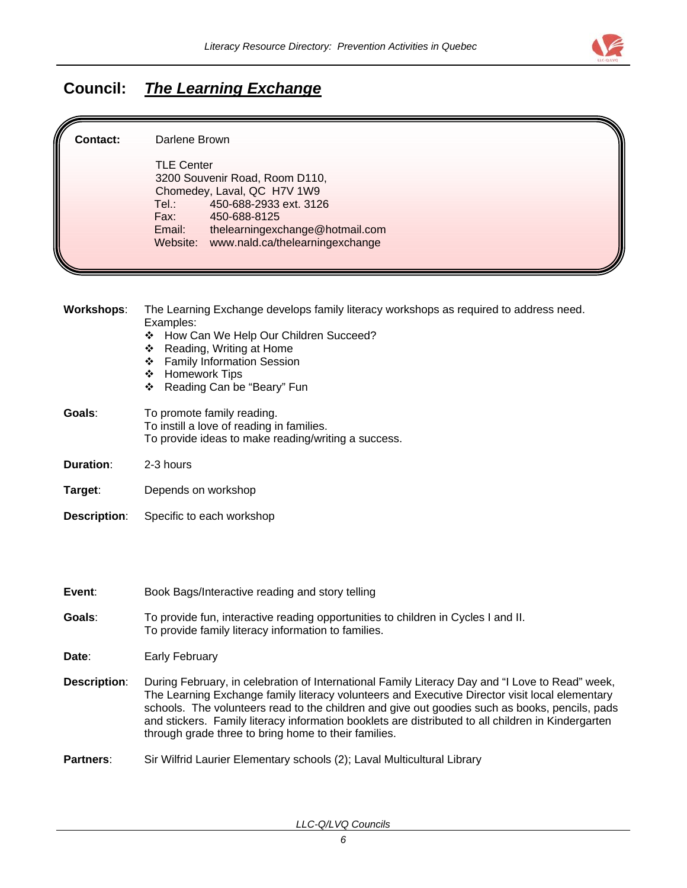## Council: ***The Learning Exchange***

**Contact:** Darlene Brown

TLE Center
3200 Souvenir Road, Room D110,
Chomedey, Laval, QC H7V 1W9
Tel.: 450-688-2933 ext. 3126
Fax: 450-688-8125
Email: thelearningexchange@hotmail.com
Website: www.nald.ca/thelearningexchange

**Workshops**: The Learning Exchange develops family literacy workshops as required to address need. Examples:

- How Can We Help Our Children Succeed?
- Reading, Writing at Home
- Family Information Session
- Homework Tips
- Reading Can be "Beary" Fun

**Goals**: To promote family reading.
To instill a love of reading in families.
To provide ideas to make reading/writing a success.

**Duration**: 2-3 hours

**Target**: Depends on workshop

**Description**: Specific to each workshop

**Event**: Book Bags/Interactive reading and story telling

**Goals**: To provide fun, interactive reading opportunities to children in Cycles I and II.
To provide family literacy information to families.

**Date**: Early February

**Description**: During February, in celebration of International Family Literacy Day and "I Love to Read" week, The Learning Exchange family literacy volunteers and Executive Director visit local elementary schools. The volunteers read to the children and give out goodies such as books, pencils, pads and stickers. Family literacy information booklets are distributed to all children in Kindergarten through grade three to bring home to their families.

**Partners**: Sir Wilfrid Laurier Elementary schools (2); Laval Multicultural Library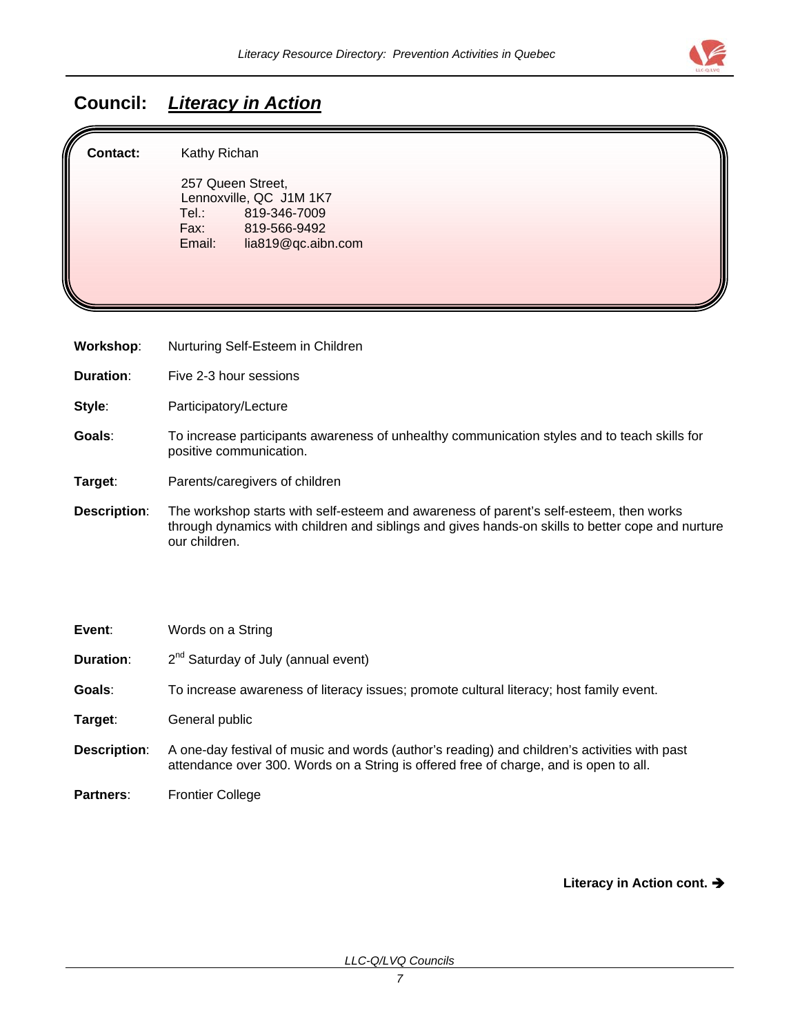## Council: ***Literacy in Action***

**Contact:** Kathy Richan

257 Queen Street,
Lennoxville, QC J1M 1K7
Tel.: 819-346-7009
Fax: 819-566-9492
Email: lia819@qc.aibn.com

**Workshop**: Nurturing Self-Esteem in Children

**Duration**: Five 2-3 hour sessions

**Style**: Participatory/Lecture

**Goals**: To increase participants awareness of unhealthy communication styles and to teach skills for positive communication.

**Target**: Parents/caregivers of children

**Description**: The workshop starts with self-esteem and awareness of parent's self-esteem, then works through dynamics with children and siblings and gives hands-on skills to better cope and nurture our children.

**Event**: Words on a String

**Duration**: 2nd Saturday of July (annual event)

**Goals**: To increase awareness of literacy issues; promote cultural literacy; host family event.

**Target**: General public

**Description**: A one-day festival of music and words (author's reading) and children's activities with past attendance over 300. Words on a String is offered free of charge, and is open to all.

**Partners**: Frontier College

**Literacy in Action cont. →**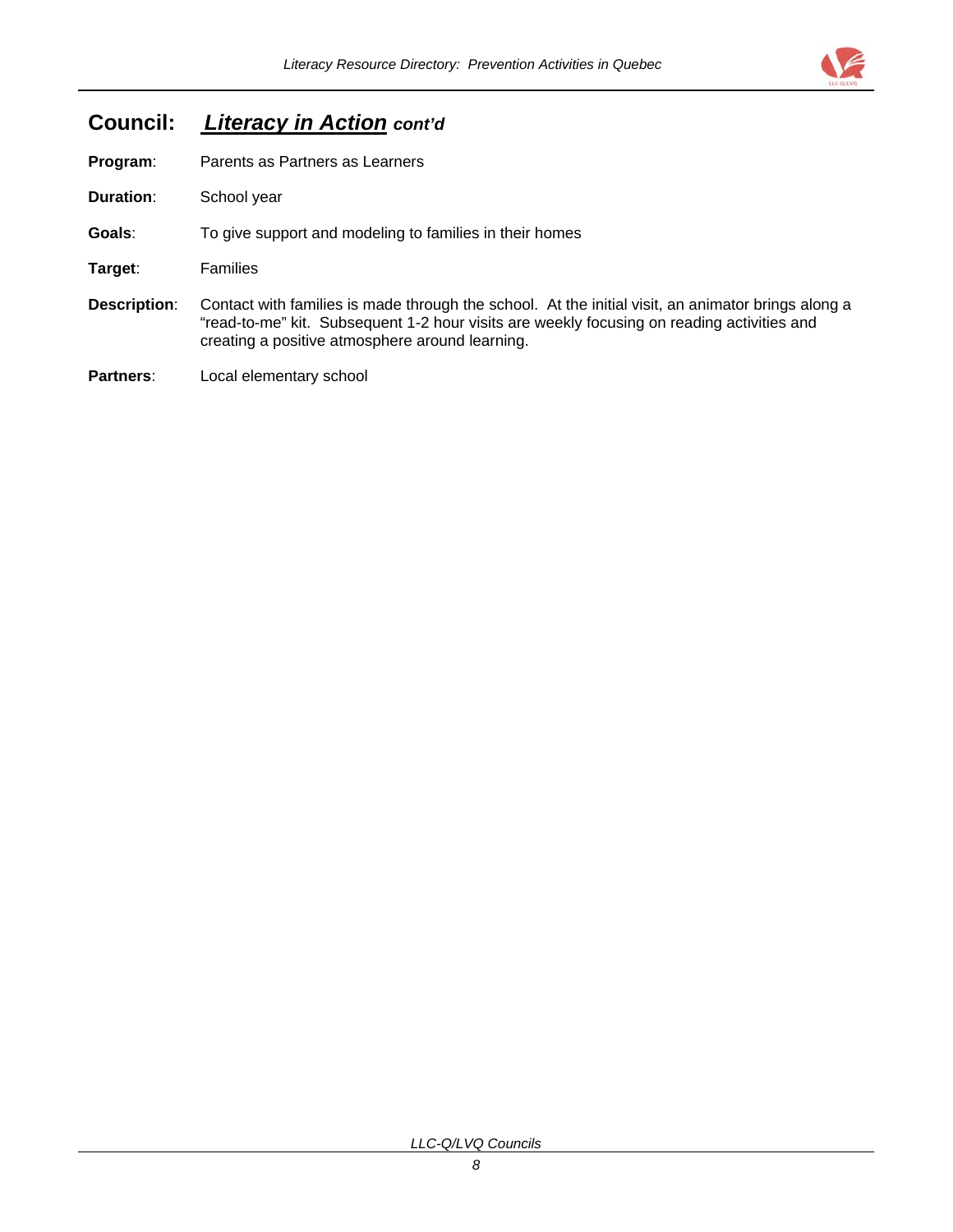## Council: ***Literacy in Action*** ***cont'd***

**Program**: Parents as Partners as Learners

**Duration**: School year

**Goals**: To give support and modeling to families in their homes

**Target**: Families

**Description**: Contact with families is made through the school. At the initial visit, an animator brings along a "read-to-me" kit. Subsequent 1-2 hour visits are weekly focusing on reading activities and creating a positive atmosphere around learning.

**Partners**: Local elementary school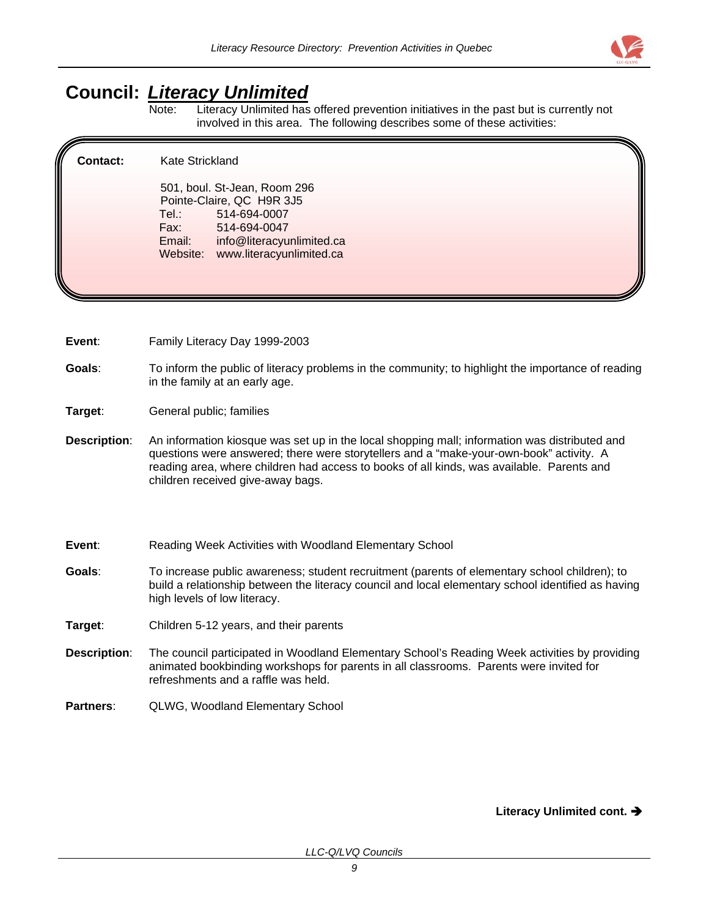# Council: *Literacy Unlimited*

Note: Literacy Unlimited has offered prevention initiatives in the past but is currently not involved in this area. The following describes some of these activities:

**Contact:** Kate Strickland

501, boul. St-Jean, Room 296
Pointe-Claire, QC H9R 3J5
Tel.: 514-694-0007
Fax: 514-694-0047
Email: info@literacyunlimited.ca
Website: www.literacyunlimited.ca

**Event**: Family Literacy Day 1999-2003

**Goals**: To inform the public of literacy problems in the community; to highlight the importance of reading in the family at an early age.

**Target**: General public; families

**Description**: An information kiosque was set up in the local shopping mall; information was distributed and questions were answered; there were storytellers and a "make-your-own-book" activity. A reading area, where children had access to books of all kinds, was available. Parents and children received give-away bags.

**Event**: Reading Week Activities with Woodland Elementary School

**Goals**: To increase public awareness; student recruitment (parents of elementary school children); to build a relationship between the literacy council and local elementary school identified as having high levels of low literacy.

**Target**: Children 5-12 years, and their parents

**Description**: The council participated in Woodland Elementary School's Reading Week activities by providing animated bookbinding workshops for parents in all classrooms. Parents were invited for refreshments and a raffle was held.

**Partners**: QLWG, Woodland Elementary School

**Literacy Unlimited cont. ➔**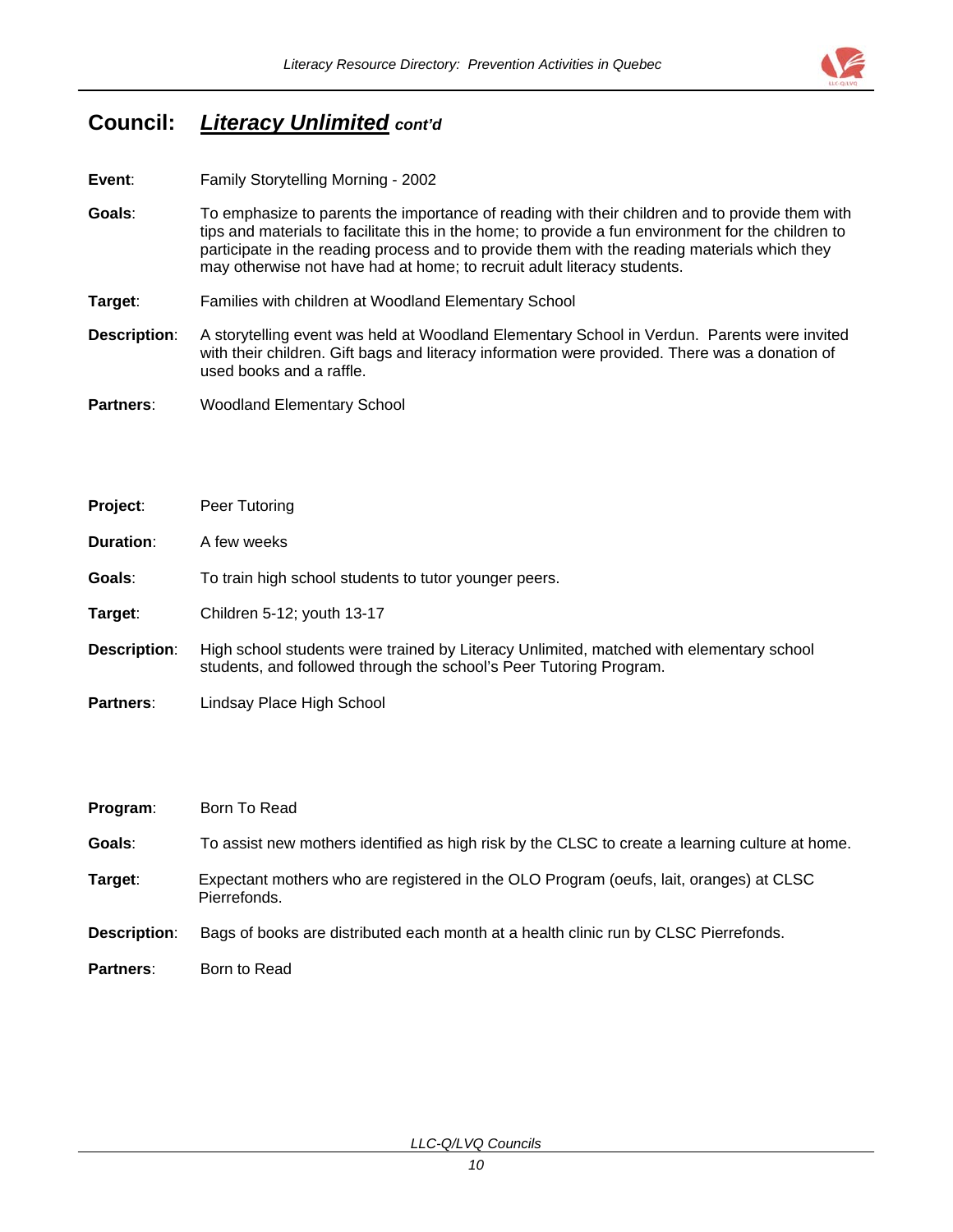## Council: ***Literacy Unlimited*** *cont'd*

**Event**: Family Storytelling Morning - 2002

**Goals**: To emphasize to parents the importance of reading with their children and to provide them with tips and materials to facilitate this in the home; to provide a fun environment for the children to participate in the reading process and to provide them with the reading materials which they may otherwise not have had at home; to recruit adult literacy students.

**Target**: Families with children at Woodland Elementary School

**Description**: A storytelling event was held at Woodland Elementary School in Verdun. Parents were invited with their children. Gift bags and literacy information were provided. There was a donation of used books and a raffle.

**Partners**: Woodland Elementary School

**Project**: Peer Tutoring

**Duration**: A few weeks

**Goals**: To train high school students to tutor younger peers.

**Target**: Children 5-12; youth 13-17

**Description**: High school students were trained by Literacy Unlimited, matched with elementary school students, and followed through the school's Peer Tutoring Program.

**Partners**: Lindsay Place High School

**Program**: Born To Read

**Goals**: To assist new mothers identified as high risk by the CLSC to create a learning culture at home.

**Target**: Expectant mothers who are registered in the OLO Program (oeufs, lait, oranges) at CLSC Pierrefonds.

**Description**: Bags of books are distributed each month at a health clinic run by CLSC Pierrefonds.

**Partners**: Born to Read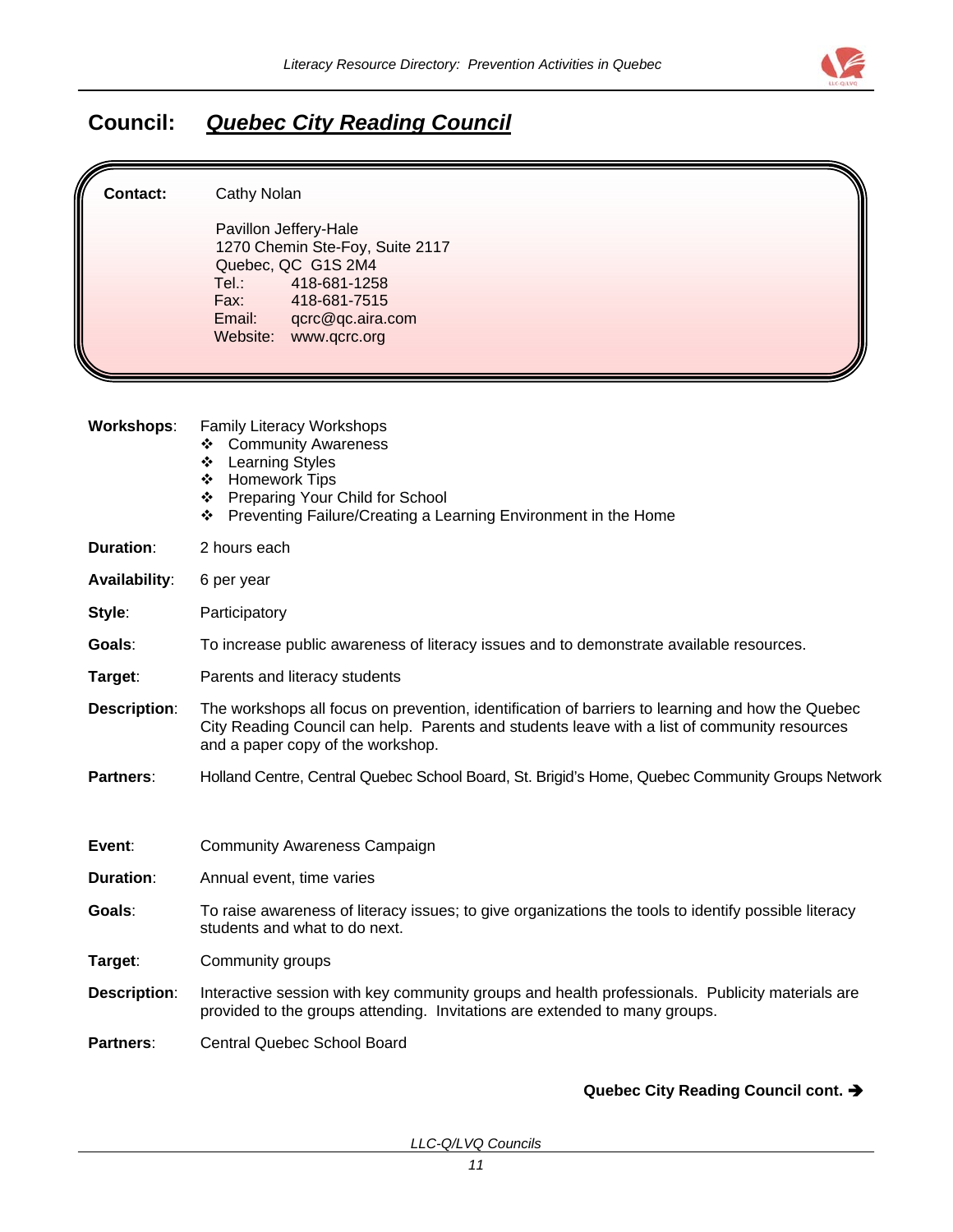## Council: ***Quebec City Reading Council***

**Contact:** Cathy Nolan

Pavillon Jeffery-Hale
1270 Chemin Ste-Foy, Suite 2117
Quebec, QC G1S 2M4
Tel.: 418-681-1258
Fax: 418-681-7515
Email: qcrc@qc.aira.com
Website: www.qcrc.org

**Workshops**: Family Literacy Workshops

- Community Awareness
- Learning Styles
- Homework Tips
- Preparing Your Child for School
- Preventing Failure/Creating a Learning Environment in the Home

**Duration**: 2 hours each

**Availability**: 6 per year

**Style**: Participatory

**Goals**: To increase public awareness of literacy issues and to demonstrate available resources.

**Target**: Parents and literacy students

**Description**: The workshops all focus on prevention, identification of barriers to learning and how the Quebec City Reading Council can help. Parents and students leave with a list of community resources and a paper copy of the workshop.

**Partners**: Holland Centre, Central Quebec School Board, St. Brigid's Home, Quebec Community Groups Network

**Event**: Community Awareness Campaign

**Duration**: Annual event, time varies

**Goals**: To raise awareness of literacy issues; to give organizations the tools to identify possible literacy students and what to do next.

**Target**: Community groups

**Description**: Interactive session with key community groups and health professionals. Publicity materials are provided to the groups attending. Invitations are extended to many groups.

**Partners**: Central Quebec School Board

**Quebec City Reading Council cont. →**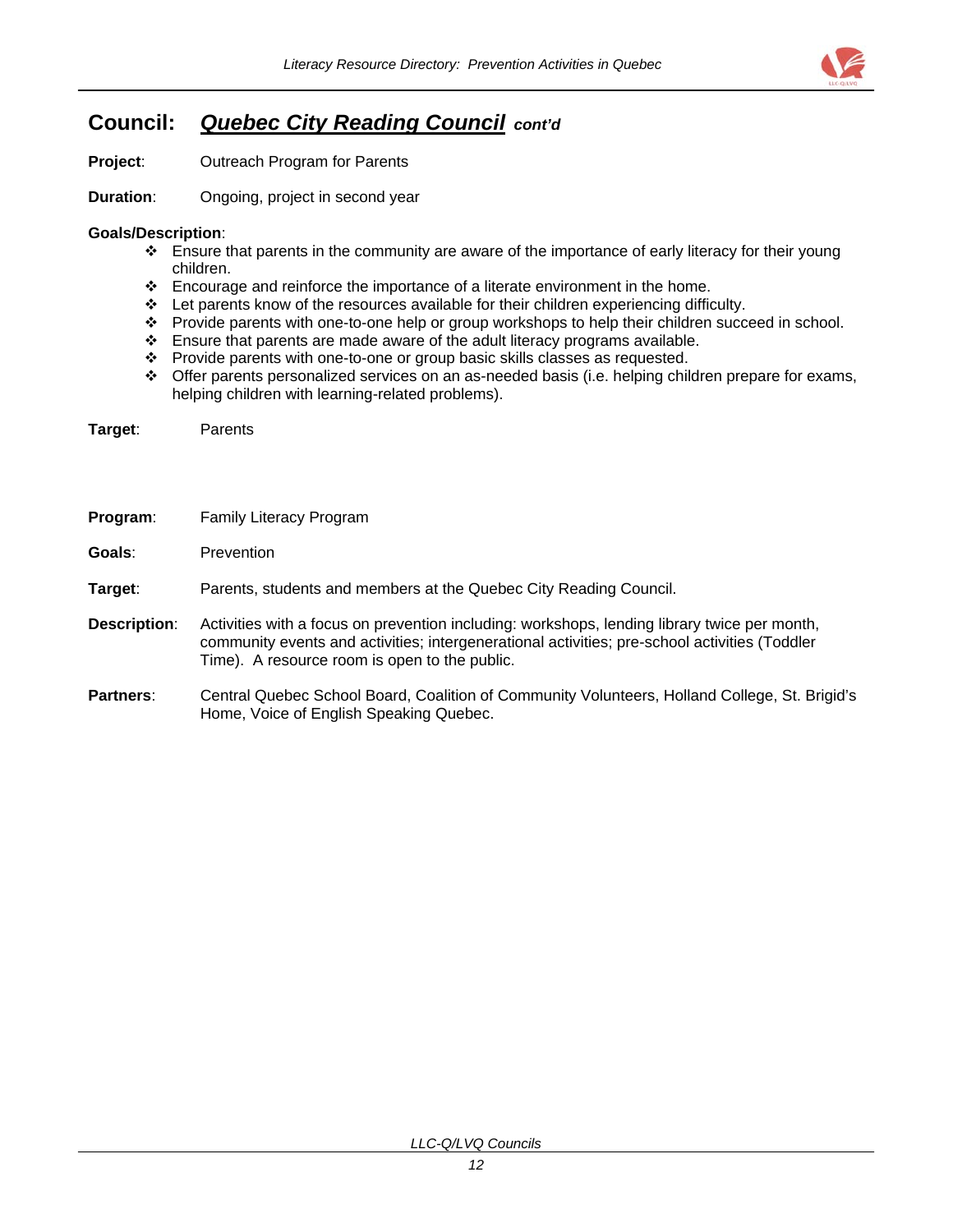## Council: ***Quebec City Reading Council*** *cont'd*

**Project**: Outreach Program for Parents

**Duration**: Ongoing, project in second year

**Goals/Description**:

- ❖ Ensure that parents in the community are aware of the importance of early literacy for their young children.
- ❖ Encourage and reinforce the importance of a literate environment in the home.
- ❖ Let parents know of the resources available for their children experiencing difficulty.
- ❖ Provide parents with one-to-one help or group workshops to help their children succeed in school.
- ❖ Ensure that parents are made aware of the adult literacy programs available.
- ❖ Provide parents with one-to-one or group basic skills classes as requested.
- ❖ Offer parents personalized services on an as-needed basis (i.e. helping children prepare for exams, helping children with learning-related problems).

**Target**: Parents

**Program**: Family Literacy Program

**Goals**: Prevention

**Target**: Parents, students and members at the Quebec City Reading Council.

**Description**: Activities with a focus on prevention including: workshops, lending library twice per month, community events and activities; intergenerational activities; pre-school activities (Toddler Time). A resource room is open to the public.

**Partners**: Central Quebec School Board, Coalition of Community Volunteers, Holland College, St. Brigid's Home, Voice of English Speaking Quebec.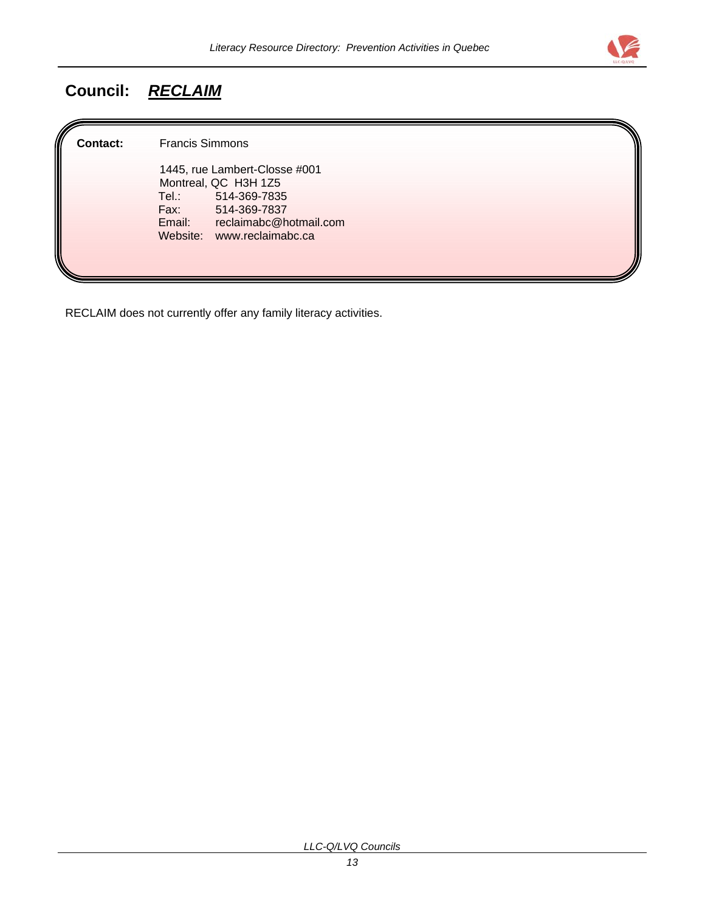## Council: ***RECLAIM***

**Contact:** Francis Simmons

1445, rue Lambert-Closse #001
Montreal, QC  H3H 1Z5
Tel.: 514-369-7835
Fax: 514-369-7837
Email: reclaimabc@hotmail.com
Website: www.reclaimabc.ca

RECLAIM does not currently offer any family literacy activities.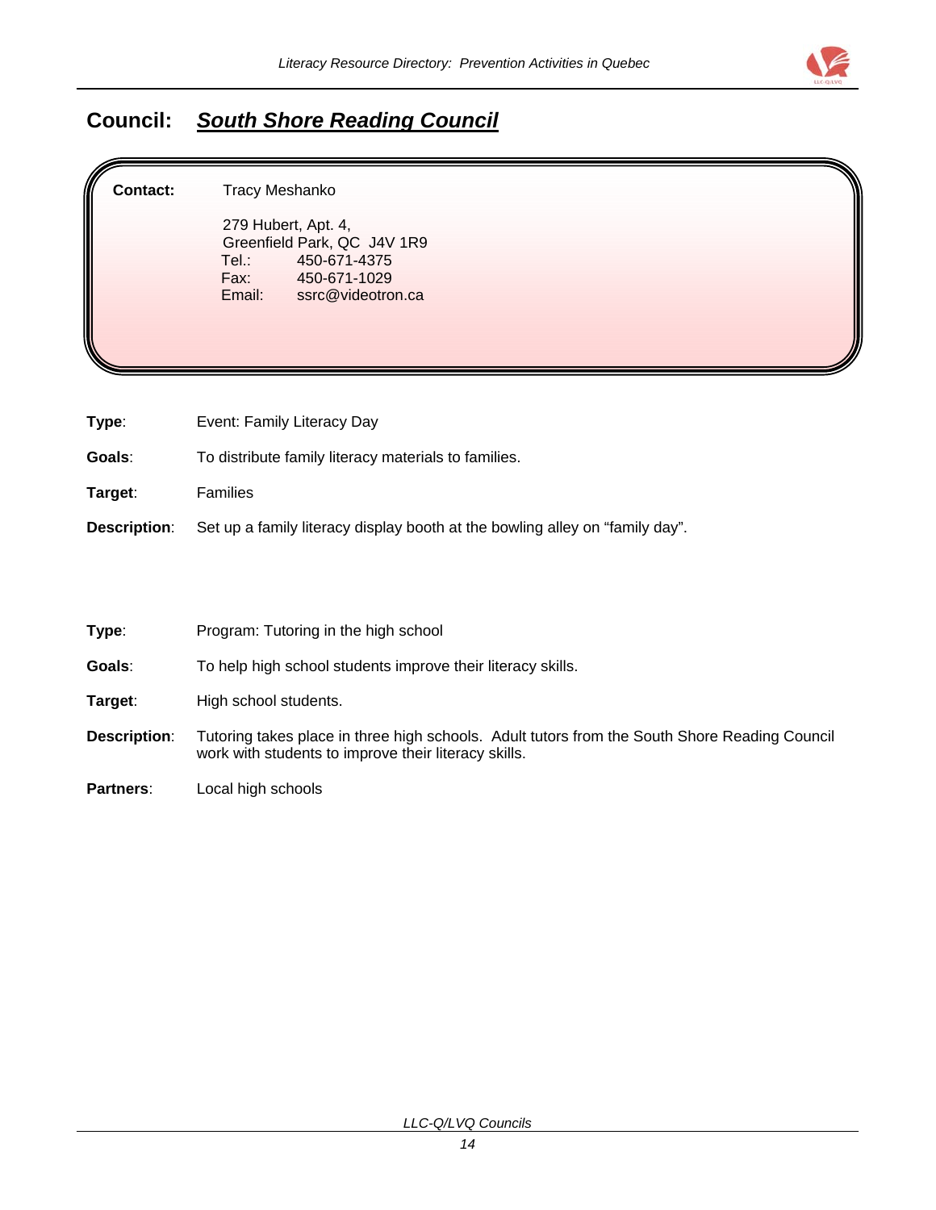## Council: ***South Shore Reading Council***

**Contact:** Tracy Meshanko

279 Hubert, Apt. 4,
Greenfield Park, QC J4V 1R9
Tel.: 450-671-4375
Fax: 450-671-1029
Email: ssrc@videotron.ca

**Type**: Event: Family Literacy Day

**Goals**: To distribute family literacy materials to families.

**Target**: Families

**Description**: Set up a family literacy display booth at the bowling alley on "family day".

**Type**: Program: Tutoring in the high school

**Goals**: To help high school students improve their literacy skills.

**Target**: High school students.

**Description**: Tutoring takes place in three high schools. Adult tutors from the South Shore Reading Council work with students to improve their literacy skills.

**Partners**: Local high schools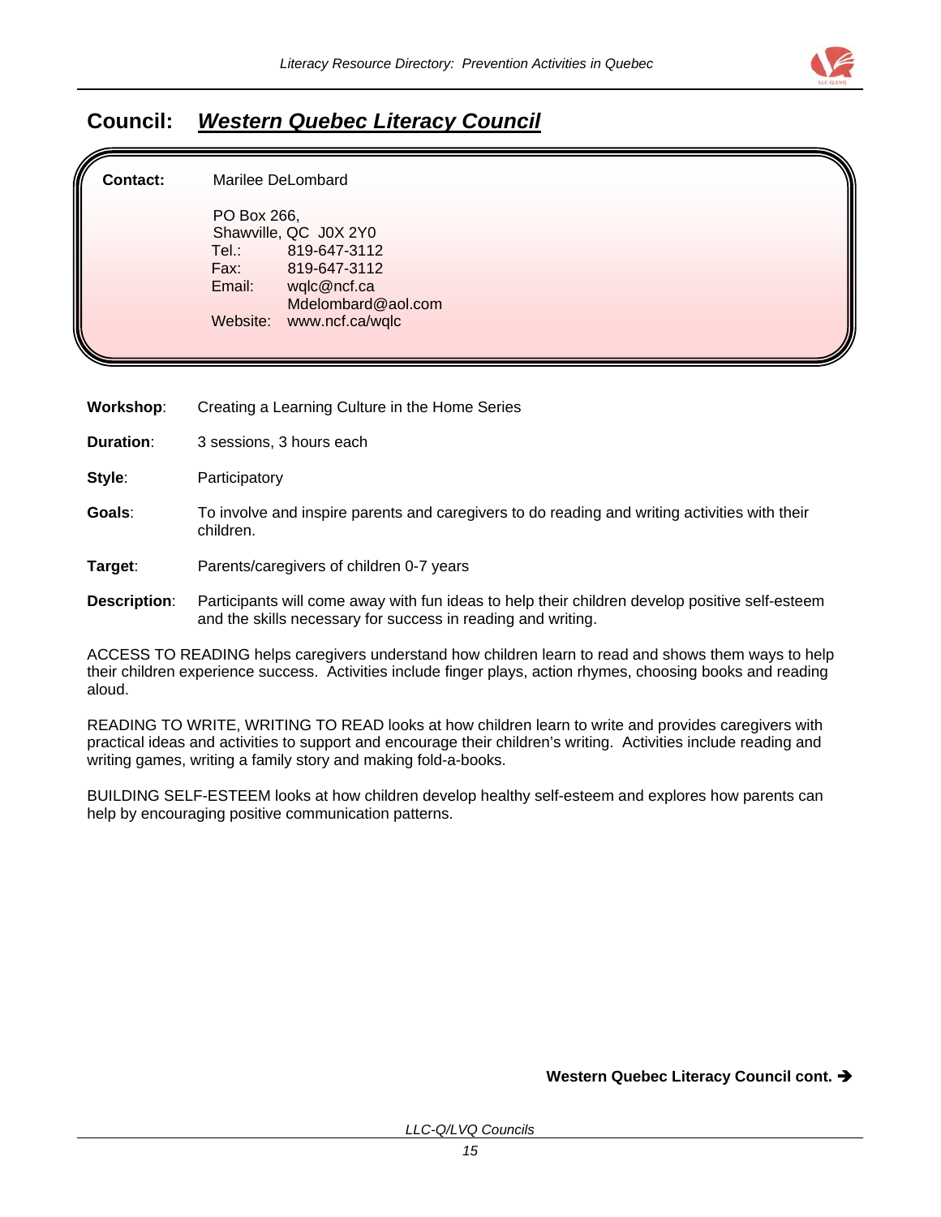## Council: ***Western Quebec Literacy Council***

**Contact:** Marilee DeLombard

PO Box 266,
Shawville, QC J0X 2Y0
Tel.: 819-647-3112
Fax: 819-647-3112
Email: wqlc@ncf.ca
Mdelombard@aol.com
Website: www.ncf.ca/wqlc

**Workshop**: Creating a Learning Culture in the Home Series

**Duration**: 3 sessions, 3 hours each

**Style**: Participatory

**Goals**: To involve and inspire parents and caregivers to do reading and writing activities with their children.

**Target**: Parents/caregivers of children 0-7 years

**Description**: Participants will come away with fun ideas to help their children develop positive self-esteem and the skills necessary for success in reading and writing.

ACCESS TO READING helps caregivers understand how children learn to read and shows them ways to help their children experience success. Activities include finger plays, action rhymes, choosing books and reading aloud.

READING TO WRITE, WRITING TO READ looks at how children learn to write and provides caregivers with practical ideas and activities to support and encourage their children's writing. Activities include reading and writing games, writing a family story and making fold-a-books.

BUILDING SELF-ESTEEM looks at how children develop healthy self-esteem and explores how parents can help by encouraging positive communication patterns.

**Western Quebec Literacy Council cont. ➔**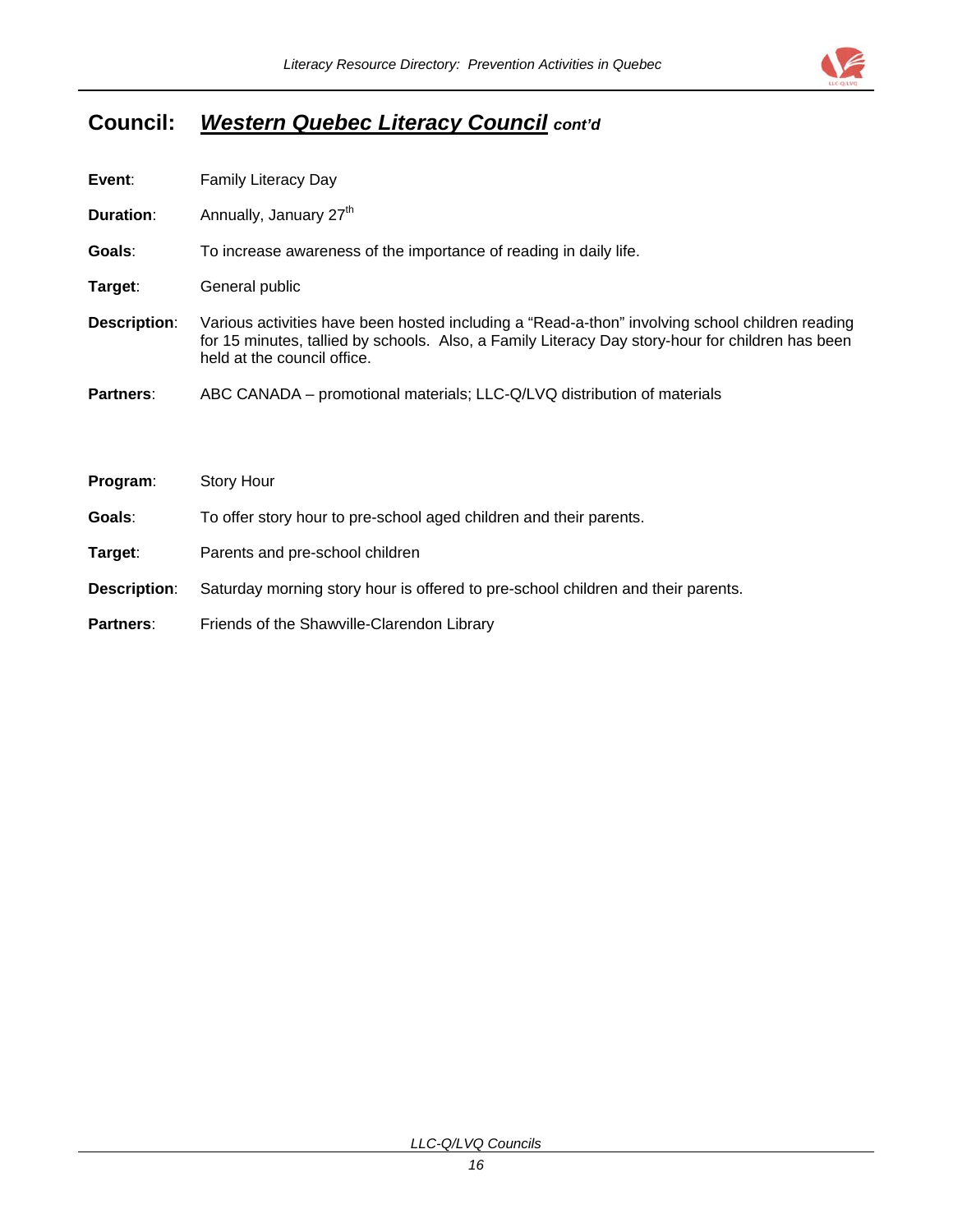## Council: ***Western Quebec Literacy Council*** ***cont'd***

**Event**: Family Literacy Day

**Duration**: Annually, January 27th

**Goals**: To increase awareness of the importance of reading in daily life.

**Target**: General public

**Description**: Various activities have been hosted including a "Read-a-thon" involving school children reading for 15 minutes, tallied by schools. Also, a Family Literacy Day story-hour for children has been held at the council office.

**Partners**: ABC CANADA – promotional materials; LLC-Q/LVQ distribution of materials

**Program**: Story Hour

**Goals**: To offer story hour to pre-school aged children and their parents.

**Target**: Parents and pre-school children

**Description**: Saturday morning story hour is offered to pre-school children and their parents.

**Partners**: Friends of the Shawville-Clarendon Library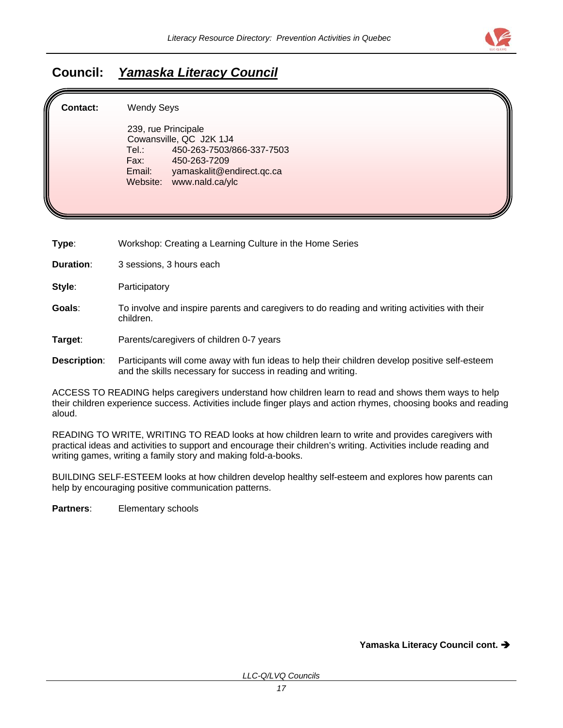## Council: ***Yamaska Literacy Council***

**Contact:** Wendy Seys

239, rue Principale
Cowansville, QC J2K 1J4
Tel.: 450-263-7503/866-337-7503
Fax: 450-263-7209
Email: yamaskalit@endirect.qc.ca
Website: www.nald.ca/ylc

**Type**: Workshop: Creating a Learning Culture in the Home Series

**Duration**: 3 sessions, 3 hours each

**Style**: Participatory

**Goals**: To involve and inspire parents and caregivers to do reading and writing activities with their children.

**Target**: Parents/caregivers of children 0-7 years

**Description**: Participants will come away with fun ideas to help their children develop positive self-esteem and the skills necessary for success in reading and writing.

ACCESS TO READING helps caregivers understand how children learn to read and shows them ways to help their children experience success. Activities include finger plays and action rhymes, choosing books and reading aloud.

READING TO WRITE, WRITING TO READ looks at how children learn to write and provides caregivers with practical ideas and activities to support and encourage their children's writing. Activities include reading and writing games, writing a family story and making fold-a-books.

BUILDING SELF-ESTEEM looks at how children develop healthy self-esteem and explores how parents can help by encouraging positive communication patterns.

**Partners**: Elementary schools

**Yamaska Literacy Council cont. →**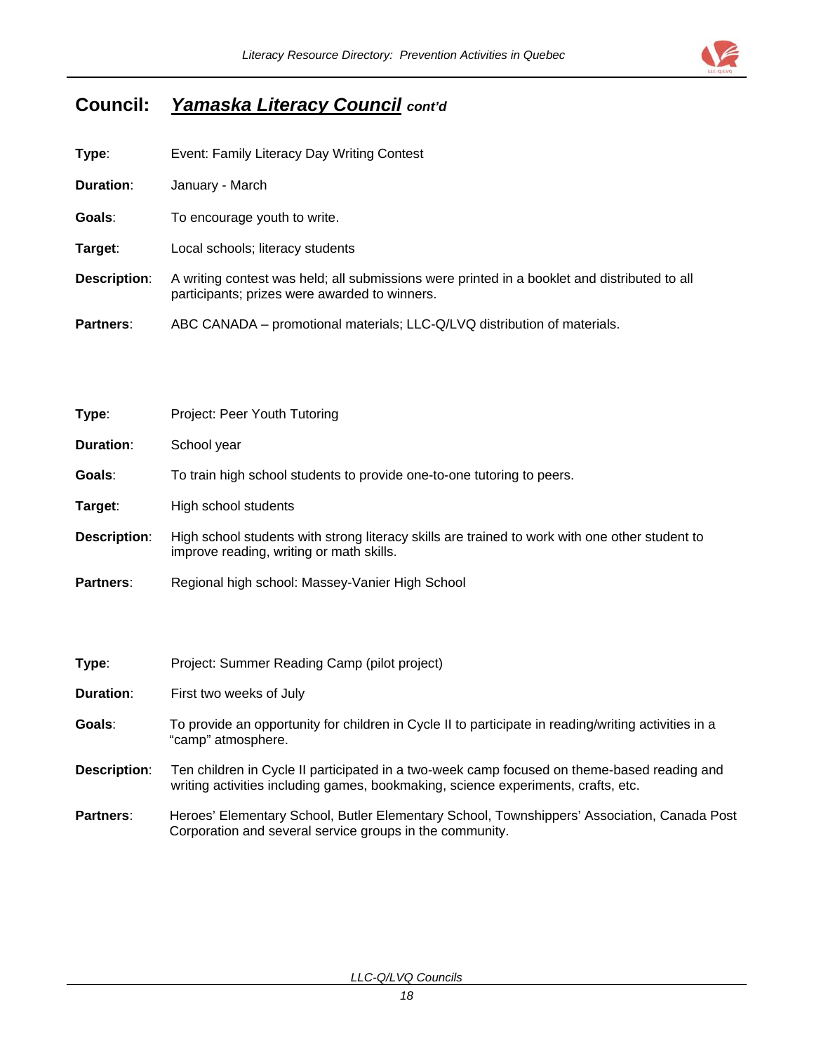## Council: ***Yamaska Literacy Council*** *cont'd*

**Type**: Event: Family Literacy Day Writing Contest

**Duration**: January - March

**Goals**: To encourage youth to write.

**Target**: Local schools; literacy students

**Description**: A writing contest was held; all submissions were printed in a booklet and distributed to all participants; prizes were awarded to winners.

**Partners**: ABC CANADA – promotional materials; LLC-Q/LVQ distribution of materials.

**Type**: Project: Peer Youth Tutoring

**Duration**: School year

**Goals**: To train high school students to provide one-to-one tutoring to peers.

**Target**: High school students

**Description**: High school students with strong literacy skills are trained to work with one other student to improve reading, writing or math skills.

**Partners**: Regional high school: Massey-Vanier High School

**Type**: Project: Summer Reading Camp (pilot project)

**Duration**: First two weeks of July

**Goals**: To provide an opportunity for children in Cycle II to participate in reading/writing activities in a "camp" atmosphere.

**Description**: Ten children in Cycle II participated in a two-week camp focused on theme-based reading and writing activities including games, bookmaking, science experiments, crafts, etc.

**Partners**: Heroes' Elementary School, Butler Elementary School, Townshippers' Association, Canada Post Corporation and several service groups in the community.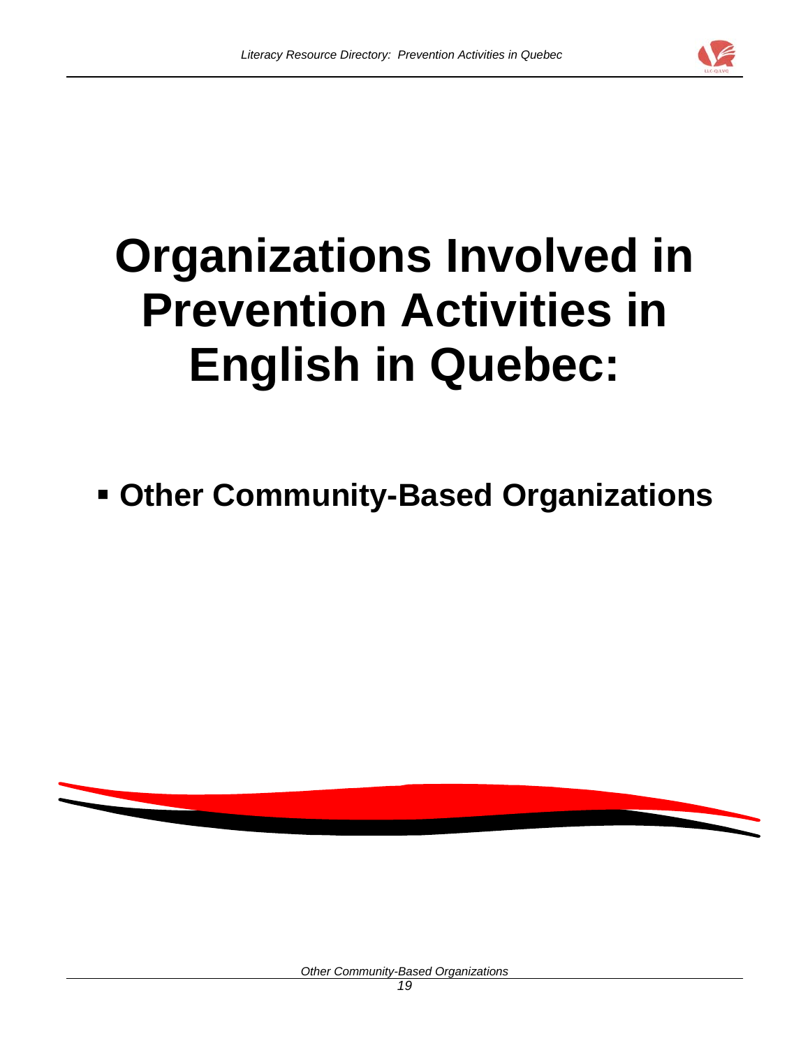# Organizations Involved in Prevention Activities in English in Quebec:

- **Other Community-Based Organizations**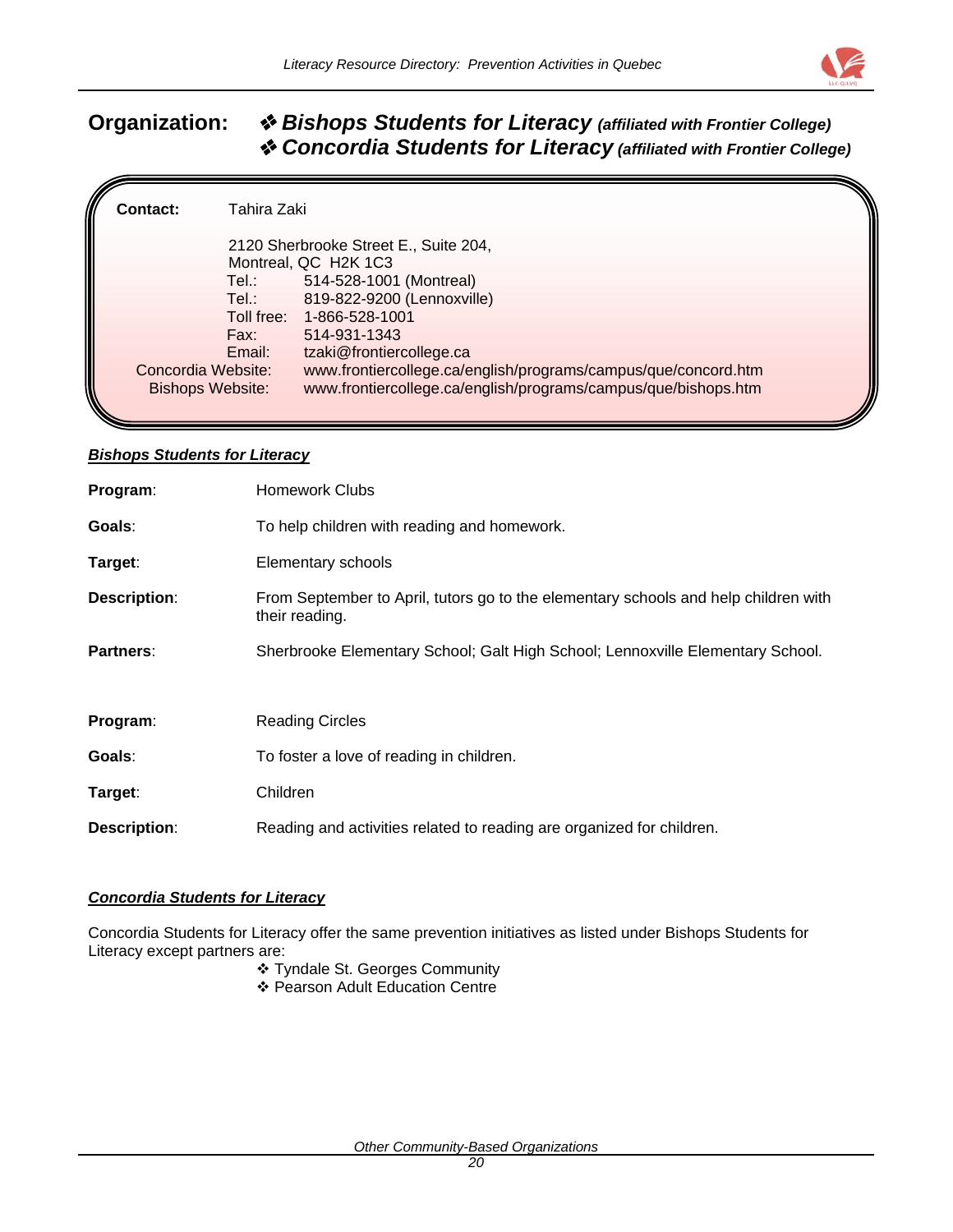**Organization:** ❖ ***Bishops Students for Literacy*** ***(affiliated with Frontier College)***
❖ ***Concordia Students for Literacy*** ***(affiliated with Frontier College)***

**Contact:** Tahira Zaki

2120 Sherbrooke Street E., Suite 204,
Montreal, QC H2K 1C3
Tel.: 514-528-1001 (Montreal)
Tel.: 819-822-9200 (Lennoxville)
Toll free: 1-866-528-1001
Fax: 514-931-1343
Email: tzaki@frontiercollege.ca
Concordia Website: www.frontiercollege.ca/english/programs/campus/que/concord.htm
Bishops Website: www.frontiercollege.ca/english/programs/campus/que/bishops.htm

***Bishops Students for Literacy***

**Program**: Homework Clubs

**Goals**: To help children with reading and homework.

**Target**: Elementary schools

**Description**: From September to April, tutors go to the elementary schools and help children with their reading.

**Partners**: Sherbrooke Elementary School; Galt High School; Lennoxville Elementary School.

**Program**: Reading Circles

**Goals**: To foster a love of reading in children.

**Target**: Children

**Description**: Reading and activities related to reading are organized for children.

***Concordia Students for Literacy***

Concordia Students for Literacy offer the same prevention initiatives as listed under Bishops Students for Literacy except partners are:

- ❖ Tyndale St. Georges Community
- ❖ Pearson Adult Education Centre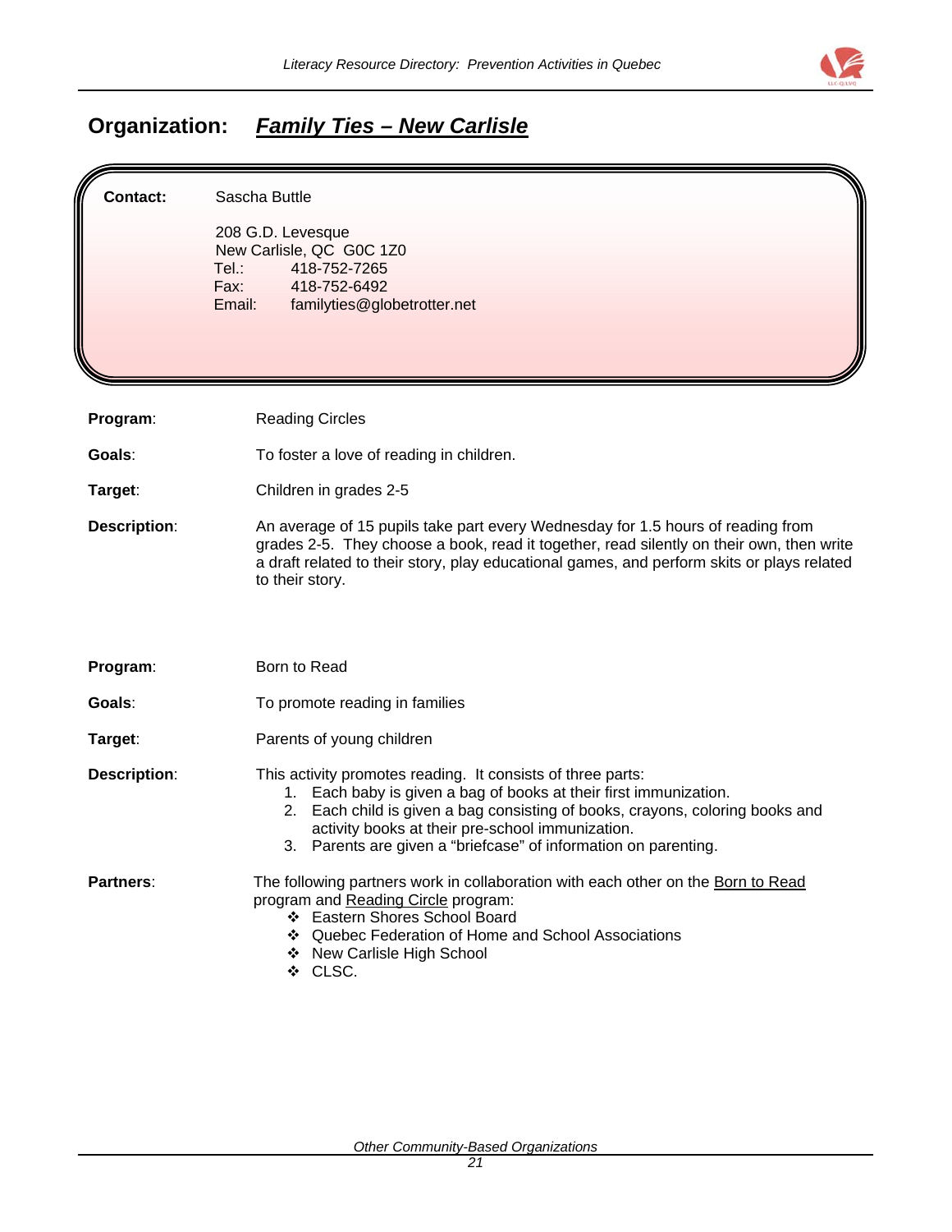## Organization: ***Family Ties – New Carlisle***

**Contact:** Sascha Buttle

208 G.D. Levesque
New Carlisle, QC G0C 1Z0
Tel.: 418-752-7265
Fax: 418-752-6492
Email: familyties@globetrotter.net

**Program**: Reading Circles

**Goals**: To foster a love of reading in children.

**Target**: Children in grades 2-5

**Description**: An average of 15 pupils take part every Wednesday for 1.5 hours of reading from grades 2-5. They choose a book, read it together, read silently on their own, then write a draft related to their story, play educational games, and perform skits or plays related to their story.

**Program**: Born to Read

**Goals**: To promote reading in families

**Target**: Parents of young children

**Description**: This activity promotes reading. It consists of three parts:

1. Each baby is given a bag of books at their first immunization.
2. Each child is given a bag consisting of books, crayons, coloring books and activity books at their pre-school immunization.
3. Parents are given a "briefcase" of information on parenting.

**Partners**: The following partners work in collaboration with each other on the Born to Read program and Reading Circle program:

- Eastern Shores School Board
- Quebec Federation of Home and School Associations
- New Carlisle High School
- CLSC.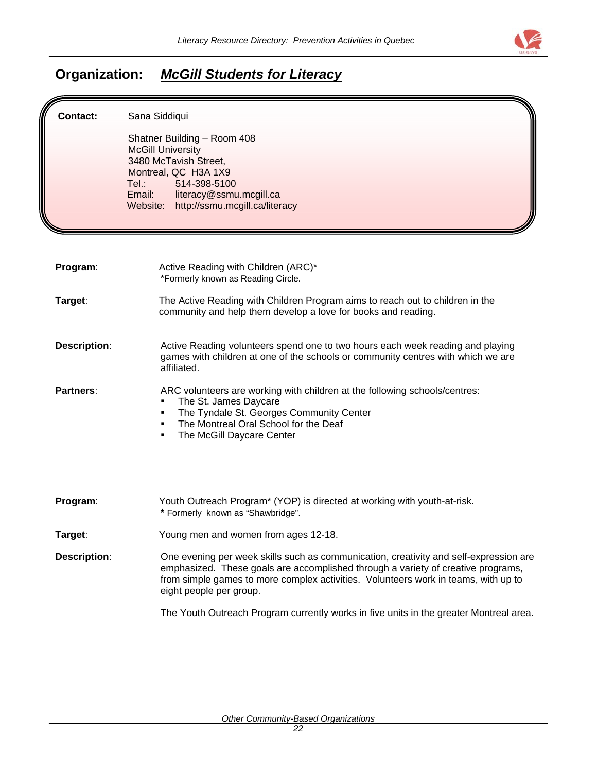## Organization: ***McGill Students for Literacy***

**Contact:** Sana Siddiqui

Shatner Building – Room 408
McGill University
3480 McTavish Street,
Montreal, QC  H3A 1X9
Tel.: 514-398-5100
Email: literacy@ssmu.mcgill.ca
Website: http://ssmu.mcgill.ca/literacy

**Program**: Active Reading with Children (ARC)*
*Formerly known as Reading Circle.

**Target**: The Active Reading with Children Program aims to reach out to children in the community and help them develop a love for books and reading.

**Description**: Active Reading volunteers spend one to two hours each week reading and playing games with children at one of the schools or community centres with which we are affiliated.

**Partners**: ARC volunteers are working with children at the following schools/centres:

- The St. James Daycare
- The Tyndale St. Georges Community Center
- The Montreal Oral School for the Deaf
- The McGill Daycare Center

**Program**: Youth Outreach Program* (YOP) is directed at working with youth-at-risk.
**\*** Formerly known as "Shawbridge".

**Target**: Young men and women from ages 12-18.

**Description**: One evening per week skills such as communication, creativity and self-expression are emphasized. These goals are accomplished through a variety of creative programs, from simple games to more complex activities. Volunteers work in teams, with up to eight people per group.

The Youth Outreach Program currently works in five units in the greater Montreal area.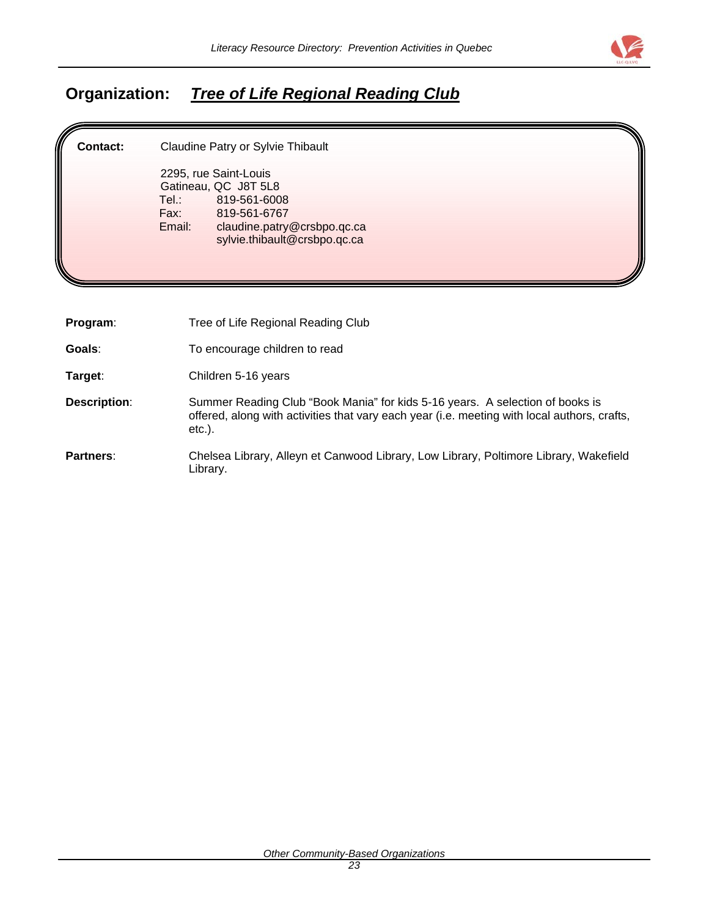## Organization: ***Tree of Life Regional Reading Club***

**Contact:** Claudine Patry or Sylvie Thibault

2295, rue Saint-Louis
Gatineau, QC J8T 5L8
Tel.: 819-561-6008
Fax: 819-561-6767
Email: claudine.patry@crsbpo.qc.ca
sylvie.thibault@crsbpo.qc.ca

**Program**: Tree of Life Regional Reading Club

**Goals**: To encourage children to read

**Target**: Children 5-16 years

**Description**: Summer Reading Club "Book Mania" for kids 5-16 years. A selection of books is offered, along with activities that vary each year (i.e. meeting with local authors, crafts, etc.).

**Partners**: Chelsea Library, Alleyn et Canwood Library, Low Library, Poltimore Library, Wakefield Library.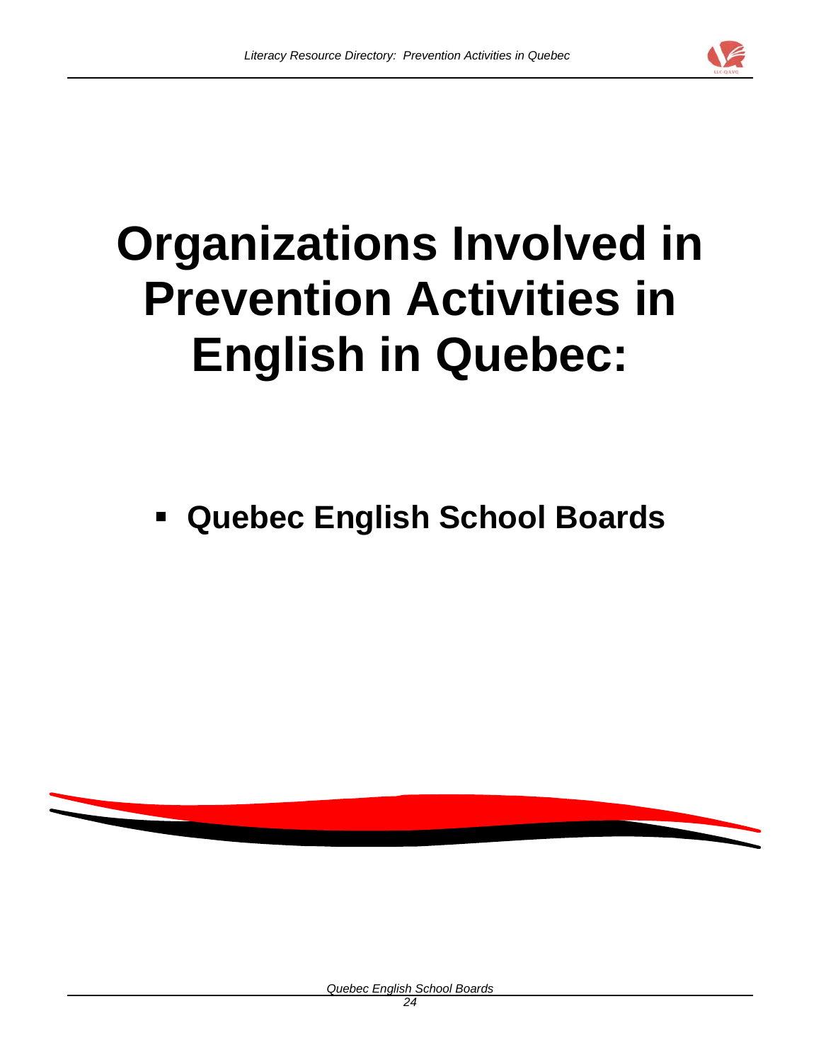# Organizations Involved in Prevention Activities in English in Quebec:

- **Quebec English School Boards**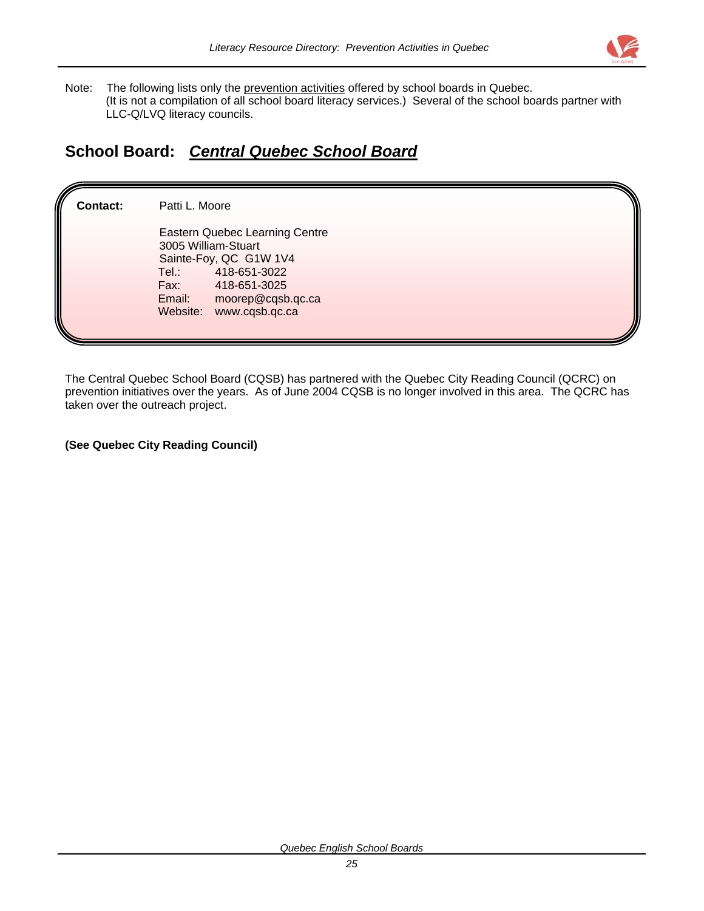Note: The following lists only the prevention activities offered by school boards in Quebec. (It is not a compilation of all school board literacy services.) Several of the school boards partner with LLC-Q/LVQ literacy councils.

## School Board: ***Central Quebec School Board***

**Contact:** Patti L. Moore

Eastern Quebec Learning Centre
3005 William-Stuart
Sainte-Foy, QC G1W 1V4
Tel.: 418-651-3022
Fax: 418-651-3025
Email: moorep@cqsb.qc.ca
Website: www.cqsb.qc.ca

The Central Quebec School Board (CQSB) has partnered with the Quebec City Reading Council (QCRC) on prevention initiatives over the years. As of June 2004 CQSB is no longer involved in this area. The QCRC has taken over the outreach project.

**(See Quebec City Reading Council)**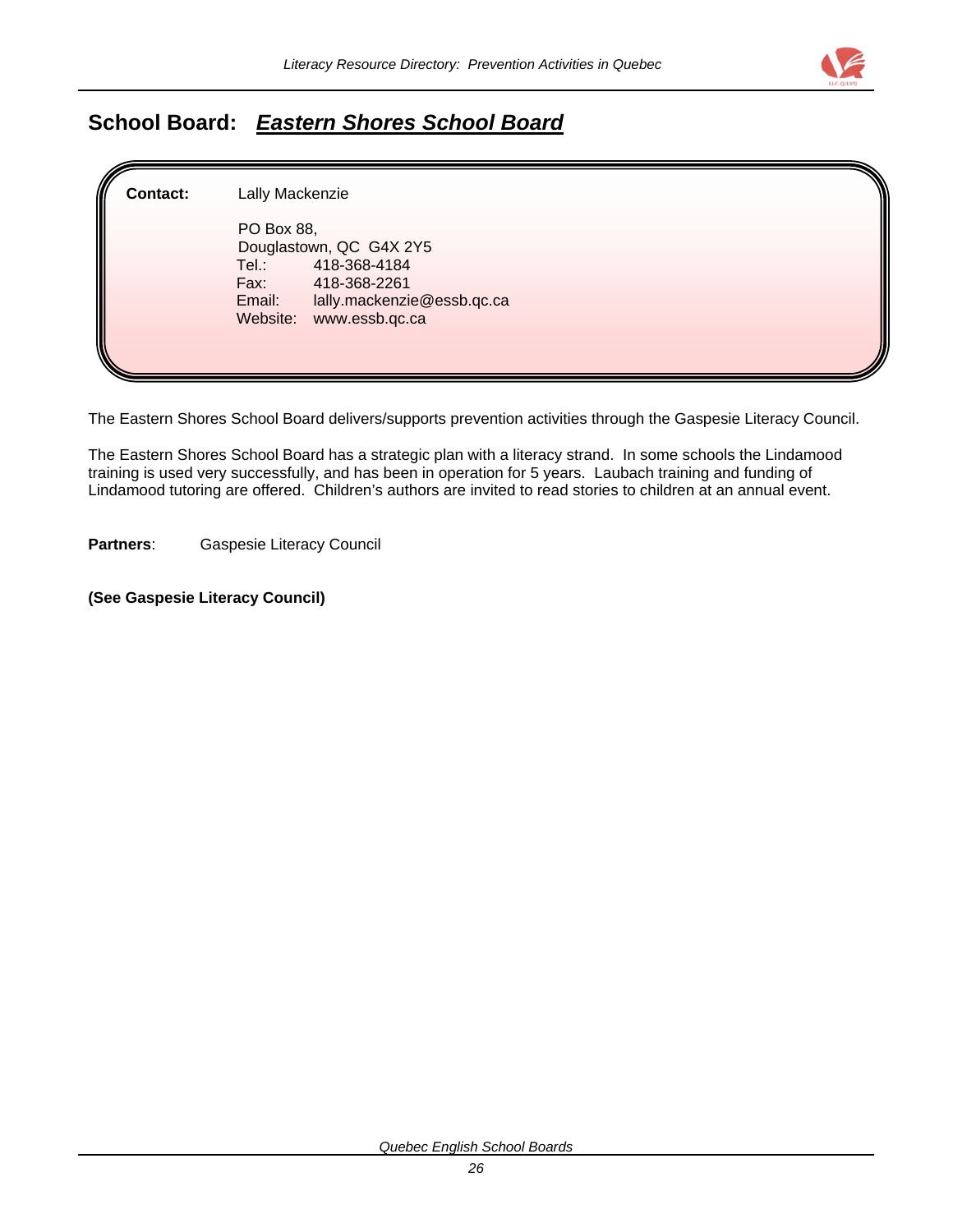## School Board: ***Eastern Shores School Board***

**Contact:** Lally Mackenzie

PO Box 88,
Douglastown, QC G4X 2Y5
Tel.: 418-368-4184
Fax: 418-368-2261
Email: lally.mackenzie@essb.qc.ca
Website: www.essb.qc.ca

The Eastern Shores School Board delivers/supports prevention activities through the Gaspesie Literacy Council.

The Eastern Shores School Board has a strategic plan with a literacy strand. In some schools the Lindamood training is used very successfully, and has been in operation for 5 years. Laubach training and funding of Lindamood tutoring are offered. Children's authors are invited to read stories to children at an annual event.

**Partners**: Gaspesie Literacy Council

**(See Gaspesie Literacy Council)**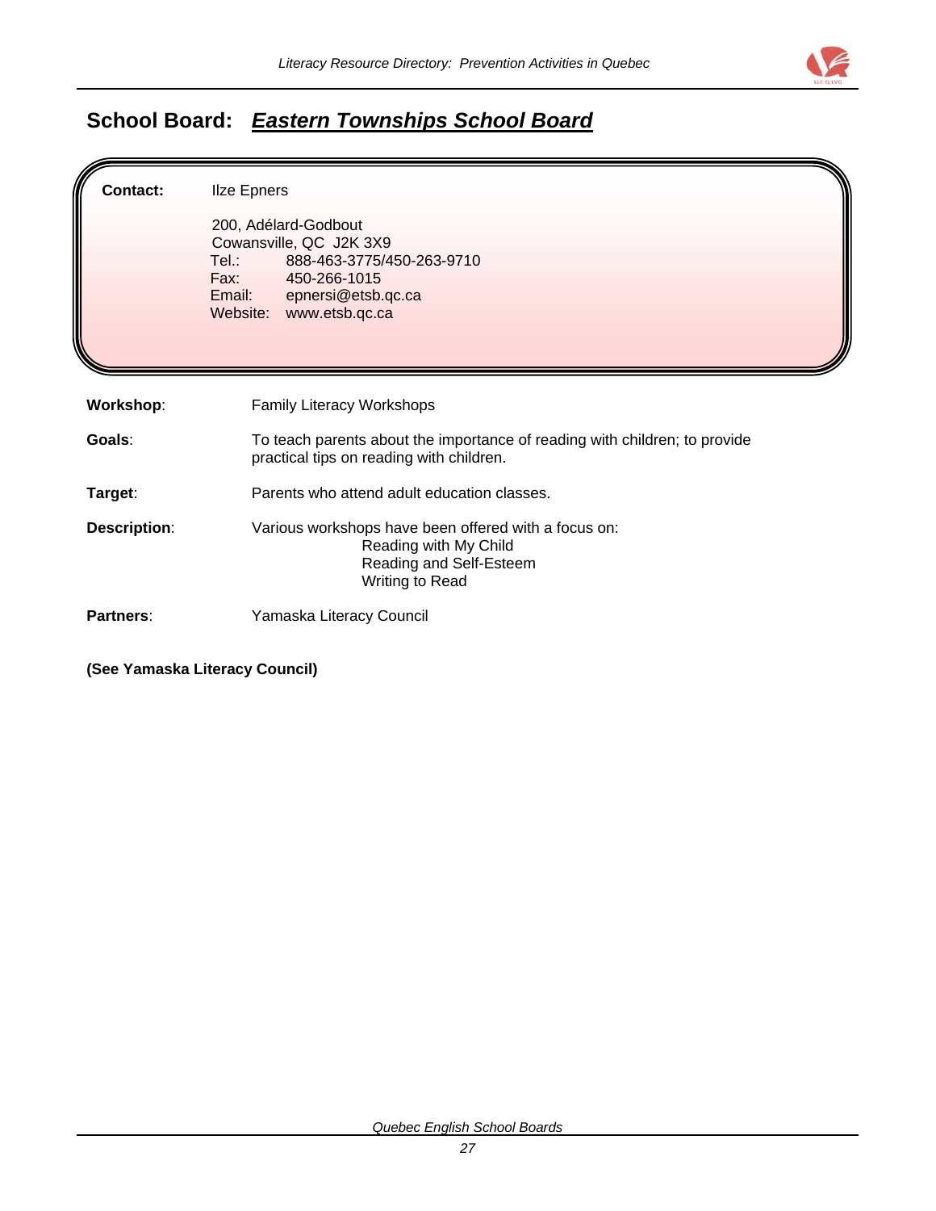## School Board: ***Eastern Townships School Board***

**Contact:** Ilze Epners

200, Adélard-Godbout
Cowansville, QC J2K 3X9
Tel.: 888-463-3775/450-263-9710
Fax: 450-266-1015
Email: epnersi@etsb.qc.ca
Website: www.etsb.qc.ca

**Workshop**: Family Literacy Workshops

**Goals**: To teach parents about the importance of reading with children; to provide practical tips on reading with children.

**Target**: Parents who attend adult education classes.

**Description**: Various workshops have been offered with a focus on:
- Reading with My Child
- Reading and Self-Esteem
- Writing to Read

**Partners**: Yamaska Literacy Council

**(See Yamaska Literacy Council)**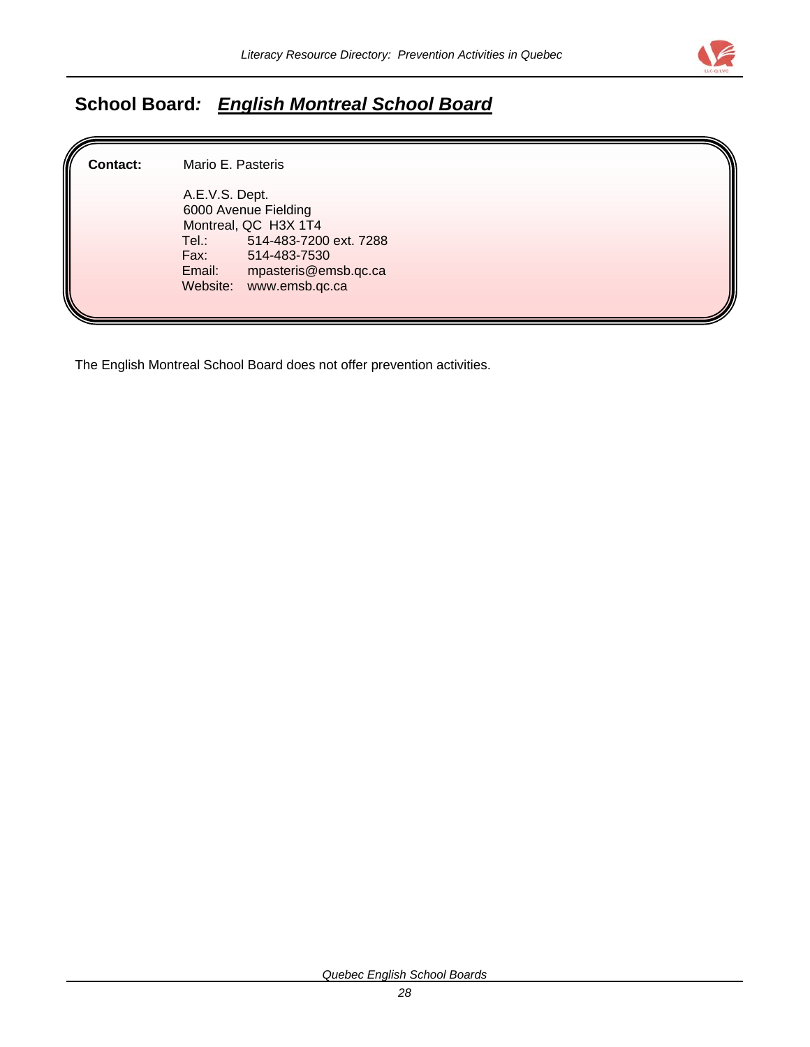## School Board: ***English Montreal School Board***

**Contact:** Mario E. Pasteris

A.E.V.S. Dept.
6000 Avenue Fielding
Montreal, QC H3X 1T4
Tel.: 514-483-7200 ext. 7288
Fax: 514-483-7530
Email: mpasteris@emsb.qc.ca
Website: www.emsb.qc.ca

The English Montreal School Board does not offer prevention activities.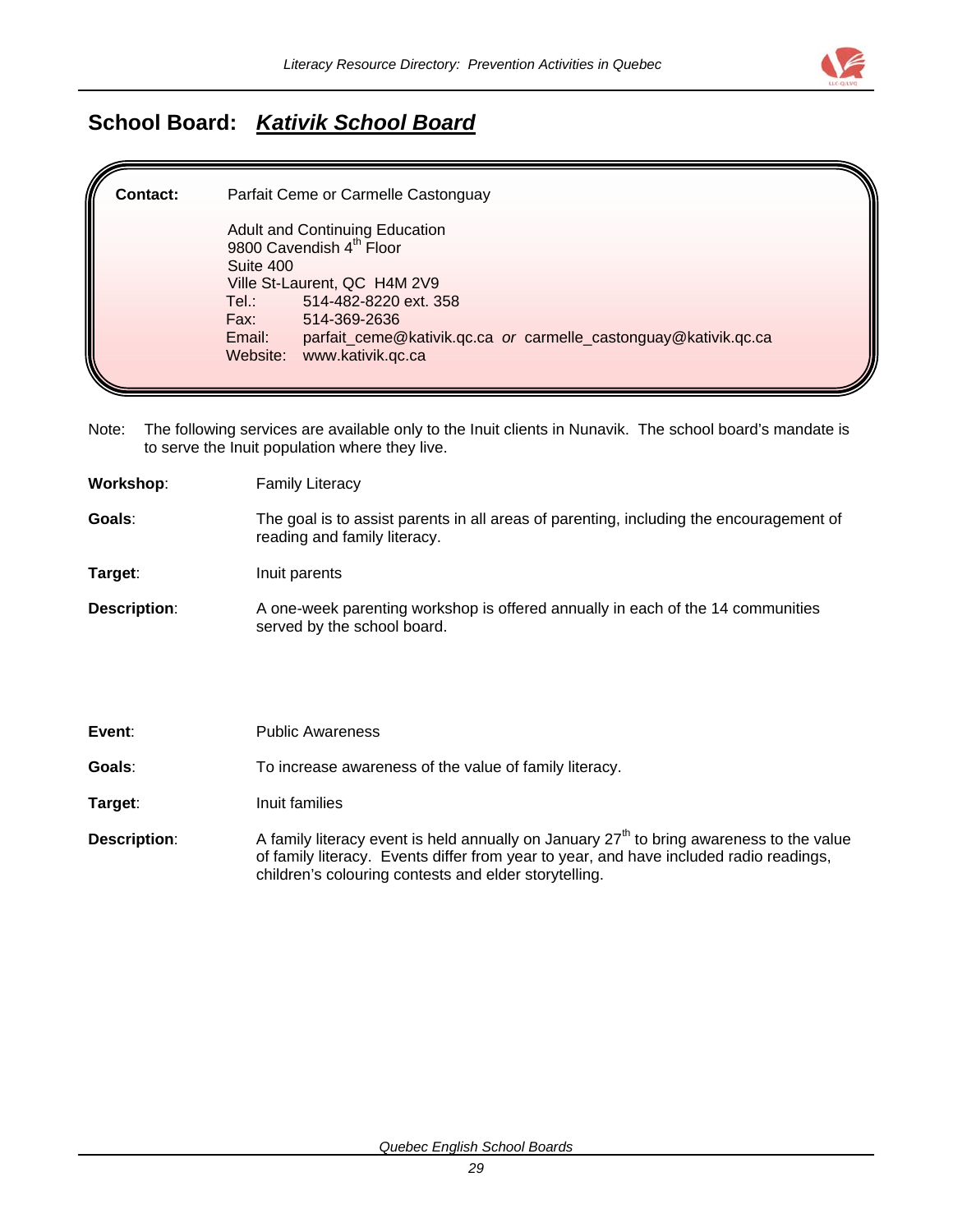## School Board: ***Kativik School Board***

**Contact:** Parfait Ceme or Carmelle Castonguay

Adult and Continuing Education
9800 Cavendish 4th Floor
Suite 400
Ville St-Laurent, QC H4M 2V9
Tel.: 514-482-8220 ext. 358
Fax: 514-369-2636
Email: parfait_ceme@kativik.qc.ca *or* carmelle_castonguay@kativik.qc.ca
Website: www.kativik.qc.ca

Note: The following services are available only to the Inuit clients in Nunavik. The school board's mandate is to serve the Inuit population where they live.

**Workshop**: Family Literacy

**Goals**: The goal is to assist parents in all areas of parenting, including the encouragement of reading and family literacy.

**Target**: Inuit parents

**Description**: A one-week parenting workshop is offered annually in each of the 14 communities served by the school board.

**Event**: Public Awareness

**Goals**: To increase awareness of the value of family literacy.

**Target**: Inuit families

**Description**: A family literacy event is held annually on January 27th to bring awareness to the value of family literacy. Events differ from year to year, and have included radio readings, children's colouring contests and elder storytelling.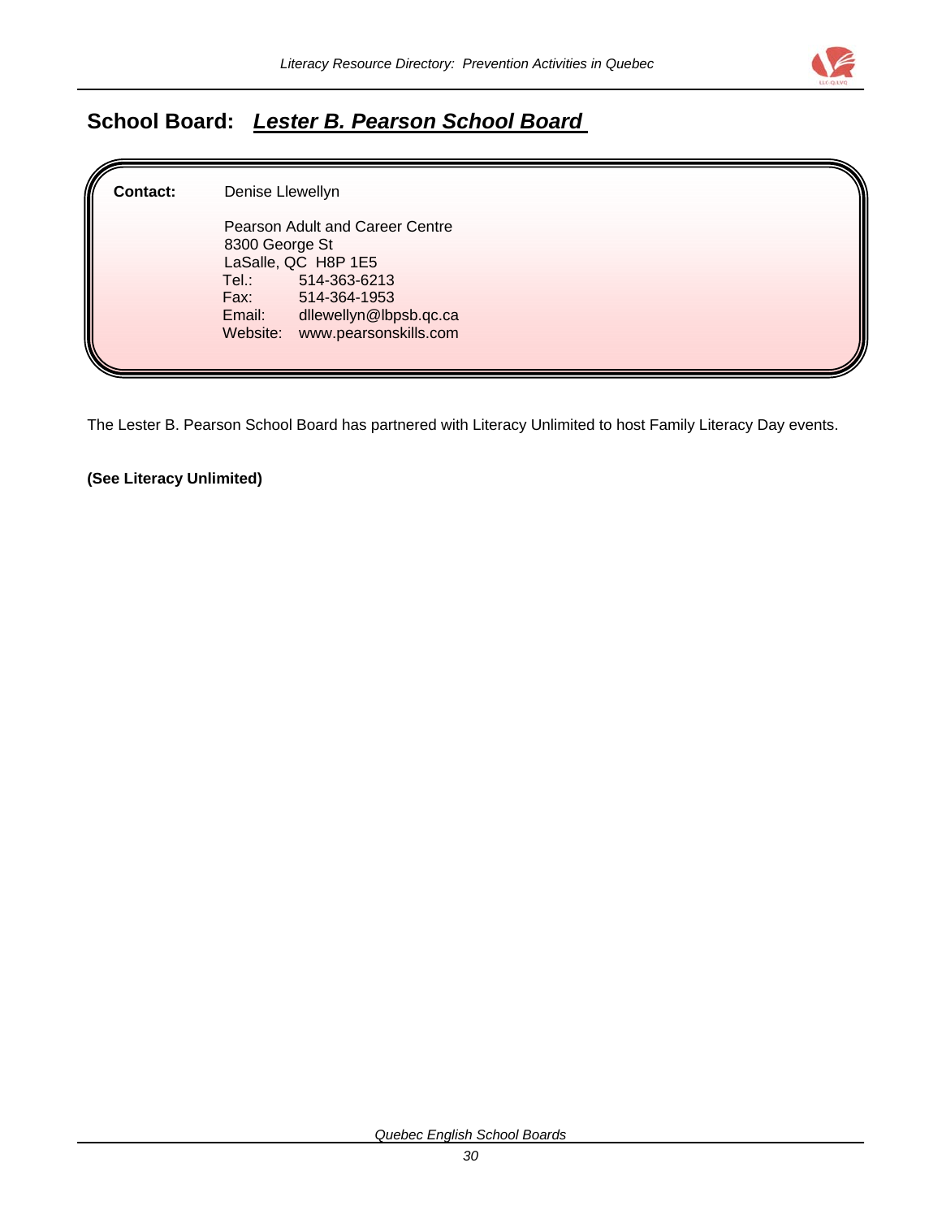## School Board: ***Lester B. Pearson School Board***

**Contact:** Denise Llewellyn

Pearson Adult and Career Centre
8300 George St
LaSalle, QC H8P 1E5
Tel.: 514-363-6213
Fax: 514-364-1953
Email: dllewellyn@lbpsb.qc.ca
Website: www.pearsonskills.com

The Lester B. Pearson School Board has partnered with Literacy Unlimited to host Family Literacy Day events.

**(See Literacy Unlimited)**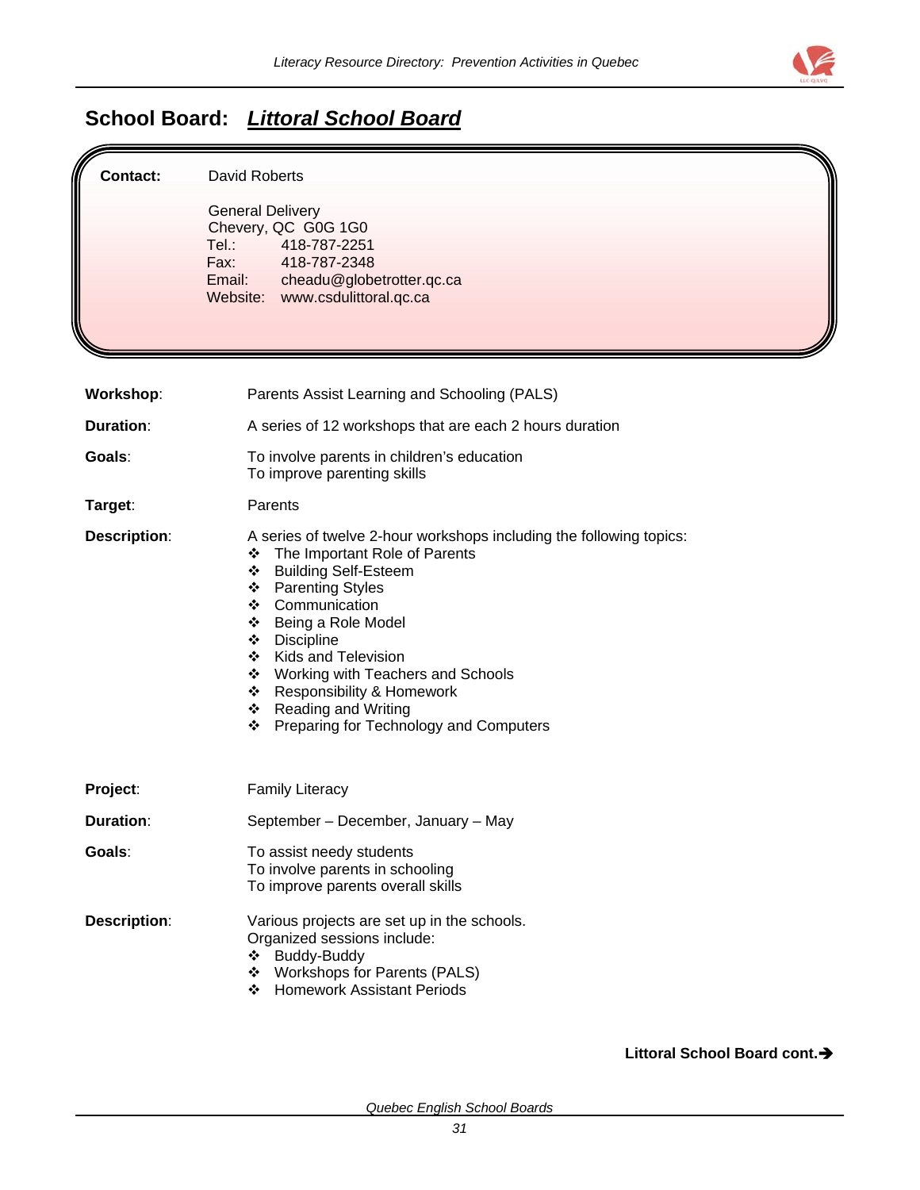## School Board: ***Littoral School Board***

**Contact:** David Roberts

General Delivery
Chevery, QC G0G 1G0
Tel.: 418-787-2251
Fax: 418-787-2348
Email: cheadu@globetrotter.qc.ca
Website: www.csdulittoral.qc.ca

**Workshop**: Parents Assist Learning and Schooling (PALS)

**Duration**: A series of 12 workshops that are each 2 hours duration

**Goals**: To involve parents in children's education
To improve parenting skills

**Target**: Parents

**Description**: A series of twelve 2-hour workshops including the following topics:

- The Important Role of Parents
- Building Self-Esteem
- Parenting Styles
- Communication
- Being a Role Model
- Discipline
- Kids and Television
- Working with Teachers and Schools
- Responsibility & Homework
- Reading and Writing
- Preparing for Technology and Computers

**Project**: Family Literacy

**Duration**: September – December, January – May

**Goals**: To assist needy students
To involve parents in schooling
To improve parents overall skills

**Description**: Various projects are set up in the schools.
Organized sessions include:

- Buddy-Buddy
- Workshops for Parents (PALS)
- Homework Assistant Periods

**Littoral School Board cont.→**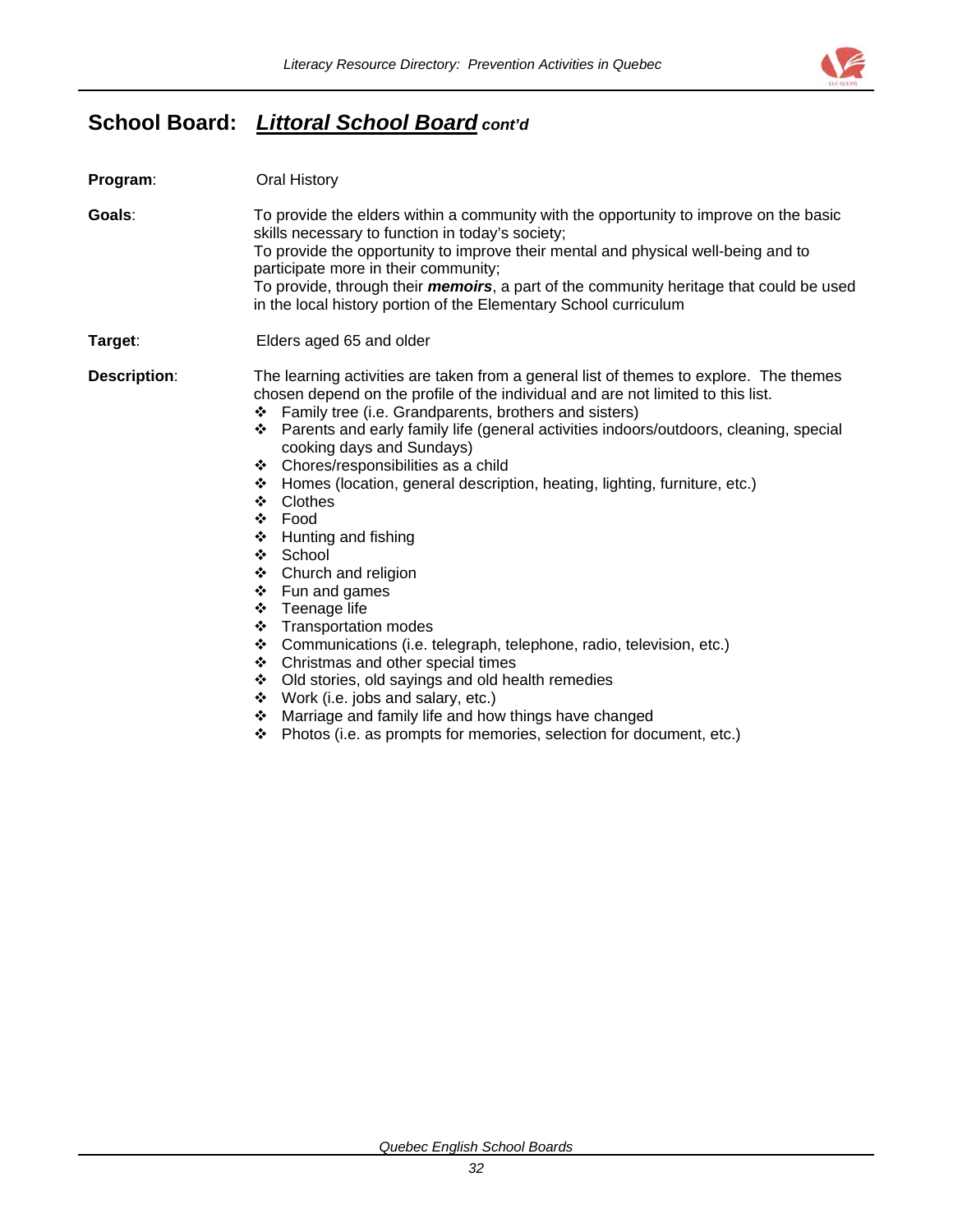## School Board: ***Littoral School Board*** *cont'd*

**Program**: Oral History

**Goals**: To provide the elders within a community with the opportunity to improve on the basic skills necessary to function in today's society;
To provide the opportunity to improve their mental and physical well-being and to participate more in their community;
To provide, through their ***memoirs***, a part of the community heritage that could be used in the local history portion of the Elementary School curriculum

**Target**: Elders aged 65 and older

**Description**: The learning activities are taken from a general list of themes to explore. The themes chosen depend on the profile of the individual and are not limited to this list.

- Family tree (i.e. Grandparents, brothers and sisters)
- Parents and early family life (general activities indoors/outdoors, cleaning, special cooking days and Sundays)
- Chores/responsibilities as a child
- Homes (location, general description, heating, lighting, furniture, etc.)
- Clothes
- Food
- Hunting and fishing
- School
- Church and religion
- Fun and games
- Teenage life
- Transportation modes
- Communications (i.e. telegraph, telephone, radio, television, etc.)
- Christmas and other special times
- Old stories, old sayings and old health remedies
- Work (i.e. jobs and salary, etc.)
- Marriage and family life and how things have changed
- Photos (i.e. as prompts for memories, selection for document, etc.)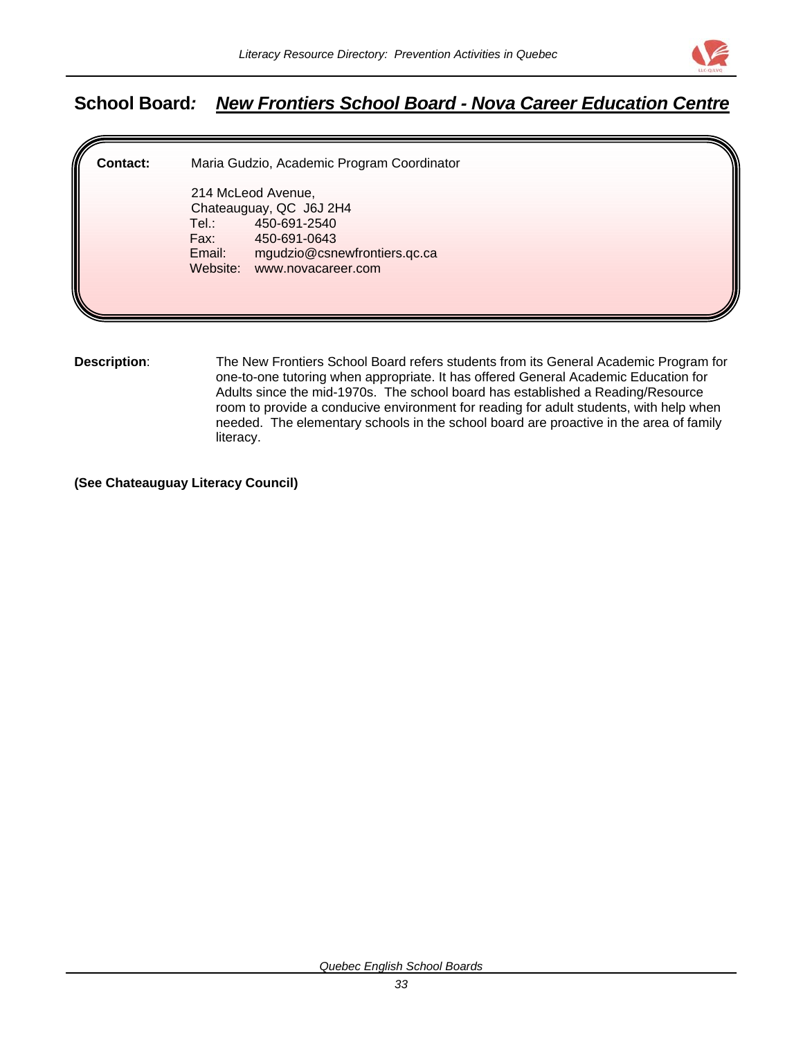## School Board: *New Frontiers School Board - Nova Career Education Centre*

**Contact:** Maria Gudzio, Academic Program Coordinator

214 McLeod Avenue,
Chateauguay, QC J6J 2H4
Tel.: 450-691-2540
Fax: 450-691-0643
Email: mgudzio@csnewfrontiers.qc.ca
Website: www.novacareer.com

**Description**: The New Frontiers School Board refers students from its General Academic Program for one-to-one tutoring when appropriate. It has offered General Academic Education for Adults since the mid-1970s. The school board has established a Reading/Resource room to provide a conducive environment for reading for adult students, with help when needed. The elementary schools in the school board are proactive in the area of family literacy.

**(See Chateauguay Literacy Council)**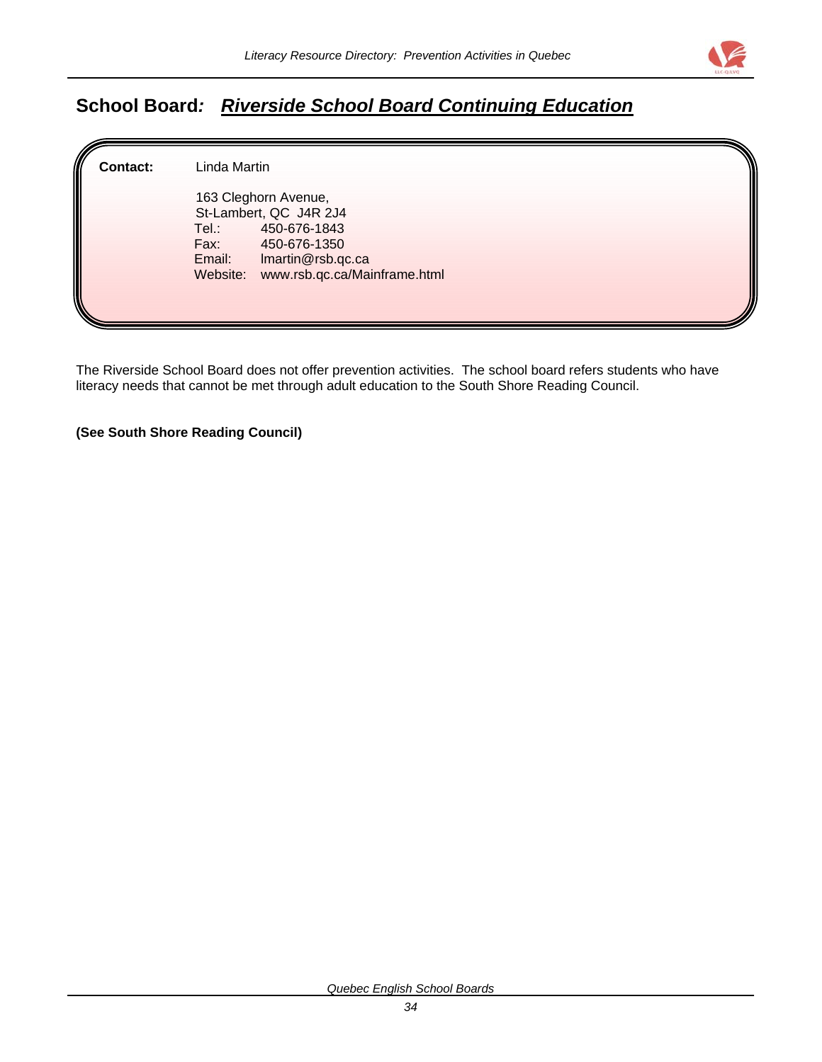## School Board: *Riverside School Board Continuing Education*

**Contact:** Linda Martin

163 Cleghorn Avenue,
St-Lambert, QC J4R 2J4
Tel.: 450-676-1843
Fax: 450-676-1350
Email: lmartin@rsb.qc.ca
Website: www.rsb.qc.ca/Mainframe.html

The Riverside School Board does not offer prevention activities. The school board refers students who have literacy needs that cannot be met through adult education to the South Shore Reading Council.

**(See South Shore Reading Council)**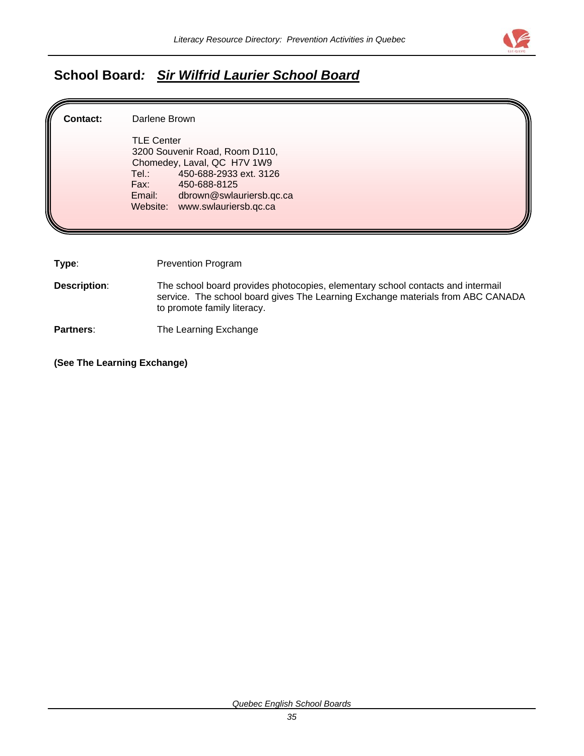## School Board: ***Sir Wilfrid Laurier School Board***

**Contact:** Darlene Brown

TLE Center
3200 Souvenir Road, Room D110,
Chomedey, Laval, QC  H7V 1W9
Tel.: 450-688-2933 ext. 3126
Fax: 450-688-8125
Email: dbrown@swlauriersb.qc.ca
Website: www.swlauriersb.qc.ca

**Type**: Prevention Program

**Description**: The school board provides photocopies, elementary school contacts and intermail service. The school board gives The Learning Exchange materials from ABC CANADA to promote family literacy.

**Partners**: The Learning Exchange

**(See The Learning Exchange)**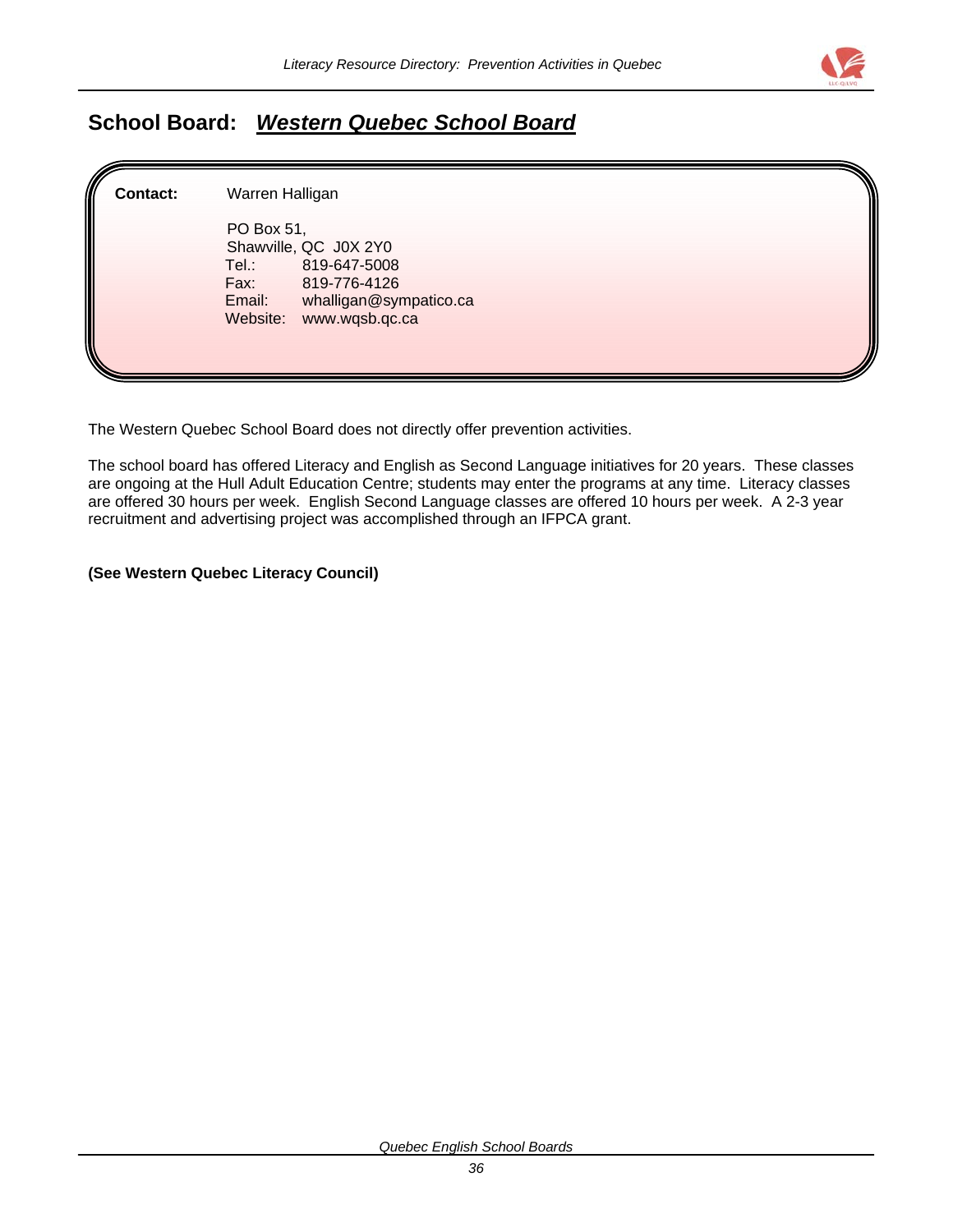## School Board: ***Western Quebec School Board***

**Contact:** Warren Halligan

PO Box 51,
Shawville, QC J0X 2Y0
Tel.: 819-647-5008
Fax: 819-776-4126
Email: whalligan@sympatico.ca
Website: www.wqsb.qc.ca

The Western Quebec School Board does not directly offer prevention activities.

The school board has offered Literacy and English as Second Language initiatives for 20 years. These classes are ongoing at the Hull Adult Education Centre; students may enter the programs at any time. Literacy classes are offered 30 hours per week. English Second Language classes are offered 10 hours per week. A 2-3 year recruitment and advertising project was accomplished through an IFPCA grant.

**(See Western Quebec Literacy Council)**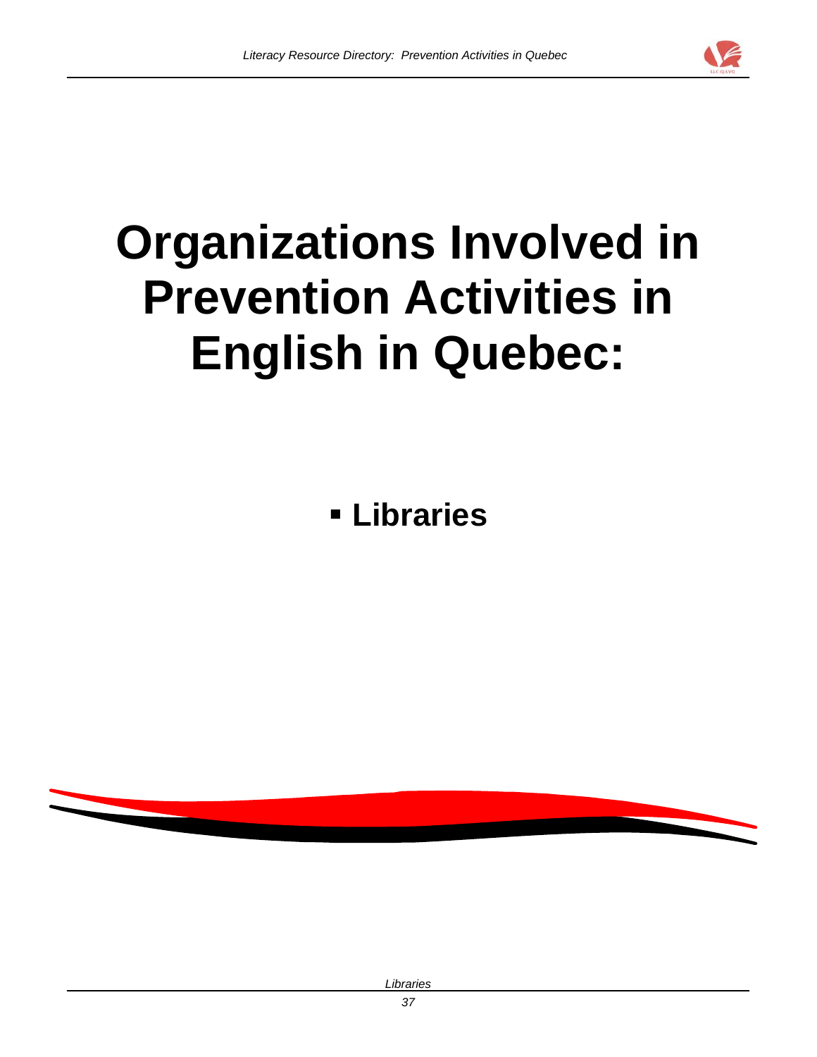# Organizations Involved in Prevention Activities in English in Quebec:

- **Libraries**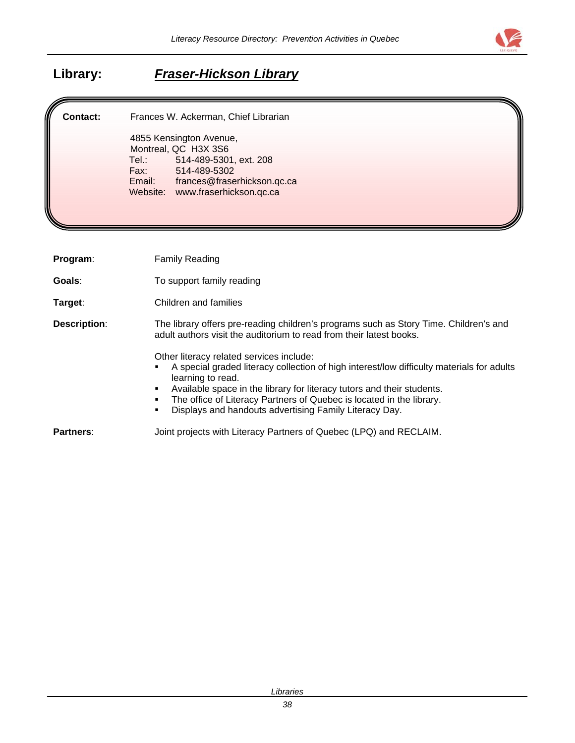## Library: ***Fraser-Hickson Library***

**Contact:** Frances W. Ackerman, Chief Librarian

4855 Kensington Avenue,
Montreal, QC H3X 3S6
Tel.: 514-489-5301, ext. 208
Fax: 514-489-5302
Email: frances@fraserhickson.qc.ca
Website: www.fraserhickson.qc.ca

**Program**: Family Reading

**Goals**: To support family reading

**Target**: Children and families

**Description**: The library offers pre-reading children's programs such as Story Time. Children's and adult authors visit the auditorium to read from their latest books.

Other literacy related services include:

- A special graded literacy collection of high interest/low difficulty materials for adults learning to read.
- Available space in the library for literacy tutors and their students.
- The office of Literacy Partners of Quebec is located in the library.
- Displays and handouts advertising Family Literacy Day.

**Partners**: Joint projects with Literacy Partners of Quebec (LPQ) and RECLAIM.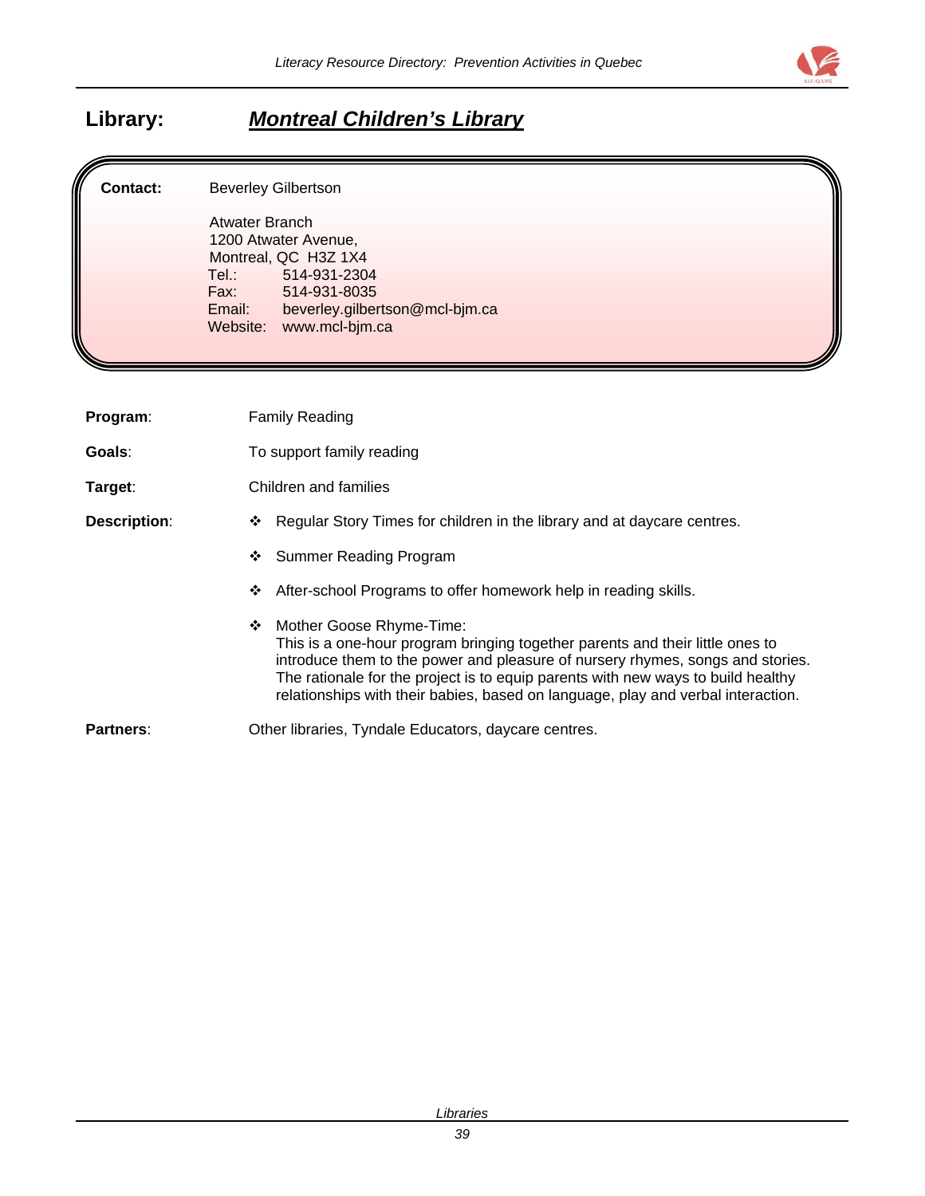## Library: ***Montreal Children's Library***

**Contact:** Beverley Gilbertson

Atwater Branch
1200 Atwater Avenue,
Montreal, QC H3Z 1X4
Tel.: 514-931-2304
Fax: 514-931-8035
Email: beverley.gilbertson@mcl-bjm.ca
Website: www.mcl-bjm.ca

**Program**: Family Reading

**Goals**: To support family reading

**Target**: Children and families

**Description**:

- Regular Story Times for children in the library and at daycare centres.
- Summer Reading Program
- After-school Programs to offer homework help in reading skills.
- Mother Goose Rhyme-Time:
  This is a one-hour program bringing together parents and their little ones to introduce them to the power and pleasure of nursery rhymes, songs and stories. The rationale for the project is to equip parents with new ways to build healthy relationships with their babies, based on language, play and verbal interaction.

**Partners**: Other libraries, Tyndale Educators, daycare centres.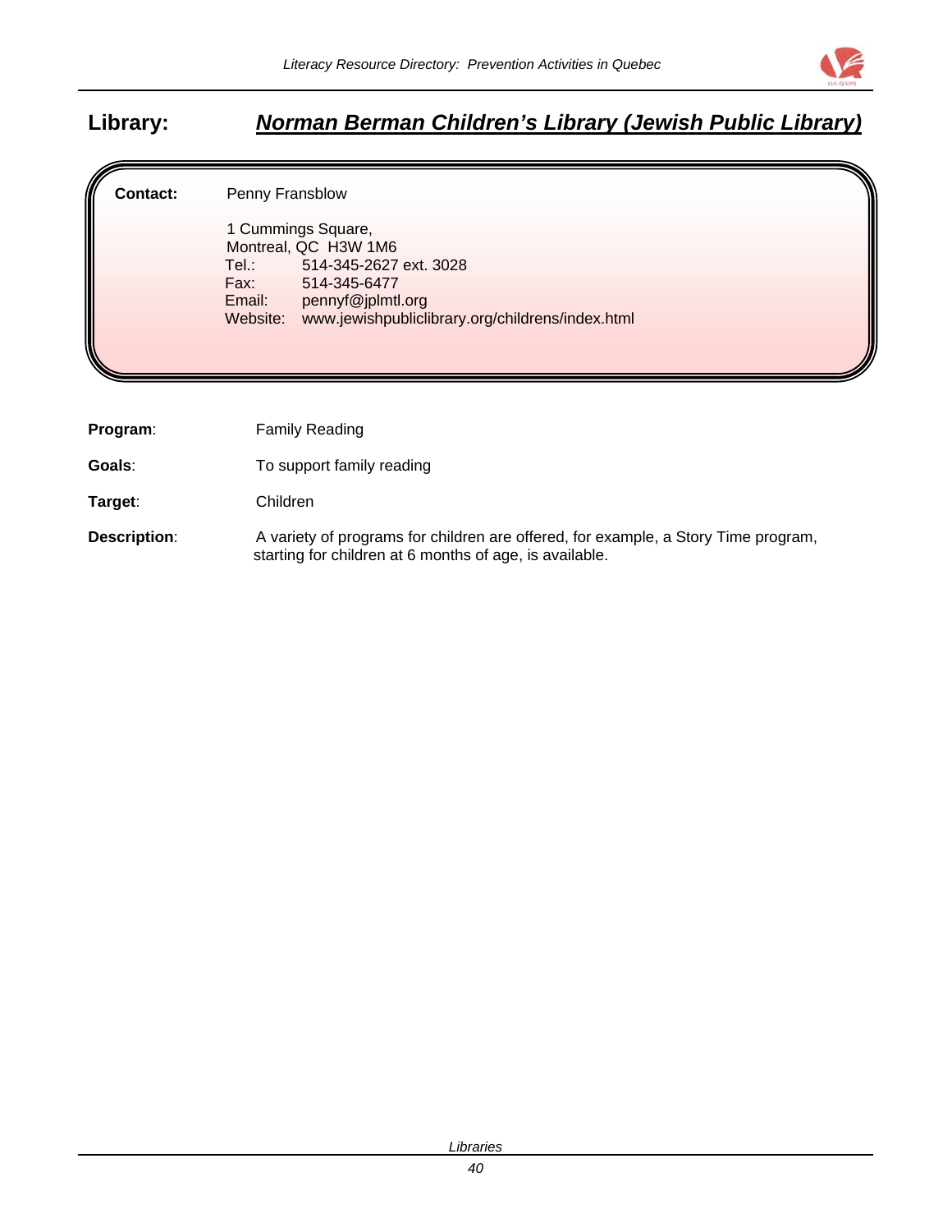# Library: ***Norman Berman Children's Library (Jewish Public Library)***

**Contact:** Penny Fransblow

1 Cummings Square,
Montreal, QC H3W 1M6
Tel.: 514-345-2627 ext. 3028
Fax: 514-345-6477
Email: pennyf@jplmtl.org
Website: www.jewishpubliclibrary.org/childrens/index.html

**Program**: Family Reading

**Goals**: To support family reading

**Target**: Children

**Description**: A variety of programs for children are offered, for example, a Story Time program, starting for children at 6 months of age, is available.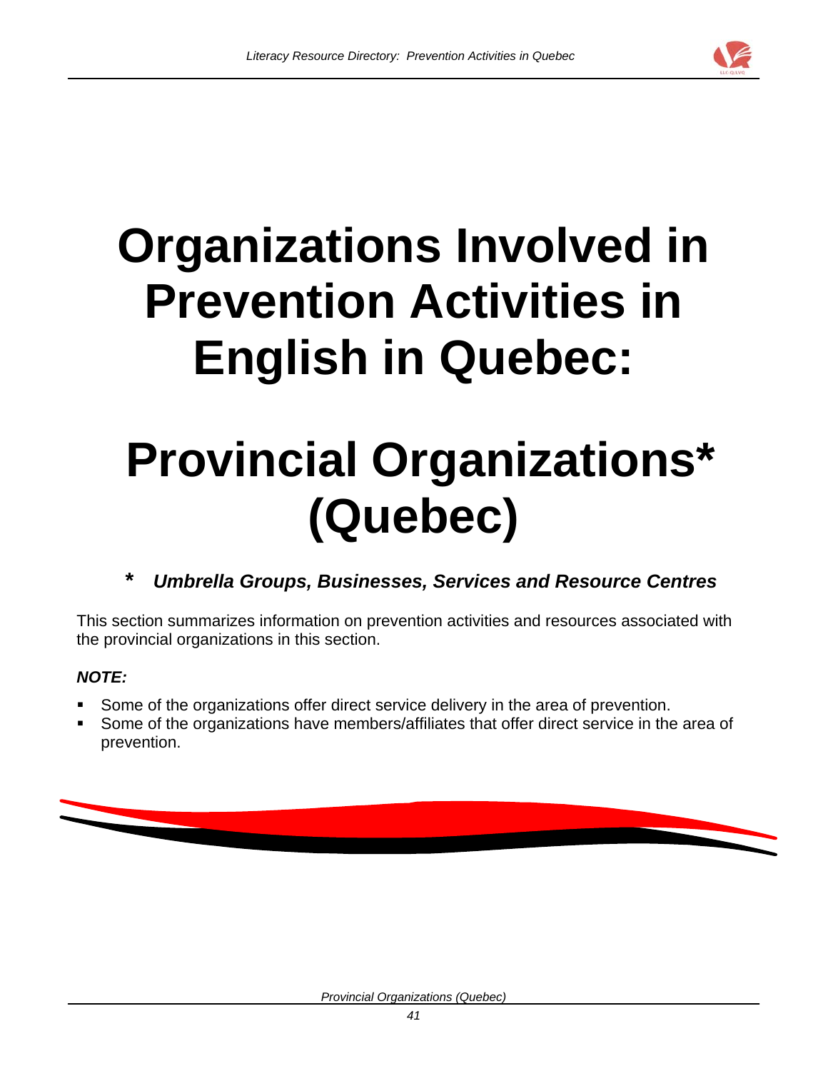# Organizations Involved in Prevention Activities in English in Quebec:

# Provincial Organizations* (Quebec)

*** *Umbrella Groups, Businesses, Services and Resource Centres***

This section summarizes information on prevention activities and resources associated with the provincial organizations in this section.

***NOTE:***

- Some of the organizations offer direct service delivery in the area of prevention.
- Some of the organizations have members/affiliates that offer direct service in the area of prevention.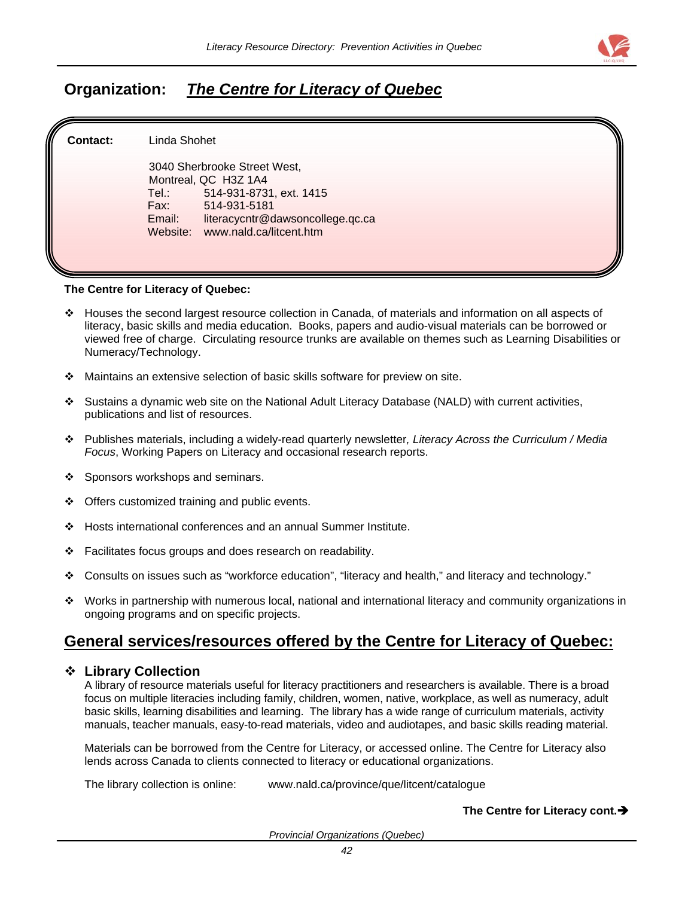## Organization: ***The Centre for Literacy of Quebec***

**Contact:** Linda Shohet

3040 Sherbrooke Street West,
Montreal, QC H3Z 1A4
Tel.: 514-931-8731, ext. 1415
Fax: 514-931-5181
Email: literacycntr@dawsoncollege.qc.ca
Website: www.nald.ca/litcent.htm

**The Centre for Literacy of Quebec:**

- Houses the second largest resource collection in Canada, of materials and information on all aspects of literacy, basic skills and media education. Books, papers and audio-visual materials can be borrowed or viewed free of charge. Circulating resource trunks are available on themes such as Learning Disabilities or Numeracy/Technology.
- Maintains an extensive selection of basic skills software for preview on site.
- Sustains a dynamic web site on the National Adult Literacy Database (NALD) with current activities, publications and list of resources.
- Publishes materials, including a widely-read quarterly newsletter*, Literacy Across the Curriculum / Media Focus*, Working Papers on Literacy and occasional research reports.
- Sponsors workshops and seminars.
- Offers customized training and public events.
- Hosts international conferences and an annual Summer Institute.
- Facilitates focus groups and does research on readability.
- Consults on issues such as "workforce education", "literacy and health," and literacy and technology."
- Works in partnership with numerous local, national and international literacy and community organizations in ongoing programs and on specific projects.

## General services/resources offered by the Centre for Literacy of Quebec:

- **Library Collection**

  A library of resource materials useful for literacy practitioners and researchers is available. There is a broad focus on multiple literacies including family, children, women, native, workplace, as well as numeracy, adult basic skills, learning disabilities and learning. The library has a wide range of curriculum materials, activity manuals, teacher manuals, easy-to-read materials, video and audiotapes, and basic skills reading material.

  Materials can be borrowed from the Centre for Literacy, or accessed online. The Centre for Literacy also lends across Canada to clients connected to literacy or educational organizations.

  The library collection is online: www.nald.ca/province/que/litcent/catalogue

**The Centre for Literacy cont.➔**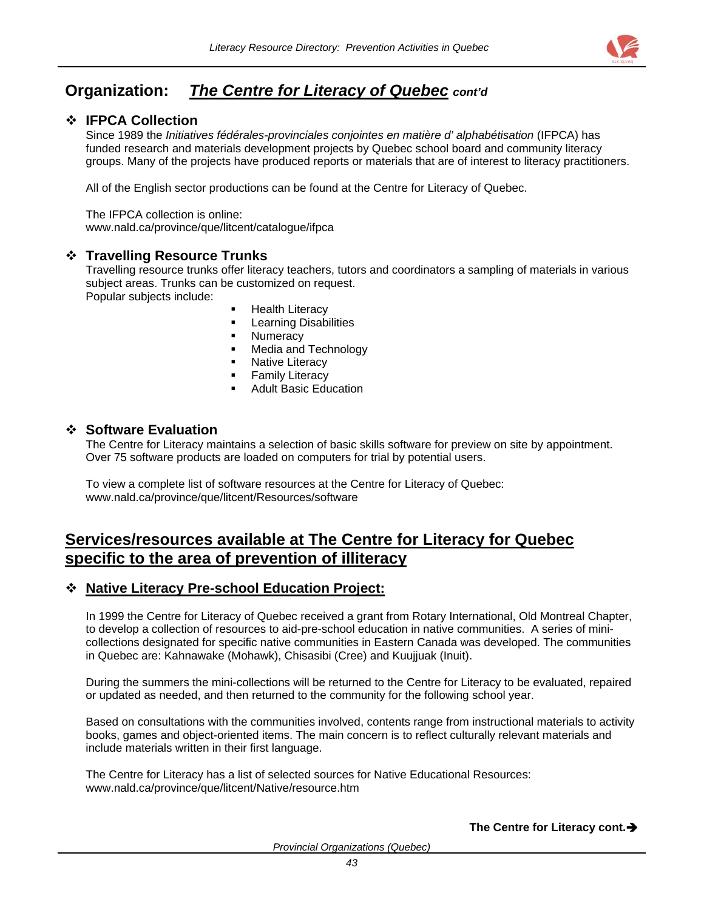## Organization: *The Centre for Literacy of Quebec* *cont'd*

### ❖ IFPCA Collection

Since 1989 the *Initiatives fédérales-provinciales conjointes en matière d' alphabétisation* (IFPCA) has funded research and materials development projects by Quebec school board and community literacy groups. Many of the projects have produced reports or materials that are of interest to literacy practitioners.

All of the English sector productions can be found at the Centre for Literacy of Quebec.

The IFPCA collection is online:
www.nald.ca/province/que/litcent/catalogue/ifpca

### ❖ Travelling Resource Trunks

Travelling resource trunks offer literacy teachers, tutors and coordinators a sampling of materials in various subject areas. Trunks can be customized on request.
Popular subjects include:

- Health Literacy
- Learning Disabilities
- Numeracy
- Media and Technology
- Native Literacy
- Family Literacy
- Adult Basic Education

### ❖ Software Evaluation

The Centre for Literacy maintains a selection of basic skills software for preview on site by appointment. Over 75 software products are loaded on computers for trial by potential users.

To view a complete list of software resources at the Centre for Literacy of Quebec:
www.nald.ca/province/que/litcent/Resources/software

## Services/resources available at The Centre for Literacy for Quebec specific to the area of prevention of illiteracy

### ❖ Native Literacy Pre-school Education Project:

In 1999 the Centre for Literacy of Quebec received a grant from Rotary International, Old Montreal Chapter, to develop a collection of resources to aid-pre-school education in native communities. A series of mini-collections designated for specific native communities in Eastern Canada was developed. The communities in Quebec are: Kahnawake (Mohawk), Chisasibi (Cree) and Kuujjuak (Inuit).

During the summers the mini-collections will be returned to the Centre for Literacy to be evaluated, repaired or updated as needed, and then returned to the community for the following school year.

Based on consultations with the communities involved, contents range from instructional materials to activity books, games and object-oriented items. The main concern is to reflect culturally relevant materials and include materials written in their first language.

The Centre for Literacy has a list of selected sources for Native Educational Resources:
www.nald.ca/province/que/litcent/Native/resource.htm

**The Centre for Literacy cont.➔**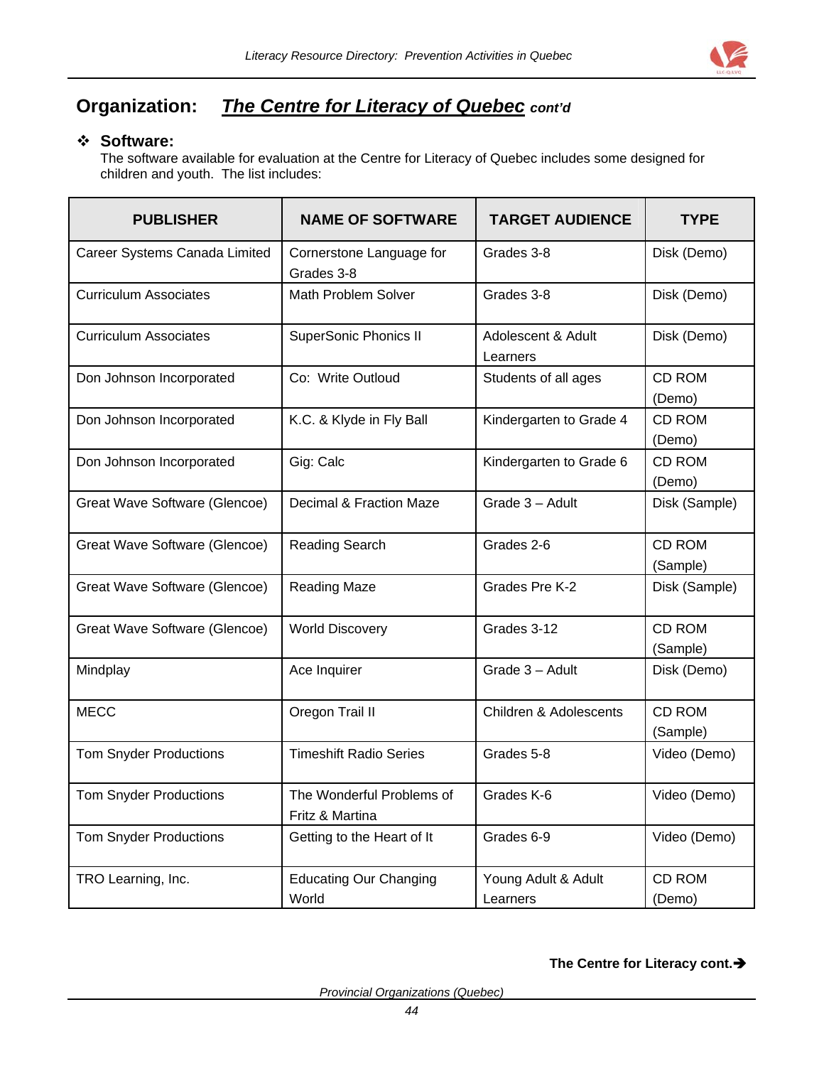## Organization: *The Centre for Literacy of Quebec* ***cont'd***

❖ **Software:**

The software available for evaluation at the Centre for Literacy of Quebec includes some designed for children and youth. The list includes:

| PUBLISHER | NAME OF SOFTWARE | TARGET AUDIENCE | TYPE |
|---|---|---|---|
| Career Systems Canada Limited | Cornerstone Language for Grades 3-8 | Grades 3-8 | Disk (Demo) |
| Curriculum Associates | Math Problem Solver | Grades 3-8 | Disk (Demo) |
| Curriculum Associates | SuperSonic Phonics II | Adolescent & Adult Learners | Disk (Demo) |
| Don Johnson Incorporated | Co: Write Outloud | Students of all ages | CD ROM (Demo) |
| Don Johnson Incorporated | K.C. & Klyde in Fly Ball | Kindergarten to Grade 4 | CD ROM (Demo) |
| Don Johnson Incorporated | Gig: Calc | Kindergarten to Grade 6 | CD ROM (Demo) |
| Great Wave Software (Glencoe) | Decimal & Fraction Maze | Grade 3 – Adult | Disk (Sample) |
| Great Wave Software (Glencoe) | Reading Search | Grades 2-6 | CD ROM (Sample) |
| Great Wave Software (Glencoe) | Reading Maze | Grades Pre K-2 | Disk (Sample) |
| Great Wave Software (Glencoe) | World Discovery | Grades 3-12 | CD ROM (Sample) |
| Mindplay | Ace Inquirer | Grade 3 – Adult | Disk (Demo) |
| MECC | Oregon Trail II | Children & Adolescents | CD ROM (Sample) |
| Tom Snyder Productions | Timeshift Radio Series | Grades 5-8 | Video (Demo) |
| Tom Snyder Productions | The Wonderful Problems of Fritz & Martina | Grades K-6 | Video (Demo) |
| Tom Snyder Productions | Getting to the Heart of It | Grades 6-9 | Video (Demo) |
| TRO Learning, Inc. | Educating Our Changing World | Young Adult & Adult Learners | CD ROM (Demo) |

**The Centre for Literacy cont.➔**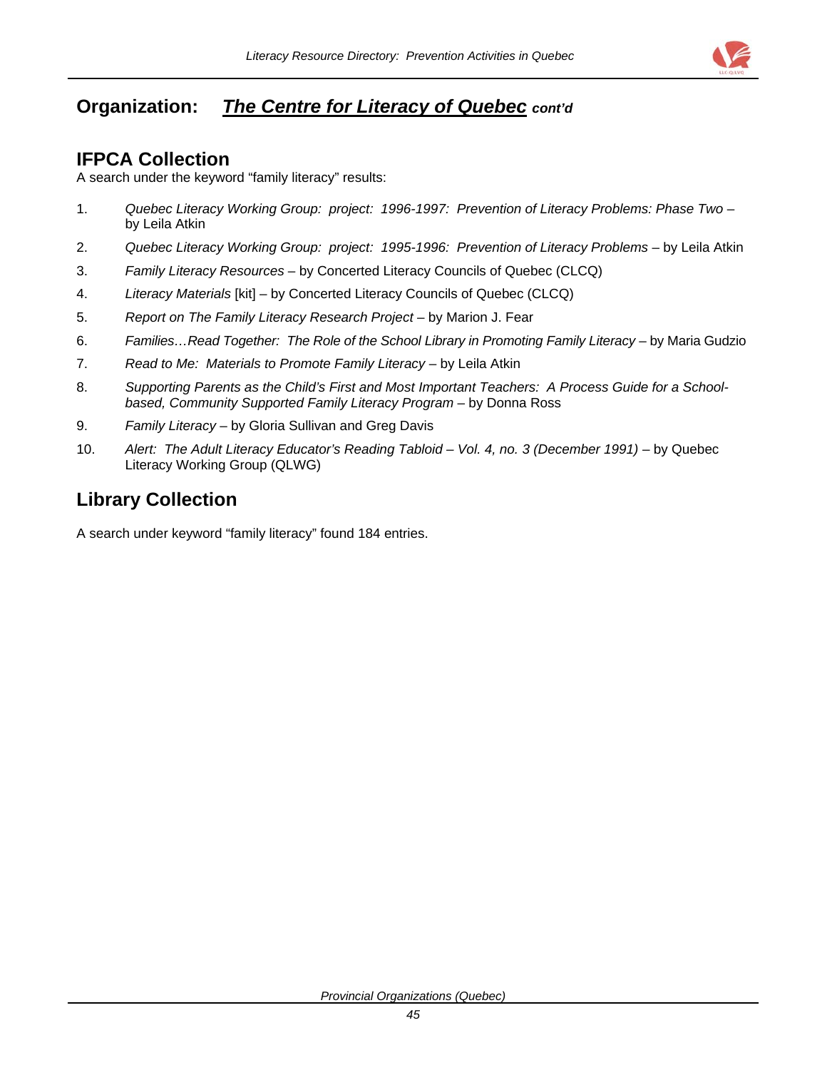## Organization: ***The Centre for Literacy of Quebec*** ***cont'd***

### IFPCA Collection

A search under the keyword "family literacy" results:

1. *Quebec Literacy Working Group: project: 1996-1997: Prevention of Literacy Problems: Phase Two* – by Leila Atkin
2. *Quebec Literacy Working Group: project: 1995-1996: Prevention of Literacy Problems* – by Leila Atkin
3. *Family Literacy Resources* – by Concerted Literacy Councils of Quebec (CLCQ)
4. *Literacy Materials* [kit] – by Concerted Literacy Councils of Quebec (CLCQ)
5. *Report on The Family Literacy Research Project* – by Marion J. Fear
6. *Families…Read Together: The Role of the School Library in Promoting Family Literacy* – by Maria Gudzio
7. *Read to Me: Materials to Promote Family Literacy* – by Leila Atkin
8. *Supporting Parents as the Child's First and Most Important Teachers: A Process Guide for a School-based, Community Supported Family Literacy Program* – by Donna Ross
9. *Family Literacy* – by Gloria Sullivan and Greg Davis
10. *Alert: The Adult Literacy Educator's Reading Tabloid – Vol. 4, no. 3 (December 1991)* – by Quebec Literacy Working Group (QLWG)

### Library Collection

A search under keyword "family literacy" found 184 entries.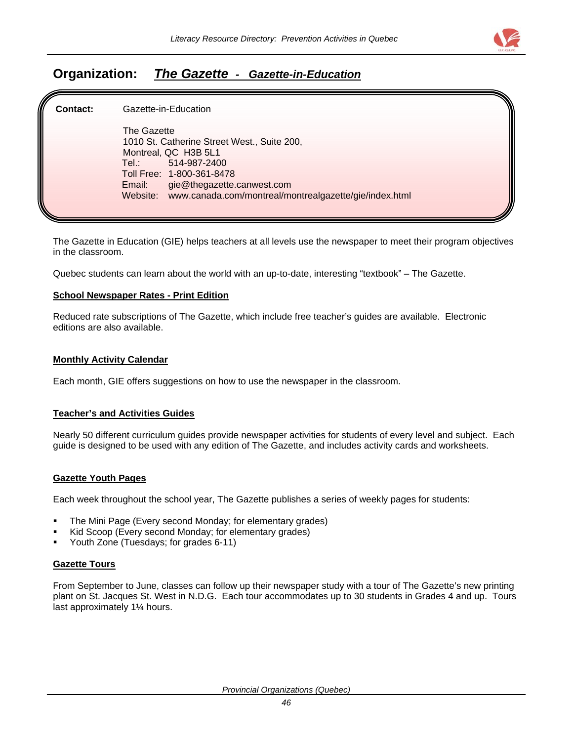## Organization: ***The Gazette* - *Gazette-in-Education***

**Contact:** Gazette-in-Education

The Gazette
1010 St. Catherine Street West., Suite 200,
Montreal, QC H3B 5L1
Tel.: 514-987-2400
Toll Free: 1-800-361-8478
Email: gie@thegazette.canwest.com
Website: www.canada.com/montreal/montrealgazette/gie/index.html

The Gazette in Education (GIE) helps teachers at all levels use the newspaper to meet their program objectives in the classroom.

Quebec students can learn about the world with an up-to-date, interesting "textbook" – The Gazette.

**School Newspaper Rates - Print Edition**

Reduced rate subscriptions of The Gazette, which include free teacher's guides are available. Electronic editions are also available.

**Monthly Activity Calendar**

Each month, GIE offers suggestions on how to use the newspaper in the classroom.

**Teacher's and Activities Guides**

Nearly 50 different curriculum guides provide newspaper activities for students of every level and subject. Each guide is designed to be used with any edition of The Gazette, and includes activity cards and worksheets.

**Gazette Youth Pages**

Each week throughout the school year, The Gazette publishes a series of weekly pages for students:

- The Mini Page (Every second Monday; for elementary grades)
- Kid Scoop (Every second Monday; for elementary grades)
- Youth Zone (Tuesdays; for grades 6-11)

**Gazette Tours**

From September to June, classes can follow up their newspaper study with a tour of The Gazette's new printing plant on St. Jacques St. West in N.D.G. Each tour accommodates up to 30 students in Grades 4 and up. Tours last approximately 1¼ hours.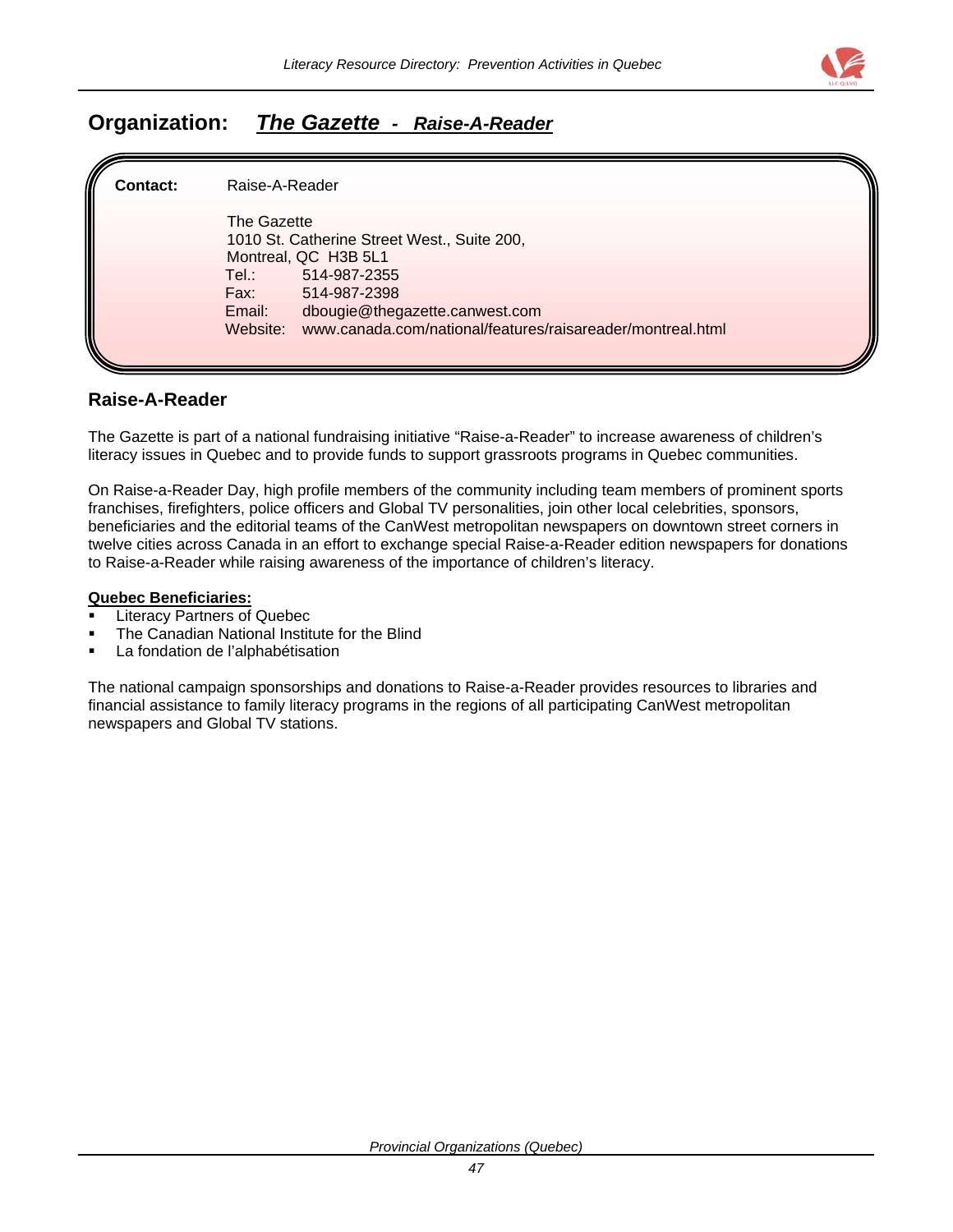## Organization: ***The Gazette - Raise-A-Reader***

**Contact:** Raise-A-Reader

The Gazette
1010 St. Catherine Street West., Suite 200,
Montreal, QC H3B 5L1
Tel.: 514-987-2355
Fax: 514-987-2398
Email: dbougie@thegazette.canwest.com
Website: www.canada.com/national/features/raisareader/montreal.html

### Raise-A-Reader

The Gazette is part of a national fundraising initiative "Raise-a-Reader" to increase awareness of children's literacy issues in Quebec and to provide funds to support grassroots programs in Quebec communities.

On Raise-a-Reader Day, high profile members of the community including team members of prominent sports franchises, firefighters, police officers and Global TV personalities, join other local celebrities, sponsors, beneficiaries and the editorial teams of the CanWest metropolitan newspapers on downtown street corners in twelve cities across Canada in an effort to exchange special Raise-a-Reader edition newspapers for donations to Raise-a-Reader while raising awareness of the importance of children's literacy.

**Quebec Beneficiaries:**

- Literacy Partners of Quebec
- The Canadian National Institute for the Blind
- La fondation de l'alphabétisation

The national campaign sponsorships and donations to Raise-a-Reader provides resources to libraries and financial assistance to family literacy programs in the regions of all participating CanWest metropolitan newspapers and Global TV stations.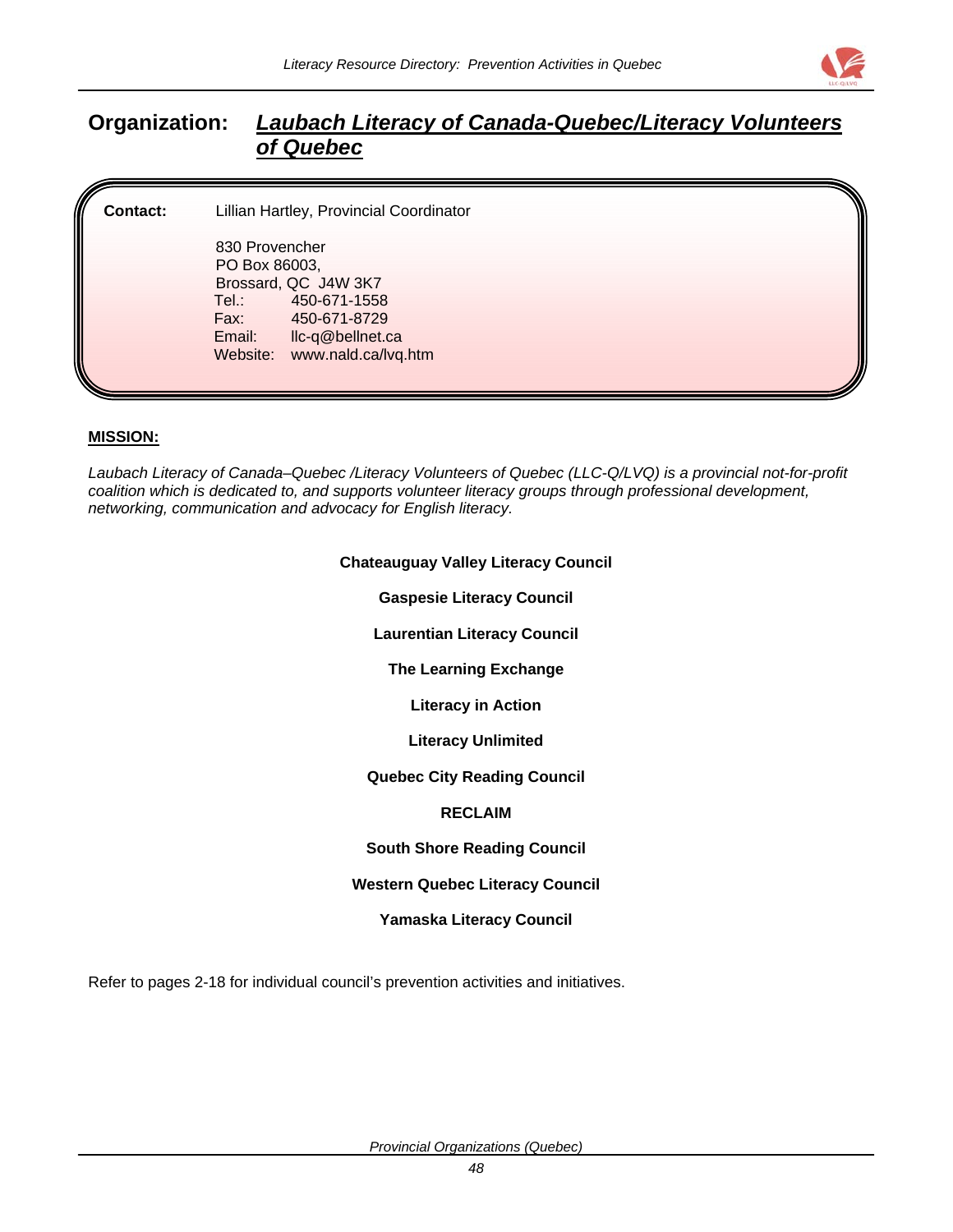## Organization: *Laubach Literacy of Canada-Quebec/Literacy Volunteers of Quebec*

**Contact:** Lillian Hartley, Provincial Coordinator

830 Provencher
PO Box 86003,
Brossard, QC J4W 3K7
Tel.: 450-671-1558
Fax: 450-671-8729
Email: llc-q@bellnet.ca
Website: www.nald.ca/lvq.htm

**MISSION:**

*Laubach Literacy of Canada–Quebec /Literacy Volunteers of Quebec (LLC-Q/LVQ) is a provincial not-for-profit coalition which is dedicated to, and supports volunteer literacy groups through professional development, networking, communication and advocacy for English literacy.*

**Chateauguay Valley Literacy Council**

**Gaspesie Literacy Council**

**Laurentian Literacy Council**

**The Learning Exchange**

**Literacy in Action**

**Literacy Unlimited**

**Quebec City Reading Council**

**RECLAIM**

**South Shore Reading Council**

**Western Quebec Literacy Council**

**Yamaska Literacy Council**

Refer to pages 2-18 for individual council's prevention activities and initiatives.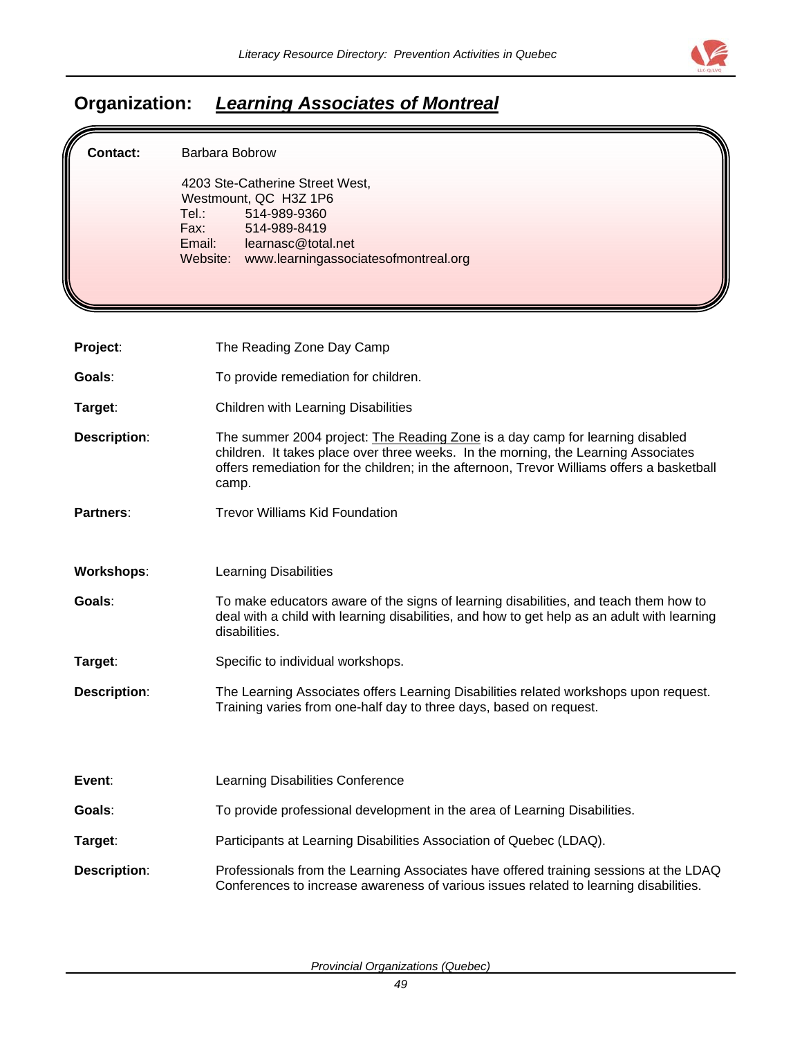## Organization: *Learning Associates of Montreal*

**Contact:** Barbara Bobrow

4203 Ste-Catherine Street West,
Westmount, QC H3Z 1P6
Tel.: 514-989-9360
Fax: 514-989-8419
Email: learnasc@total.net
Website: www.learningassociatesofmontreal.org

**Project**: The Reading Zone Day Camp

**Goals**: To provide remediation for children.

**Target**: Children with Learning Disabilities

**Description**: The summer 2004 project: The Reading Zone is a day camp for learning disabled children. It takes place over three weeks. In the morning, the Learning Associates offers remediation for the children; in the afternoon, Trevor Williams offers a basketball camp.

**Partners**: Trevor Williams Kid Foundation

**Workshops**: Learning Disabilities

**Goals**: To make educators aware of the signs of learning disabilities, and teach them how to deal with a child with learning disabilities, and how to get help as an adult with learning disabilities.

**Target**: Specific to individual workshops.

**Description**: The Learning Associates offers Learning Disabilities related workshops upon request. Training varies from one-half day to three days, based on request.

**Event**: Learning Disabilities Conference

**Goals**: To provide professional development in the area of Learning Disabilities.

**Target**: Participants at Learning Disabilities Association of Quebec (LDAQ).

**Description**: Professionals from the Learning Associates have offered training sessions at the LDAQ Conferences to increase awareness of various issues related to learning disabilities.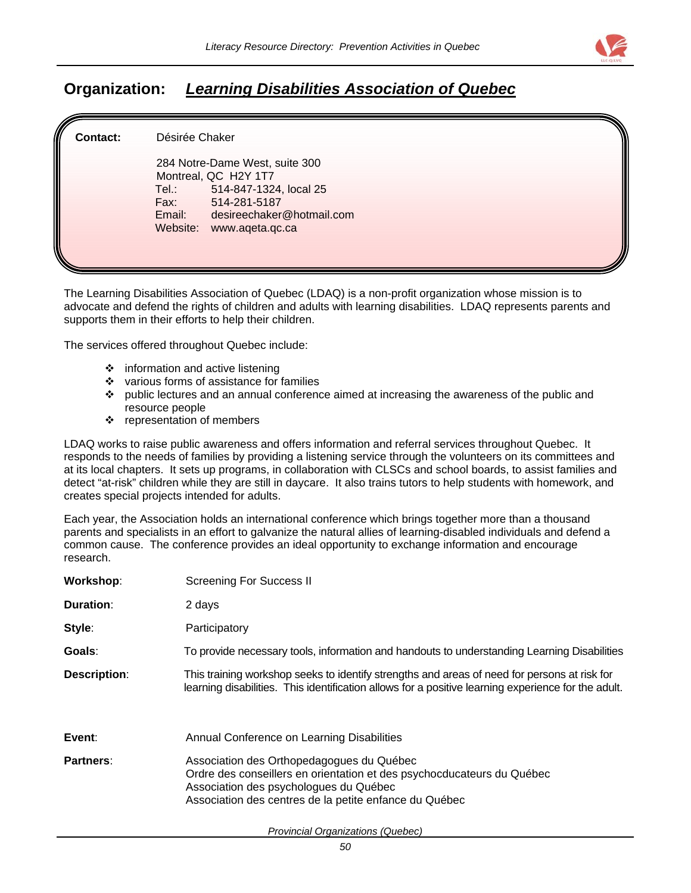## Organization: ***Learning Disabilities Association of Quebec***

**Contact:** Désirée Chaker

284 Notre-Dame West, suite 300
Montreal, QC  H2Y 1T7
Tel.: 514-847-1324, local 25
Fax: 514-281-5187
Email: desireechaker@hotmail.com
Website: www.aqeta.qc.ca

The Learning Disabilities Association of Quebec (LDAQ) is a non-profit organization whose mission is to advocate and defend the rights of children and adults with learning disabilities. LDAQ represents parents and supports them in their efforts to help their children.

The services offered throughout Quebec include:

- information and active listening
- various forms of assistance for families
- public lectures and an annual conference aimed at increasing the awareness of the public and resource people
- representation of members

LDAQ works to raise public awareness and offers information and referral services throughout Quebec. It responds to the needs of families by providing a listening service through the volunteers on its committees and at its local chapters. It sets up programs, in collaboration with CLSCs and school boards, to assist families and detect "at-risk" children while they are still in daycare. It also trains tutors to help students with homework, and creates special projects intended for adults.

Each year, the Association holds an international conference which brings together more than a thousand parents and specialists in an effort to galvanize the natural allies of learning-disabled individuals and defend a common cause. The conference provides an ideal opportunity to exchange information and encourage research.

**Workshop**: Screening For Success II

**Duration**: 2 days

**Style**: Participatory

**Goals**: To provide necessary tools, information and handouts to understanding Learning Disabilities

**Description**: This training workshop seeks to identify strengths and areas of need for persons at risk for learning disabilities. This identification allows for a positive learning experience for the adult.

**Event**: Annual Conference on Learning Disabilities

**Partners**: Association des Orthopedagogues du Québec
Ordre des conseillers en orientation et des psychocducateurs du Québec
Association des psychologues du Québec
Association des centres de la petite enfance du Québec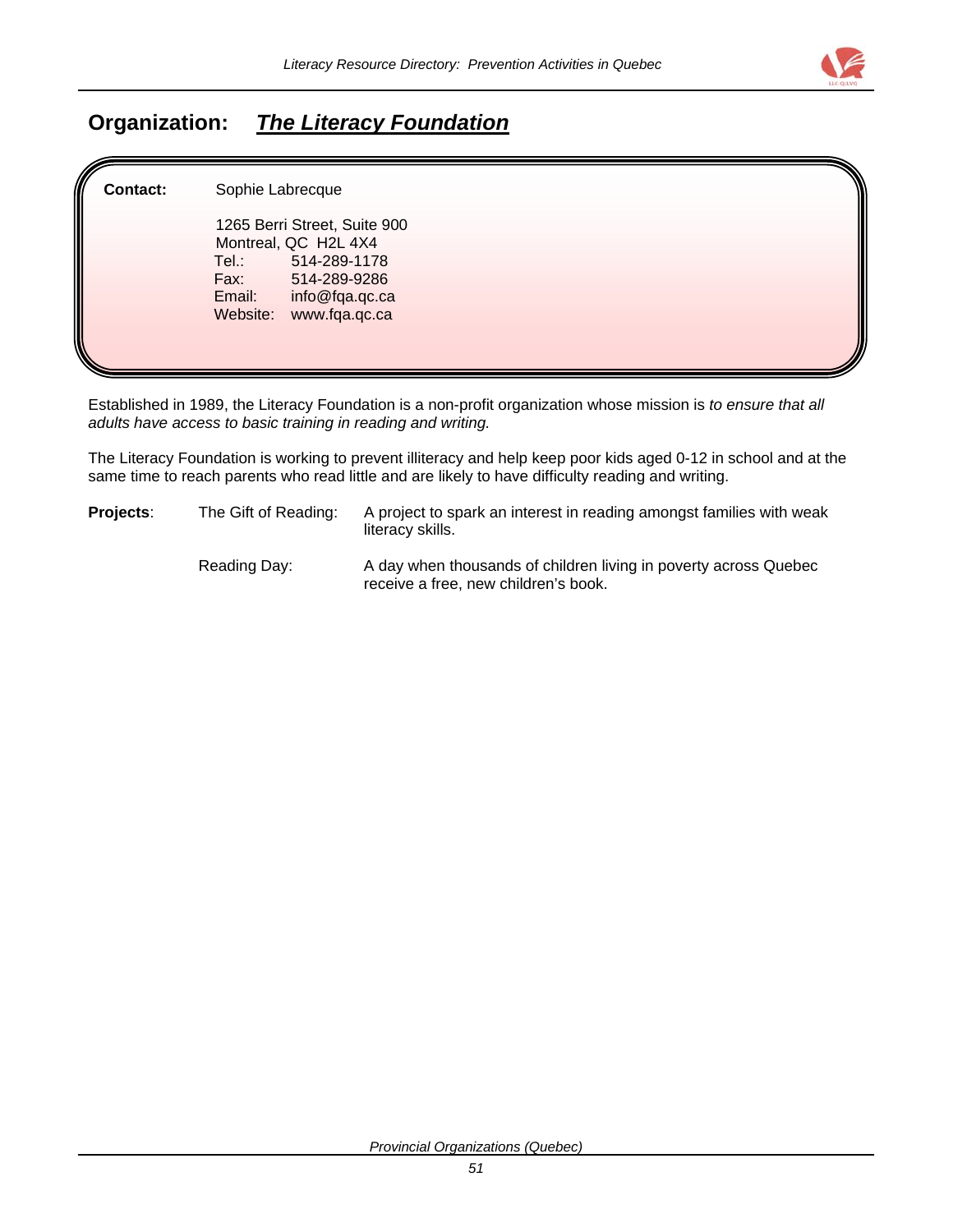## Organization: ***The Literacy Foundation***

**Contact:** Sophie Labrecque

1265 Berri Street, Suite 900
Montreal, QC H2L 4X4
Tel.: 514-289-1178
Fax: 514-289-9286
Email: info@fqa.qc.ca
Website: www.fqa.qc.ca

Established in 1989, the Literacy Foundation is a non-profit organization whose mission is *to ensure that all adults have access to basic training in reading and writing.*

The Literacy Foundation is working to prevent illiteracy and help keep poor kids aged 0-12 in school and at the same time to reach parents who read little and are likely to have difficulty reading and writing.

**Projects**:

- The Gift of Reading: A project to spark an interest in reading amongst families with weak literacy skills.
- Reading Day: A day when thousands of children living in poverty across Quebec receive a free, new children's book.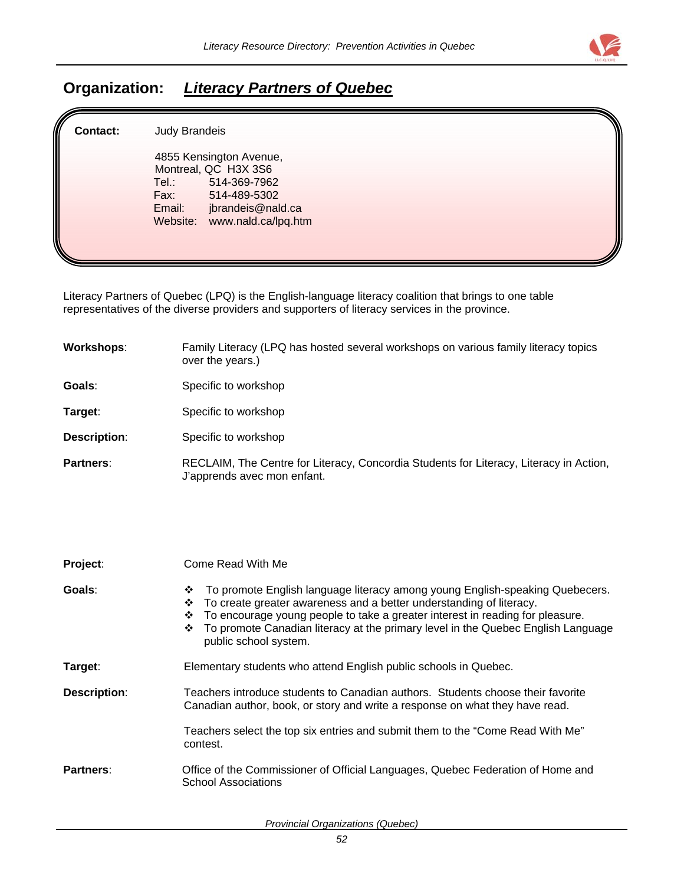## Organization: ***Literacy Partners of Quebec***

**Contact:** Judy Brandeis

4855 Kensington Avenue,
Montreal, QC H3X 3S6
Tel.: 514-369-7962
Fax: 514-489-5302
Email: jbrandeis@nald.ca
Website: www.nald.ca/lpq.htm

Literacy Partners of Quebec (LPQ) is the English-language literacy coalition that brings to one table representatives of the diverse providers and supporters of literacy services in the province.

**Workshops**: Family Literacy (LPQ has hosted several workshops on various family literacy topics over the years.)

**Goals**: Specific to workshop

**Target**: Specific to workshop

**Description**: Specific to workshop

**Partners**: RECLAIM, The Centre for Literacy, Concordia Students for Literacy, Literacy in Action, J'apprends avec mon enfant.

**Project**: Come Read With Me

**Goals**:

- To promote English language literacy among young English-speaking Quebecers.
- To create greater awareness and a better understanding of literacy.
- To encourage young people to take a greater interest in reading for pleasure.
- To promote Canadian literacy at the primary level in the Quebec English Language public school system.

**Target**: Elementary students who attend English public schools in Quebec.

**Description**: Teachers introduce students to Canadian authors. Students choose their favorite Canadian author, book, or story and write a response on what they have read.

Teachers select the top six entries and submit them to the "Come Read With Me" contest.

**Partners**: Office of the Commissioner of Official Languages, Quebec Federation of Home and School Associations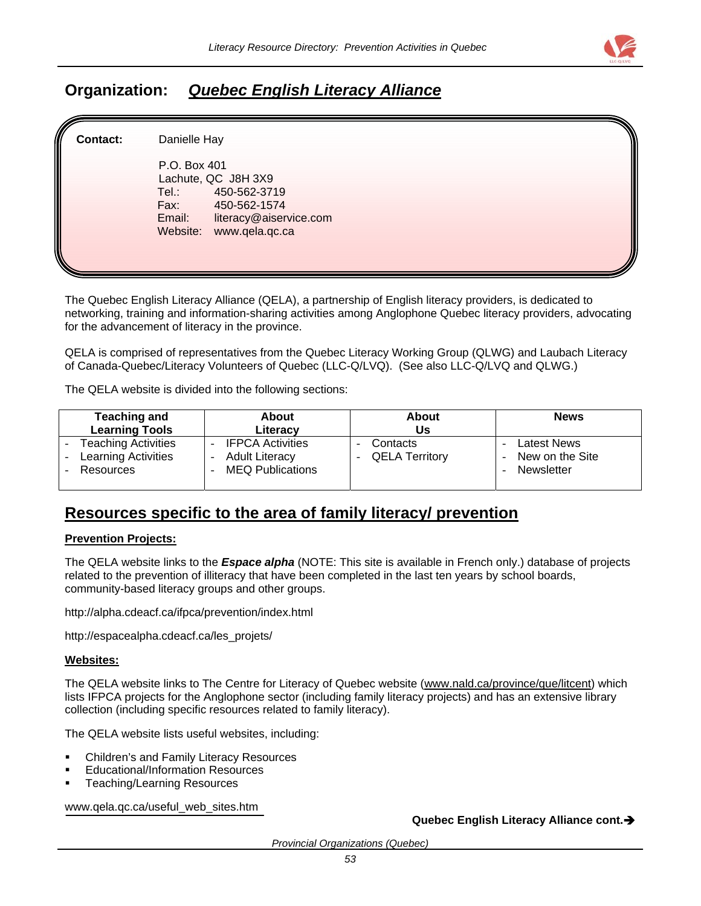## Organization: ***Quebec English Literacy Alliance***

**Contact:** Danielle Hay

P.O. Box 401
Lachute, QC J8H 3X9
Tel.: 450-562-3719
Fax: 450-562-1574
Email: literacy@aiservice.com
Website: www.qela.qc.ca

The Quebec English Literacy Alliance (QELA), a partnership of English literacy providers, is dedicated to networking, training and information-sharing activities among Anglophone Quebec literacy providers, advocating for the advancement of literacy in the province.

QELA is comprised of representatives from the Quebec Literacy Working Group (QLWG) and Laubach Literacy of Canada-Quebec/Literacy Volunteers of Quebec (LLC-Q/LVQ). (See also LLC-Q/LVQ and QLWG.)

The QELA website is divided into the following sections:

| Teaching and Learning Tools | About Literacy | About Us | News |
|---|---|---|---|
| - Teaching Activities<br>- Learning Activities<br>- Resources | - IFPCA Activities<br>- Adult Literacy<br>- MEQ Publications | - Contacts<br>- QELA Territory | - Latest News<br>- New on the Site<br>- Newsletter |

## Resources specific to the area of family literacy/ prevention

**Prevention Projects:**

The QELA website links to the ***Espace alpha*** (NOTE: This site is available in French only.) database of projects related to the prevention of illiteracy that have been completed in the last ten years by school boards, community-based literacy groups and other groups.

http://alpha.cdeacf.ca/ifpca/prevention/index.html

http://espacealpha.cdeacf.ca/les_projets/

**Websites:**

The QELA website links to The Centre for Literacy of Quebec website (www.nald.ca/province/que/litcent) which lists IFPCA projects for the Anglophone sector (including family literacy projects) and has an extensive library collection (including specific resources related to family literacy).

The QELA website lists useful websites, including:

- Children's and Family Literacy Resources
- Educational/Information Resources
- Teaching/Learning Resources

www.qela.qc.ca/useful_web_sites.htm

**Quebec English Literacy Alliance cont.➔**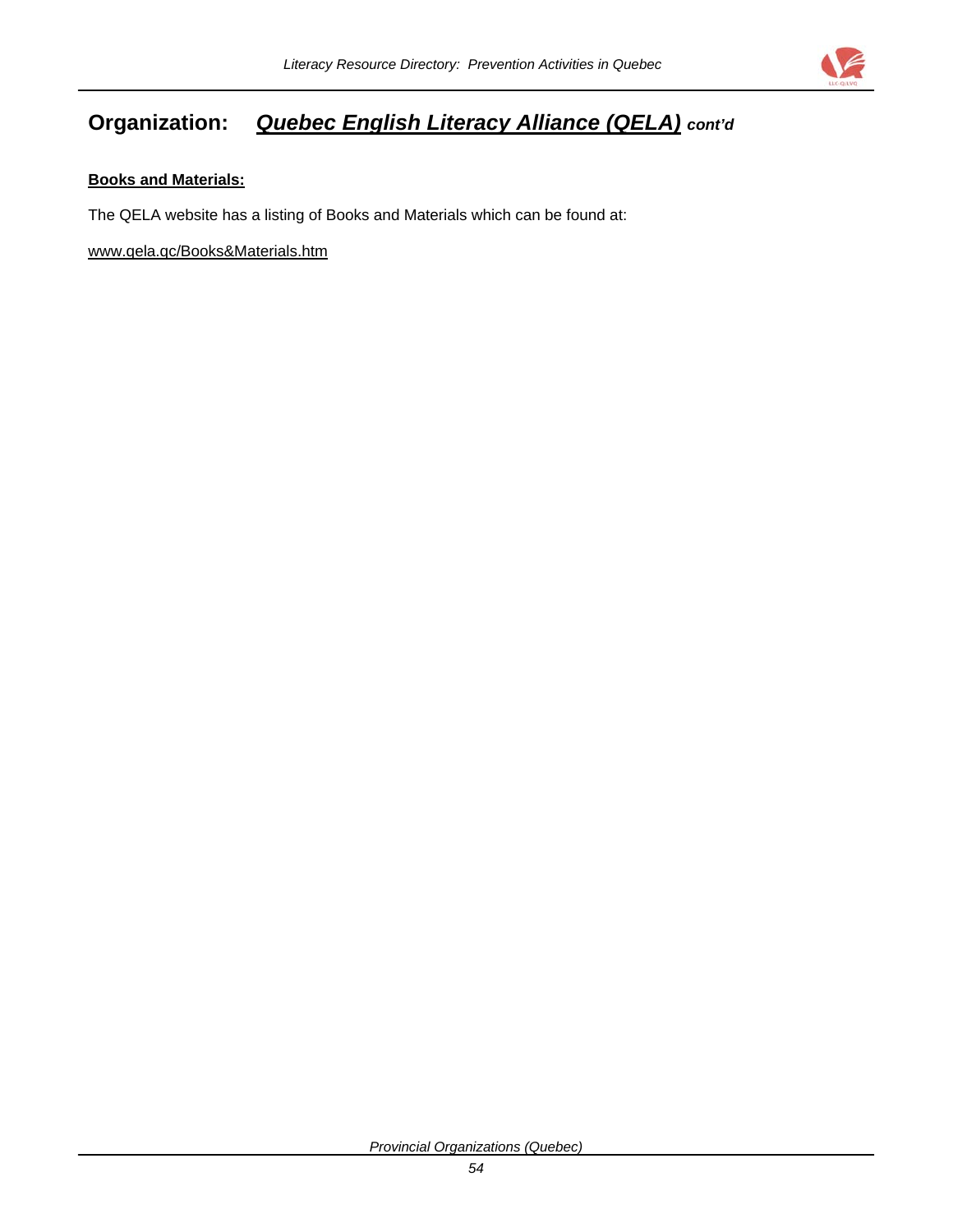## Organization: ***Quebec English Literacy Alliance (QELA)*** ***cont'd***

**Books and Materials:**

The QELA website has a listing of Books and Materials which can be found at:

www.qela.qc/Books&Materials.htm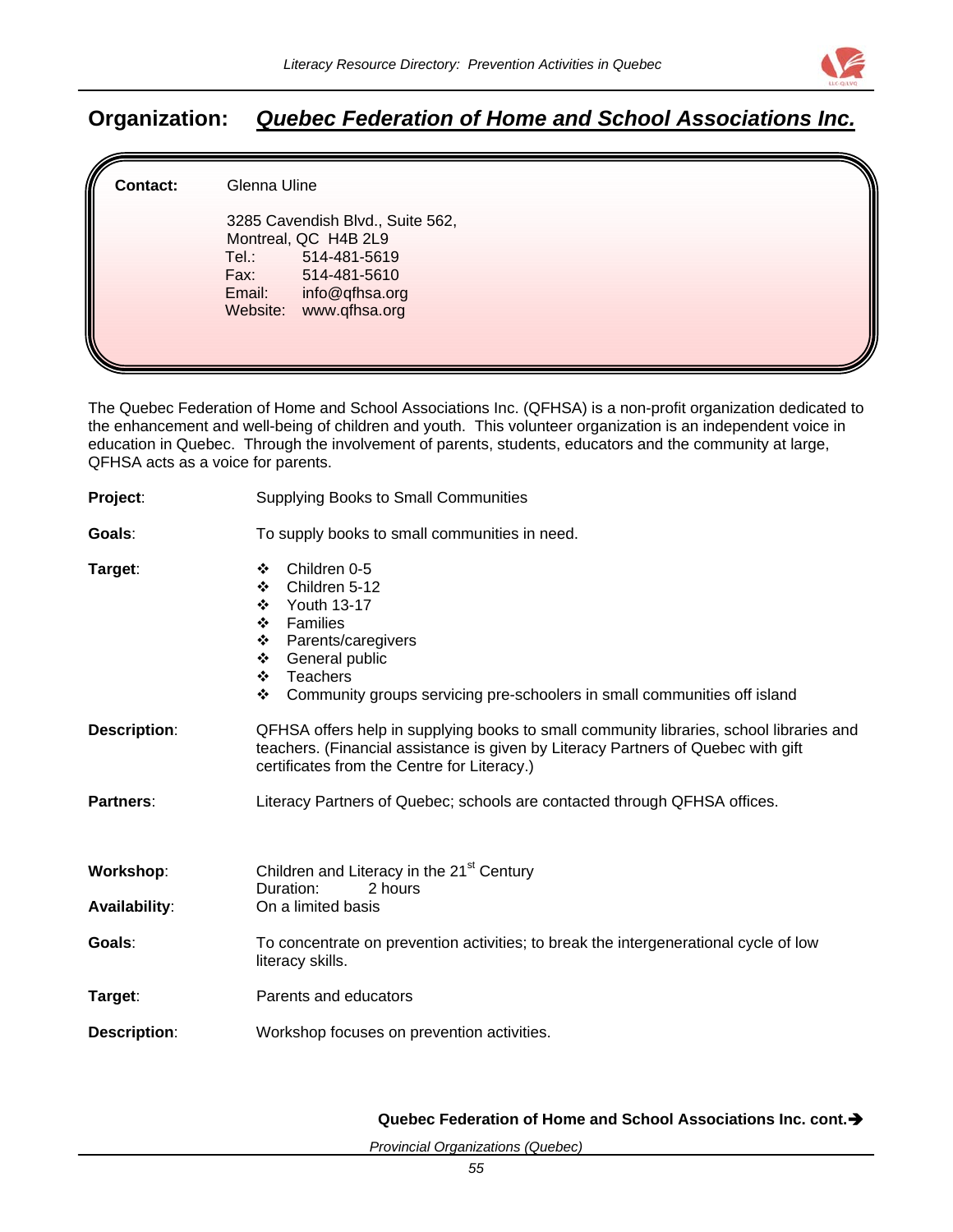## Organization: ***Quebec Federation of Home and School Associations Inc.***

**Contact:** Glenna Uline

3285 Cavendish Blvd., Suite 562,
Montreal, QC H4B 2L9
Tel.: 514-481-5619
Fax: 514-481-5610
Email: info@qfhsa.org
Website: www.qfhsa.org

The Quebec Federation of Home and School Associations Inc. (QFHSA) is a non-profit organization dedicated to the enhancement and well-being of children and youth. This volunteer organization is an independent voice in education in Quebec. Through the involvement of parents, students, educators and the community at large, QFHSA acts as a voice for parents.

**Project**: Supplying Books to Small Communities

**Goals**: To supply books to small communities in need.

**Target**:

- Children 0-5
- Children 5-12
- Youth 13-17
- Families
- Parents/caregivers
- General public
- Teachers
- Community groups servicing pre-schoolers in small communities off island

**Description**: QFHSA offers help in supplying books to small community libraries, school libraries and teachers. (Financial assistance is given by Literacy Partners of Quebec with gift certificates from the Centre for Literacy.)

**Partners**: Literacy Partners of Quebec; schools are contacted through QFHSA offices.

**Workshop**: Children and Literacy in the 21st Century
Duration: 2 hours

**Availability**: On a limited basis

**Goals**: To concentrate on prevention activities; to break the intergenerational cycle of low literacy skills.

**Target**: Parents and educators

**Description**: Workshop focuses on prevention activities.

**Quebec Federation of Home and School Associations Inc. cont.➔**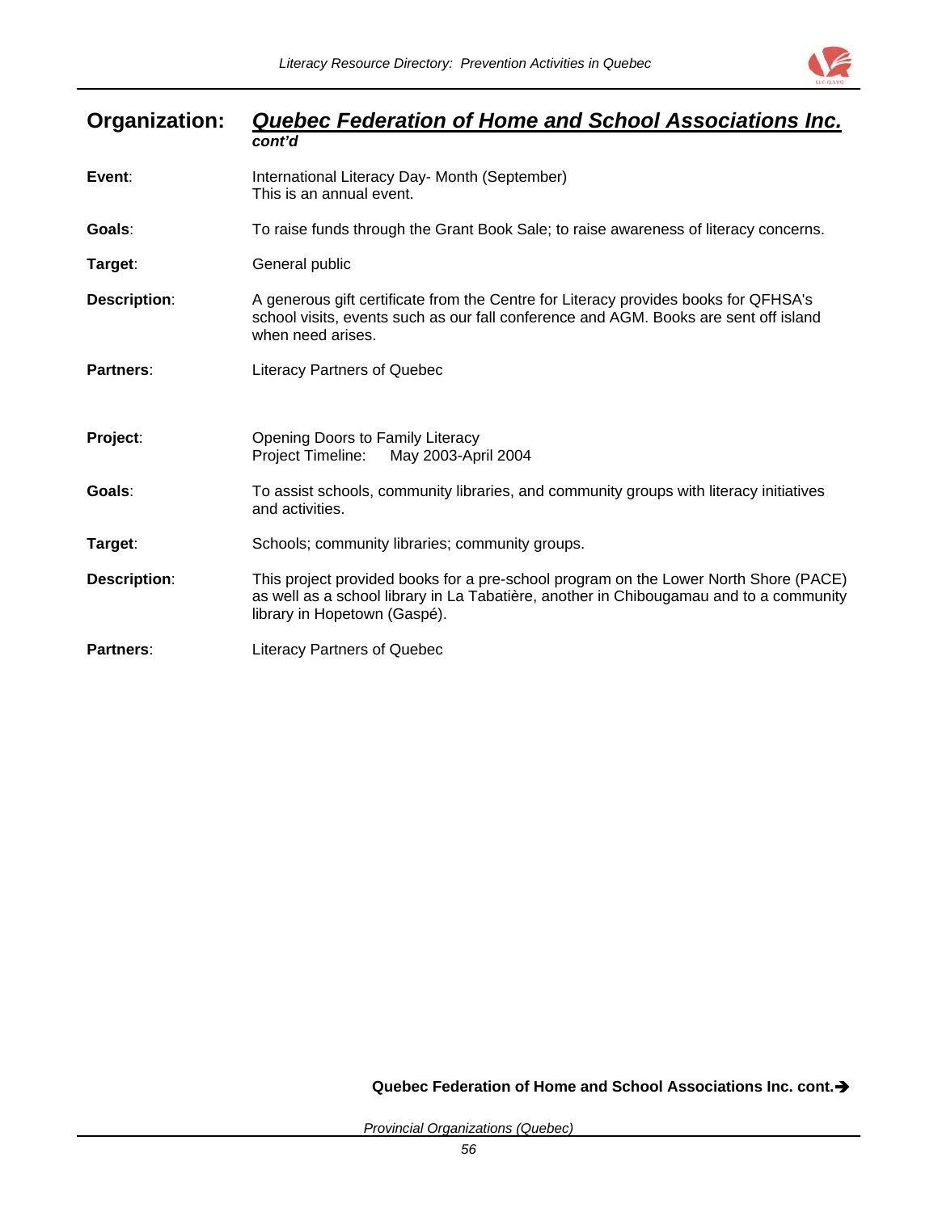**Organization:** ***Quebec Federation of Home and School Associations Inc.***
***cont'd***

**Event**: International Literacy Day- Month (September)
This is an annual event.

**Goals**: To raise funds through the Grant Book Sale; to raise awareness of literacy concerns.

**Target**: General public

**Description**: A generous gift certificate from the Centre for Literacy provides books for QFHSA's school visits, events such as our fall conference and AGM. Books are sent off island when need arises.

**Partners**: Literacy Partners of Quebec

**Project**: Opening Doors to Family Literacy
Project Timeline: May 2003-April 2004

**Goals**: To assist schools, community libraries, and community groups with literacy initiatives and activities.

**Target**: Schools; community libraries; community groups.

**Description**: This project provided books for a pre-school program on the Lower North Shore (PACE) as well as a school library in La Tabatière, another in Chibougamau and to a community library in Hopetown (Gaspé).

**Partners**: Literacy Partners of Quebec

**Quebec Federation of Home and School Associations Inc. cont.➔**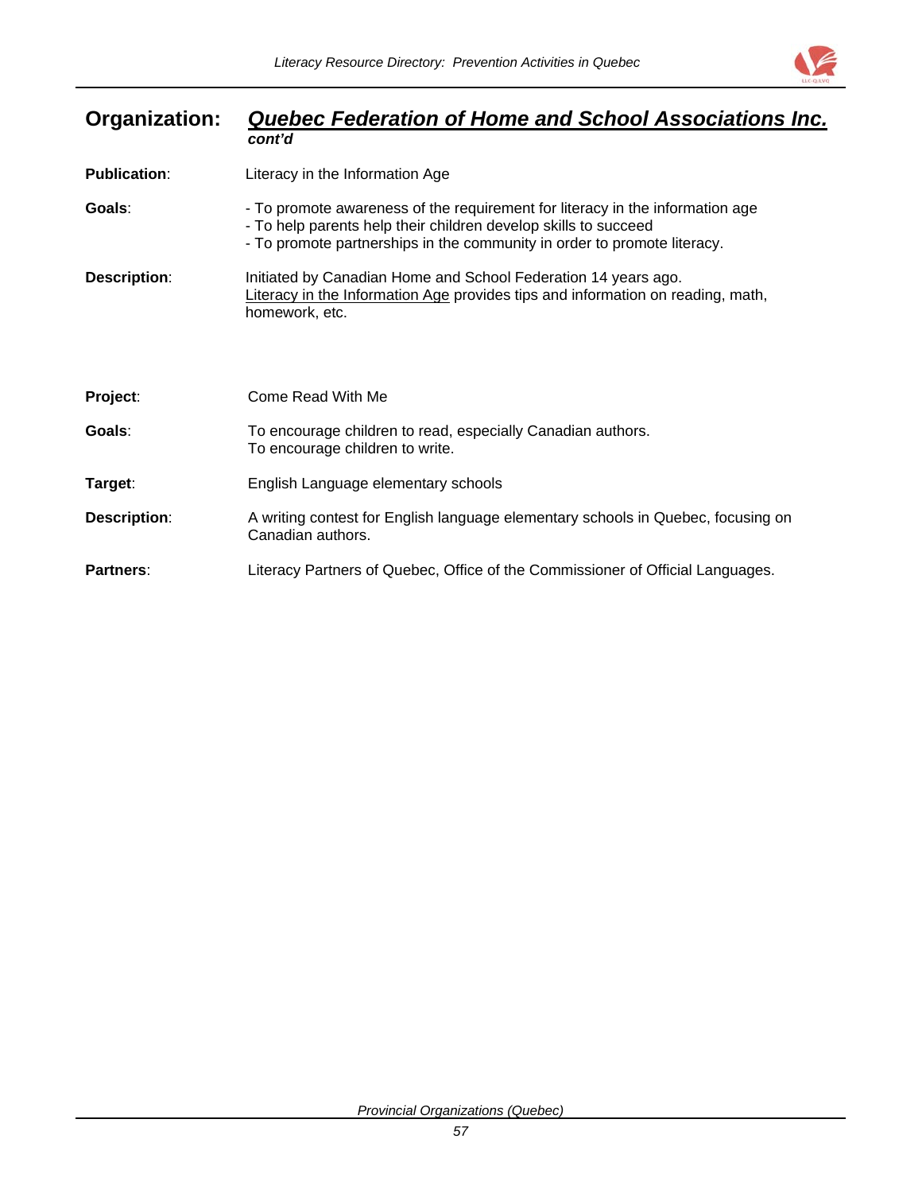**Organization:** ***Quebec Federation of Home and School Associations Inc.***
***cont'd***

**Publication**: Literacy in the Information Age

**Goals**:
- To promote awareness of the requirement for literacy in the information age
- To help parents help their children develop skills to succeed
- To promote partnerships in the community in order to promote literacy.

**Description**: Initiated by Canadian Home and School Federation 14 years ago. Literacy in the Information Age provides tips and information on reading, math, homework, etc.

**Project**: Come Read With Me

**Goals**: To encourage children to read, especially Canadian authors.
To encourage children to write.

**Target**: English Language elementary schools

**Description**: A writing contest for English language elementary schools in Quebec, focusing on Canadian authors.

**Partners**: Literacy Partners of Quebec, Office of the Commissioner of Official Languages.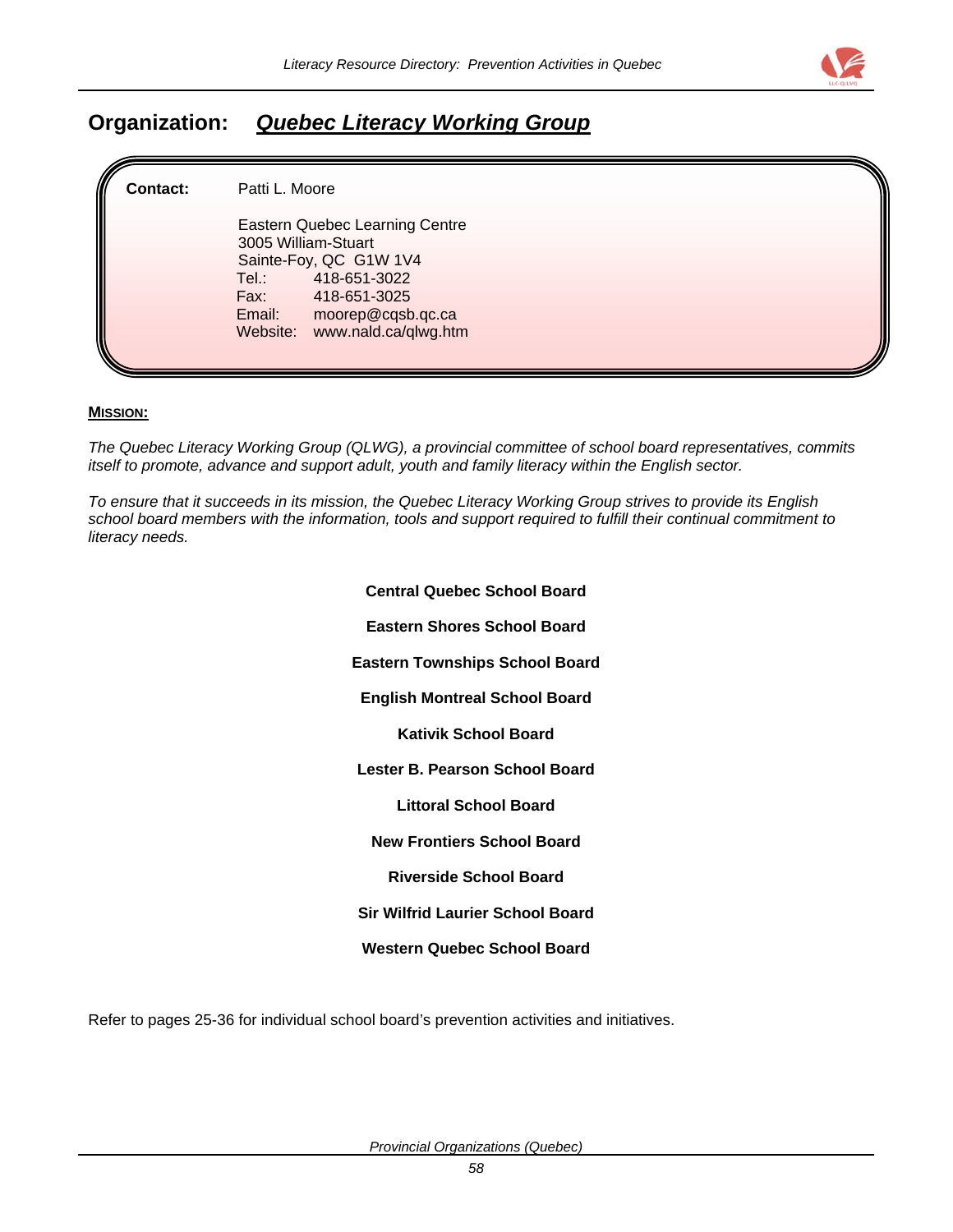## Organization: ***Quebec Literacy Working Group***

**Contact:** Patti L. Moore

Eastern Quebec Learning Centre
3005 William-Stuart
Sainte-Foy, QC G1W 1V4
Tel.: 418-651-3022
Fax: 418-651-3025
Email: moorep@cqsb.qc.ca
Website: www.nald.ca/qlwg.htm

**MISSION:**

*The Quebec Literacy Working Group (QLWG), a provincial committee of school board representatives, commits itself to promote, advance and support adult, youth and family literacy within the English sector.*

*To ensure that it succeeds in its mission, the Quebec Literacy Working Group strives to provide its English school board members with the information, tools and support required to fulfill their continual commitment to literacy needs.*

**Central Quebec School Board**

**Eastern Shores School Board**

**Eastern Townships School Board**

**English Montreal School Board**

**Kativik School Board**

**Lester B. Pearson School Board**

**Littoral School Board**

**New Frontiers School Board**

**Riverside School Board**

**Sir Wilfrid Laurier School Board**

**Western Quebec School Board**

Refer to pages 25-36 for individual school board's prevention activities and initiatives.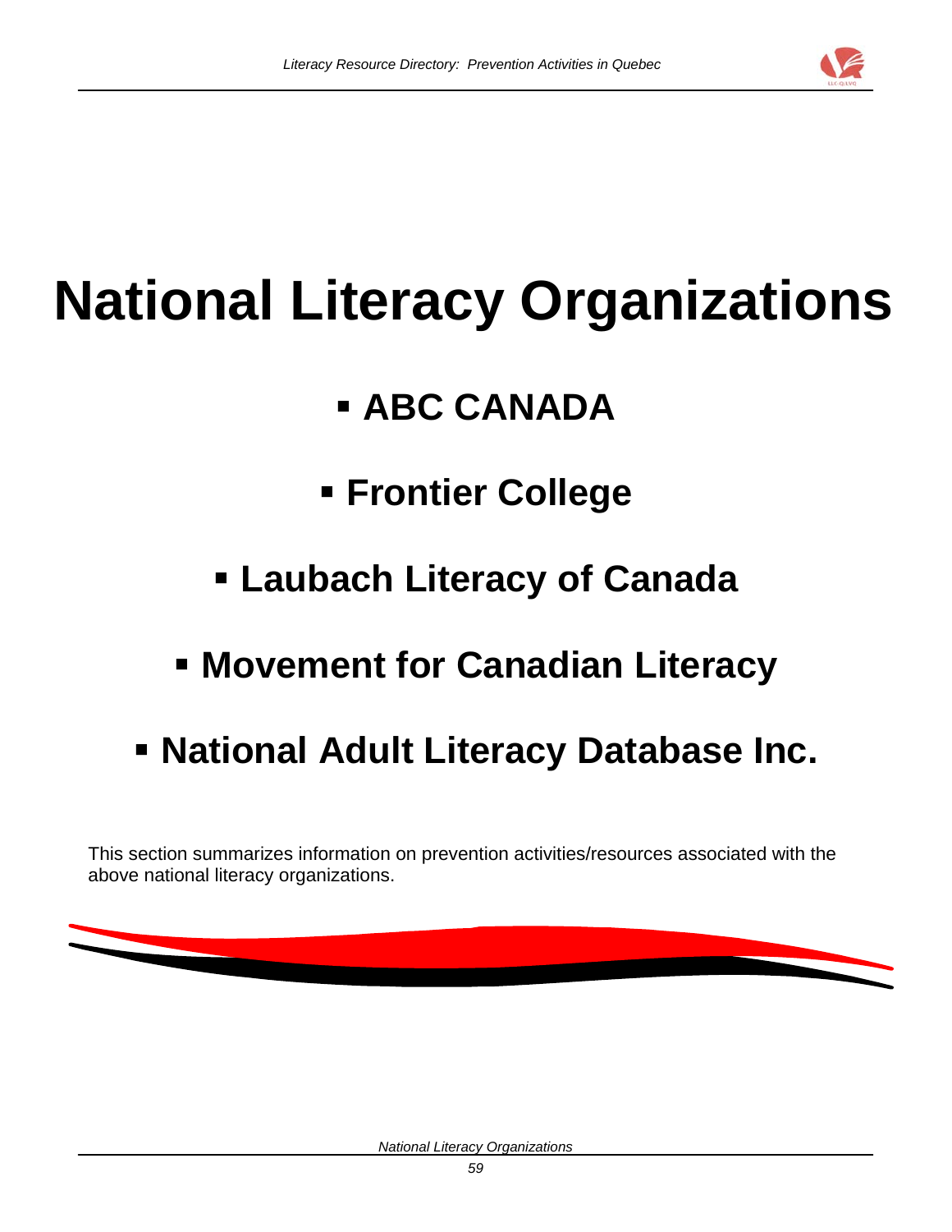# National Literacy Organizations

- **ABC CANADA**
- **Frontier College**
- **Laubach Literacy of Canada**
- **Movement for Canadian Literacy**
- **National Adult Literacy Database Inc.**

This section summarizes information on prevention activities/resources associated with the above national literacy organizations.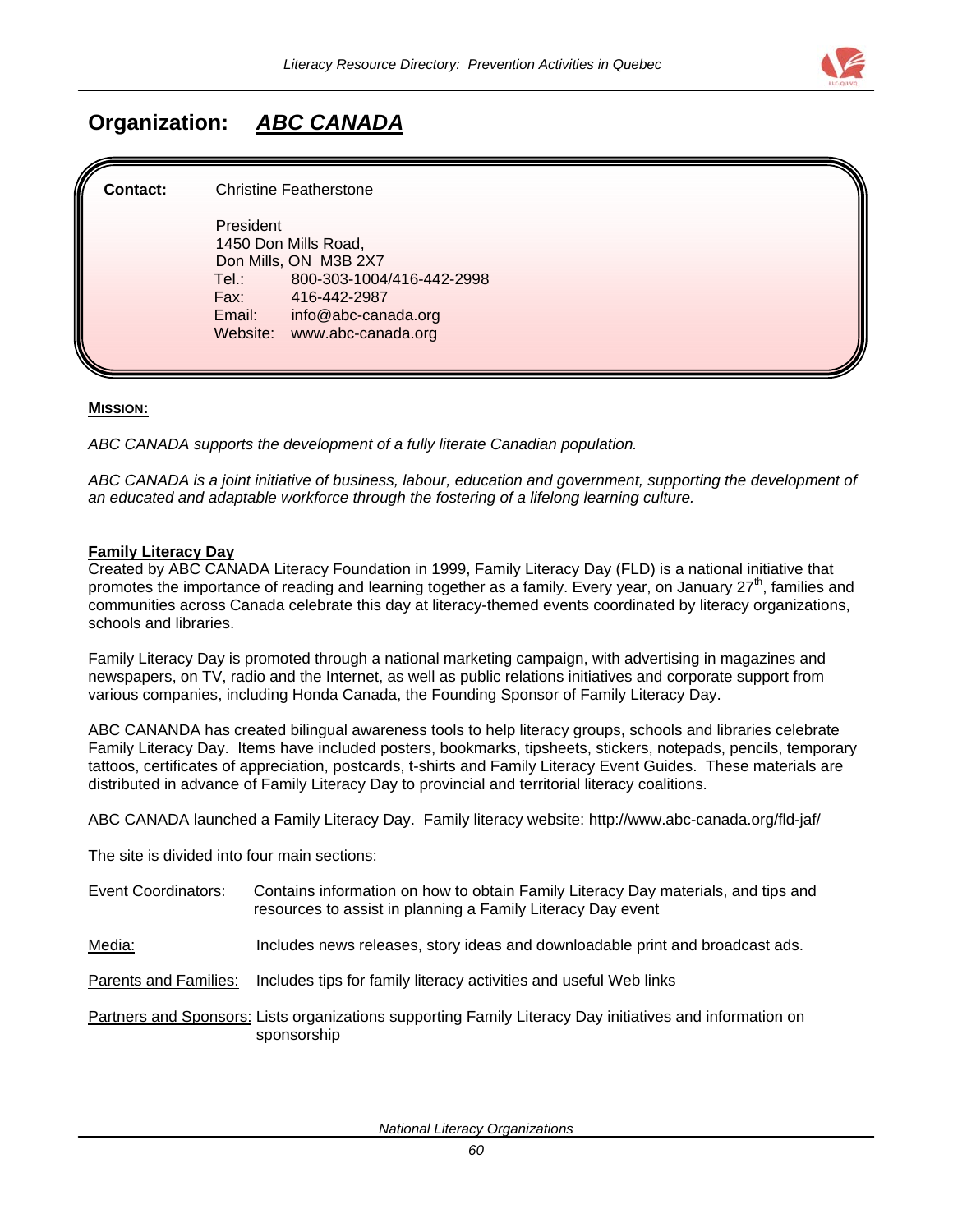## Organization: ***ABC CANADA***

**Contact:** Christine Featherstone

President
1450 Don Mills Road,
Don Mills, ON M3B 2X7
Tel.: 800-303-1004/416-442-2998
Fax: 416-442-2987
Email: info@abc-canada.org
Website: www.abc-canada.org

**MISSION:**

*ABC CANADA supports the development of a fully literate Canadian population.*

*ABC CANADA is a joint initiative of business, labour, education and government, supporting the development of an educated and adaptable workforce through the fostering of a lifelong learning culture.*

**Family Literacy Day**

Created by ABC CANADA Literacy Foundation in 1999, Family Literacy Day (FLD) is a national initiative that promotes the importance of reading and learning together as a family. Every year, on January 27th, families and communities across Canada celebrate this day at literacy-themed events coordinated by literacy organizations, schools and libraries.

Family Literacy Day is promoted through a national marketing campaign, with advertising in magazines and newspapers, on TV, radio and the Internet, as well as public relations initiatives and corporate support from various companies, including Honda Canada, the Founding Sponsor of Family Literacy Day.

ABC CANANDA has created bilingual awareness tools to help literacy groups, schools and libraries celebrate Family Literacy Day. Items have included posters, bookmarks, tipsheets, stickers, notepads, pencils, temporary tattoos, certificates of appreciation, postcards, t-shirts and Family Literacy Event Guides. These materials are distributed in advance of Family Literacy Day to provincial and territorial literacy coalitions.

ABC CANADA launched a Family Literacy Day. Family literacy website: http://www.abc-canada.org/fld-jaf/

The site is divided into four main sections:

Event Coordinators: Contains information on how to obtain Family Literacy Day materials, and tips and resources to assist in planning a Family Literacy Day event

Media: Includes news releases, story ideas and downloadable print and broadcast ads.

Parents and Families: Includes tips for family literacy activities and useful Web links

Partners and Sponsors: Lists organizations supporting Family Literacy Day initiatives and information on sponsorship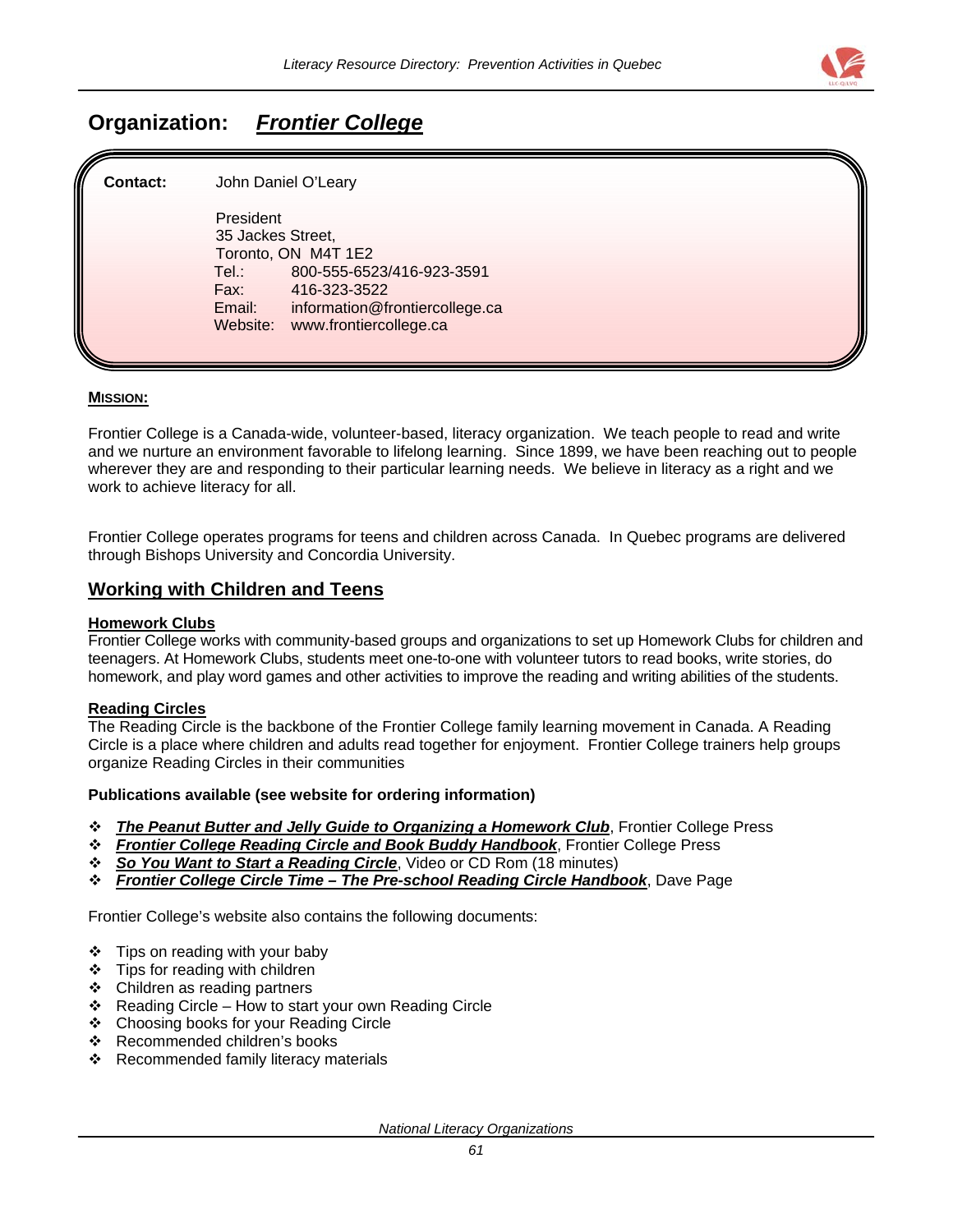## Organization: ***Frontier College***

**Contact:** John Daniel O'Leary

President
35 Jackes Street,
Toronto, ON M4T 1E2
Tel.: 800-555-6523/416-923-3591
Fax: 416-323-3522
Email: information@frontiercollege.ca
Website: www.frontiercollege.ca

**MISSION:**

Frontier College is a Canada-wide, volunteer-based, literacy organization. We teach people to read and write and we nurture an environment favorable to lifelong learning. Since 1899, we have been reaching out to people wherever they are and responding to their particular learning needs. We believe in literacy as a right and we work to achieve literacy for all.

Frontier College operates programs for teens and children across Canada. In Quebec programs are delivered through Bishops University and Concordia University.

## Working with Children and Teens

**Homework Clubs**
Frontier College works with community-based groups and organizations to set up Homework Clubs for children and teenagers. At Homework Clubs, students meet one-to-one with volunteer tutors to read books, write stories, do homework, and play word games and other activities to improve the reading and writing abilities of the students.

**Reading Circles**
The Reading Circle is the backbone of the Frontier College family learning movement in Canada. A Reading Circle is a place where children and adults read together for enjoyment. Frontier College trainers help groups organize Reading Circles in their communities

**Publications available (see website for ordering information)**

- ***The Peanut Butter and Jelly Guide to Organizing a Homework Club***, Frontier College Press
- ***Frontier College Reading Circle and Book Buddy Handbook***, Frontier College Press
- ***So You Want to Start a Reading Circle***, Video or CD Rom (18 minutes)
- ***Frontier College Circle Time – The Pre-school Reading Circle Handbook***, Dave Page

Frontier College's website also contains the following documents:

- Tips on reading with your baby
- Tips for reading with children
- Children as reading partners
- Reading Circle – How to start your own Reading Circle
- Choosing books for your Reading Circle
- Recommended children's books
- Recommended family literacy materials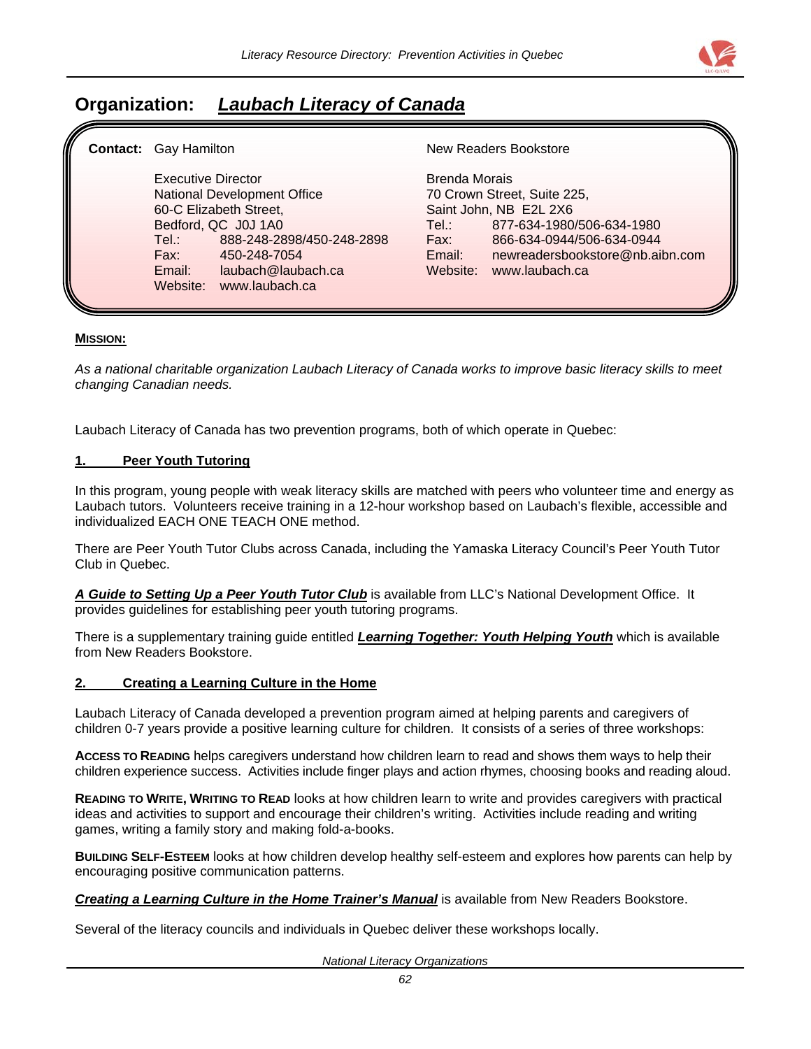## Organization: ***Laubach Literacy of Canada***

**Contact:** Gay Hamilton

Executive Director
National Development Office
60-C Elizabeth Street,
Bedford, QC J0J 1A0
Tel.: 888-248-2898/450-248-2898
Fax: 450-248-7054
Email: laubach@laubach.ca
Website: www.laubach.ca

New Readers Bookstore

Brenda Morais
70 Crown Street, Suite 225,
Saint John, NB E2L 2X6
Tel.: 877-634-1980/506-634-1980
Fax: 866-634-0944/506-634-0944
Email: newreadersbookstore@nb.aibn.com
Website: www.laubach.ca

**MISSION:**

*As a national charitable organization Laubach Literacy of Canada works to improve basic literacy skills to meet changing Canadian needs.*

Laubach Literacy of Canada has two prevention programs, both of which operate in Quebec:

### 1. Peer Youth Tutoring

In this program, young people with weak literacy skills are matched with peers who volunteer time and energy as Laubach tutors. Volunteers receive training in a 12-hour workshop based on Laubach's flexible, accessible and individualized EACH ONE TEACH ONE method.

There are Peer Youth Tutor Clubs across Canada, including the Yamaska Literacy Council's Peer Youth Tutor Club in Quebec.

***A Guide to Setting Up a Peer Youth Tutor Club*** is available from LLC's National Development Office. It provides guidelines for establishing peer youth tutoring programs.

There is a supplementary training guide entitled ***Learning Together: Youth Helping Youth*** which is available from New Readers Bookstore.

### 2. Creating a Learning Culture in the Home

Laubach Literacy of Canada developed a prevention program aimed at helping parents and caregivers of children 0-7 years provide a positive learning culture for children. It consists of a series of three workshops:

**ACCESS TO READING** helps caregivers understand how children learn to read and shows them ways to help their children experience success. Activities include finger plays and action rhymes, choosing books and reading aloud.

**READING TO WRITE, WRITING TO READ** looks at how children learn to write and provides caregivers with practical ideas and activities to support and encourage their children's writing. Activities include reading and writing games, writing a family story and making fold-a-books.

**BUILDING SELF-ESTEEM** looks at how children develop healthy self-esteem and explores how parents can help by encouraging positive communication patterns.

***Creating a Learning Culture in the Home Trainer's Manual*** is available from New Readers Bookstore.

Several of the literacy councils and individuals in Quebec deliver these workshops locally.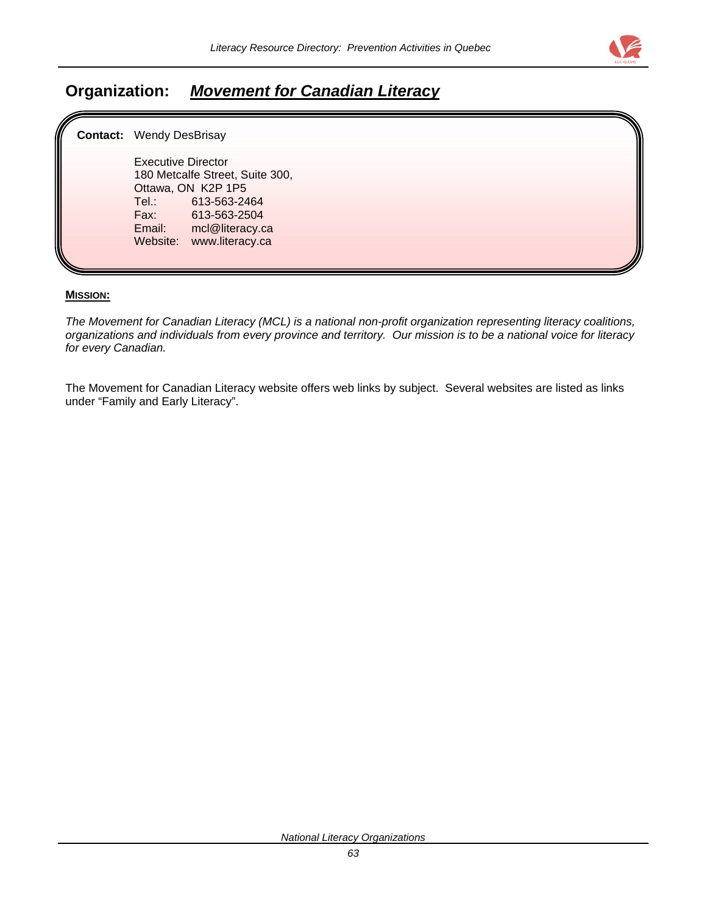## Organization: ***Movement for Canadian Literacy***

**Contact:** Wendy DesBrisay

Executive Director
180 Metcalfe Street, Suite 300,
Ottawa, ON K2P 1P5
Tel.: 613-563-2464
Fax: 613-563-2504
Email: mcl@literacy.ca
Website: www.literacy.ca

**MISSION:**

*The Movement for Canadian Literacy (MCL) is a national non-profit organization representing literacy coalitions, organizations and individuals from every province and territory. Our mission is to be a national voice for literacy for every Canadian.*

The Movement for Canadian Literacy website offers web links by subject. Several websites are listed as links under "Family and Early Literacy".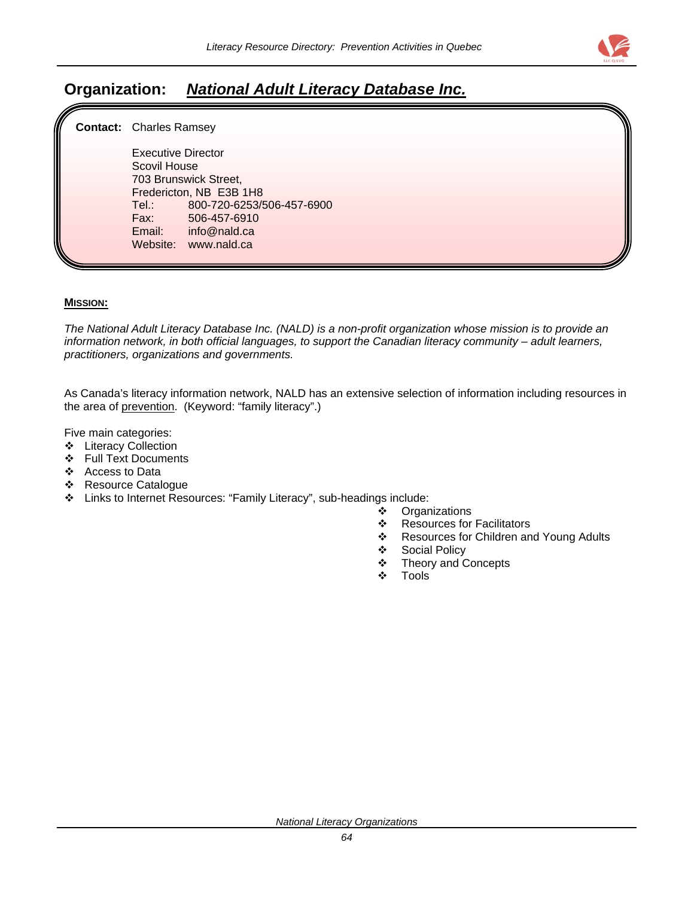## Organization: ***National Adult Literacy Database Inc.***

**Contact:** Charles Ramsey

Executive Director
Scovil House
703 Brunswick Street,
Fredericton, NB E3B 1H8
Tel.: 800-720-6253/506-457-6900
Fax: 506-457-6910
Email: info@nald.ca
Website: www.nald.ca

**MISSION:**

*The National Adult Literacy Database Inc. (NALD) is a non-profit organization whose mission is to provide an information network, in both official languages, to support the Canadian literacy community – adult learners, practitioners, organizations and governments.*

As Canada's literacy information network, NALD has an extensive selection of information including resources in the area of prevention. (Keyword: "family literacy".)

Five main categories:

- Literacy Collection
- Full Text Documents
- Access to Data
- Resource Catalogue
- Links to Internet Resources: "Family Literacy", sub-headings include:
  - Organizations
  - Resources for Facilitators
  - Resources for Children and Young Adults
  - Social Policy
  - Theory and Concepts
  - Tools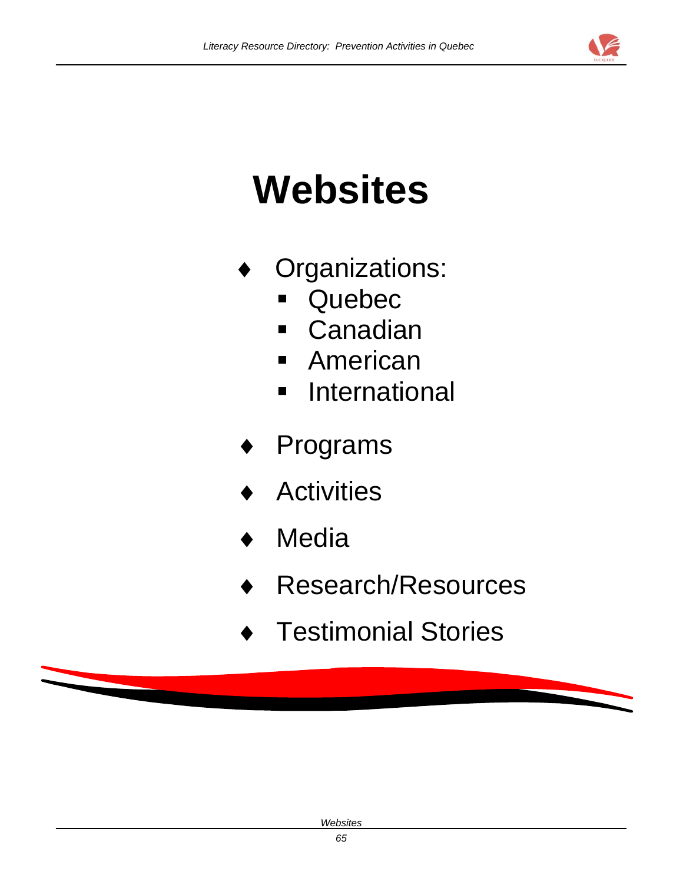# Websites

- Organizations:
  - Quebec
  - Canadian
  - American
  - International
- Programs
- Activities
- Media
- Research/Resources
- Testimonial Stories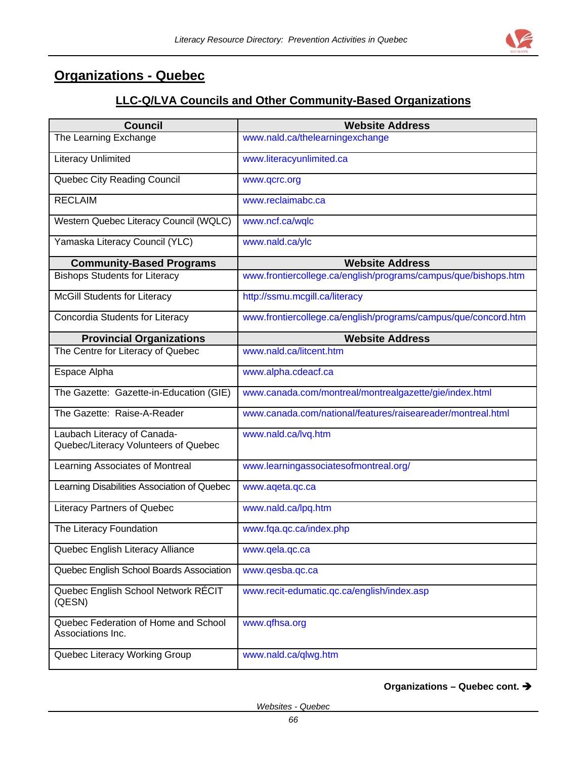## Organizations - Quebec

### LLC-Q/LVA Councils and Other Community-Based Organizations

| Council | Website Address |
|---|---|
| The Learning Exchange | www.nald.ca/thelearningexchange |
| Literacy Unlimited | www.literacyunlimited.ca |
| Quebec City Reading Council | www.qcrc.org |
| RECLAIM | www.reclaimabc.ca |
| Western Quebec Literacy Council (WQLC) | www.ncf.ca/wqlc |
| Yamaska Literacy Council (YLC) | www.nald.ca/ylc |
| **Community-Based Programs** | **Website Address** |
| Bishops Students for Literacy | www.frontiercollege.ca/english/programs/campus/que/bishops.htm |
| McGill Students for Literacy | http://ssmu.mcgill.ca/literacy |
| Concordia Students for Literacy | www.frontiercollege.ca/english/programs/campus/que/concord.htm |
| **Provincial Organizations** | **Website Address** |
| The Centre for Literacy of Quebec | www.nald.ca/litcent.htm |
| Espace Alpha | www.alpha.cdeacf.ca |
| The Gazette: Gazette-in-Education (GIE) | www.canada.com/montreal/montrealgazette/gie/index.html |
| The Gazette: Raise-A-Reader | www.canada.com/national/features/raiseareader/montreal.html |
| Laubach Literacy of Canada-Quebec/Literacy Volunteers of Quebec | www.nald.ca/lvq.htm |
| Learning Associates of Montreal | www.learningassociatesofmontreal.org/ |
| Learning Disabilities Association of Quebec | www.aqeta.qc.ca |
| Literacy Partners of Quebec | www.nald.ca/lpq.htm |
| The Literacy Foundation | www.fqa.qc.ca/index.php |
| Quebec English Literacy Alliance | www.qela.qc.ca |
| Quebec English School Boards Association | www.qesba.qc.ca |
| Quebec English School Network RÉCIT (QESN) | www.recit-edumatic.qc.ca/english/index.asp |
| Quebec Federation of Home and School Associations Inc. | www.qfhsa.org |
| Quebec Literacy Working Group | www.nald.ca/qlwg.htm |

**Organizations – Quebec cont. →**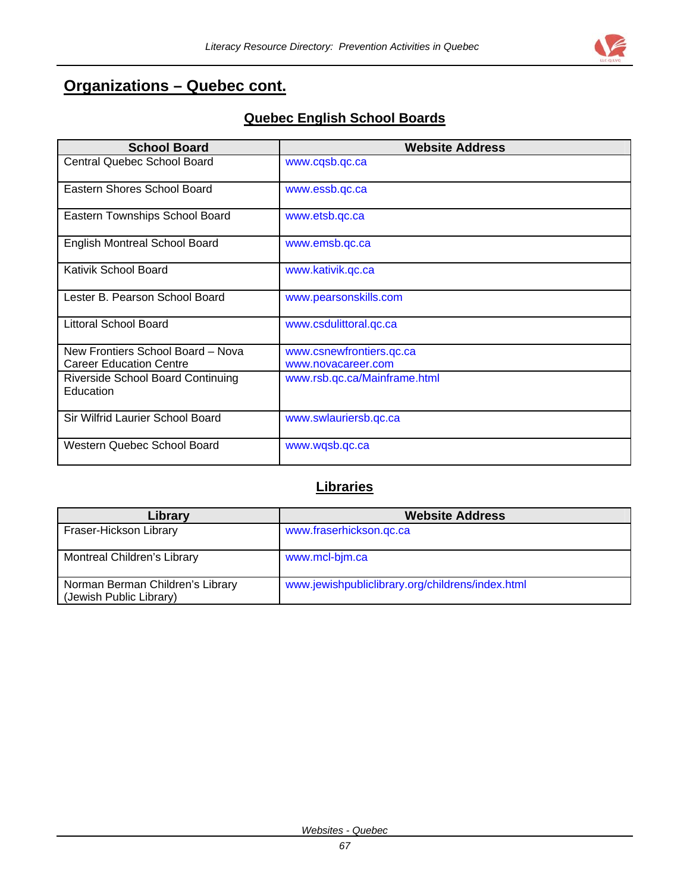## Organizations – Quebec cont.

### Quebec English School Boards

| School Board | Website Address |
|---|---|
| Central Quebec School Board | www.cqsb.qc.ca |
| Eastern Shores School Board | www.essb.qc.ca |
| Eastern Townships School Board | www.etsb.qc.ca |
| English Montreal School Board | www.emsb.qc.ca |
| Kativik School Board | www.kativik.qc.ca |
| Lester B. Pearson School Board | www.pearsonskills.com |
| Littoral School Board | www.csdulittoral.qc.ca |
| New Frontiers School Board – Nova Career Education Centre | www.csnewfrontiers.qc.ca www.novacareer.com |
| Riverside School Board Continuing Education | www.rsb.qc.ca/Mainframe.html |
| Sir Wilfrid Laurier School Board | www.swlauriersb.qc.ca |
| Western Quebec School Board | www.wqsb.qc.ca |

### Libraries

| Library | Website Address |
|---|---|
| Fraser-Hickson Library | www.fraserhickson.qc.ca |
| Montreal Children's Library | www.mcl-bjm.ca |
| Norman Berman Children's Library (Jewish Public Library) | www.jewishpubliclibrary.org/childrens/index.html |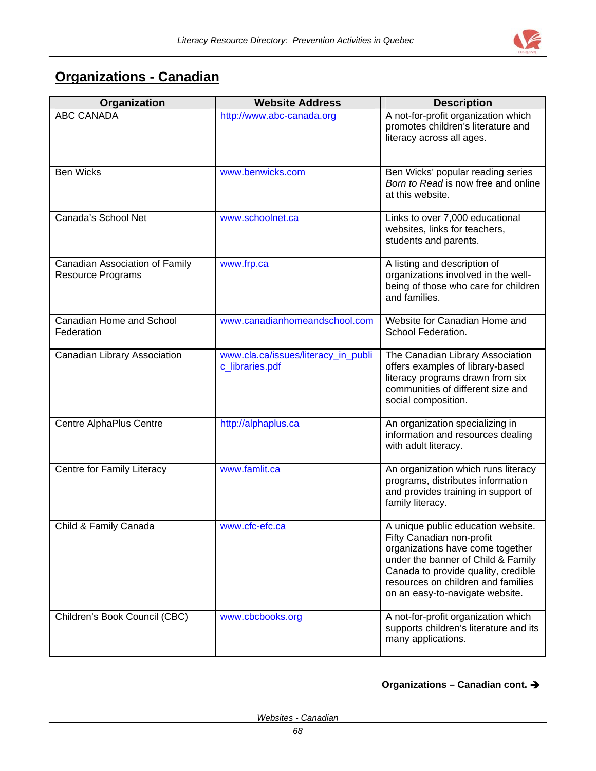## Organizations - Canadian

| Organization | Website Address | Description |
|---|---|---|
| ABC CANADA | http://www.abc-canada.org | A not-for-profit organization which promotes children's literature and literacy across all ages. |
| Ben Wicks | www.benwicks.com | Ben Wicks' popular reading series *Born to Read* is now free and online at this website. |
| Canada's School Net | www.schoolnet.ca | Links to over 7,000 educational websites, links for teachers, students and parents. |
| Canadian Association of Family Resource Programs | www.frp.ca | A listing and description of organizations involved in the well-being of those who care for children and families. |
| Canadian Home and School Federation | www.canadianhomeandschool.com | Website for Canadian Home and School Federation. |
| Canadian Library Association | www.cla.ca/issues/literacy_in_public_libraries.pdf | The Canadian Library Association offers examples of library-based literacy programs drawn from six communities of different size and social composition. |
| Centre AlphaPlus Centre | http://alphaplus.ca | An organization specializing in information and resources dealing with adult literacy. |
| Centre for Family Literacy | www.famlit.ca | An organization which runs literacy programs, distributes information and provides training in support of family literacy. |
| Child & Family Canada | www.cfc-efc.ca | A unique public education website. Fifty Canadian non-profit organizations have come together under the banner of Child & Family Canada to provide quality, credible resources on children and families on an easy-to-navigate website. |
| Children's Book Council (CBC) | www.cbcbooks.org | A not-for-profit organization which supports children's literature and its many applications. |

**Organizations – Canadian cont. ➔**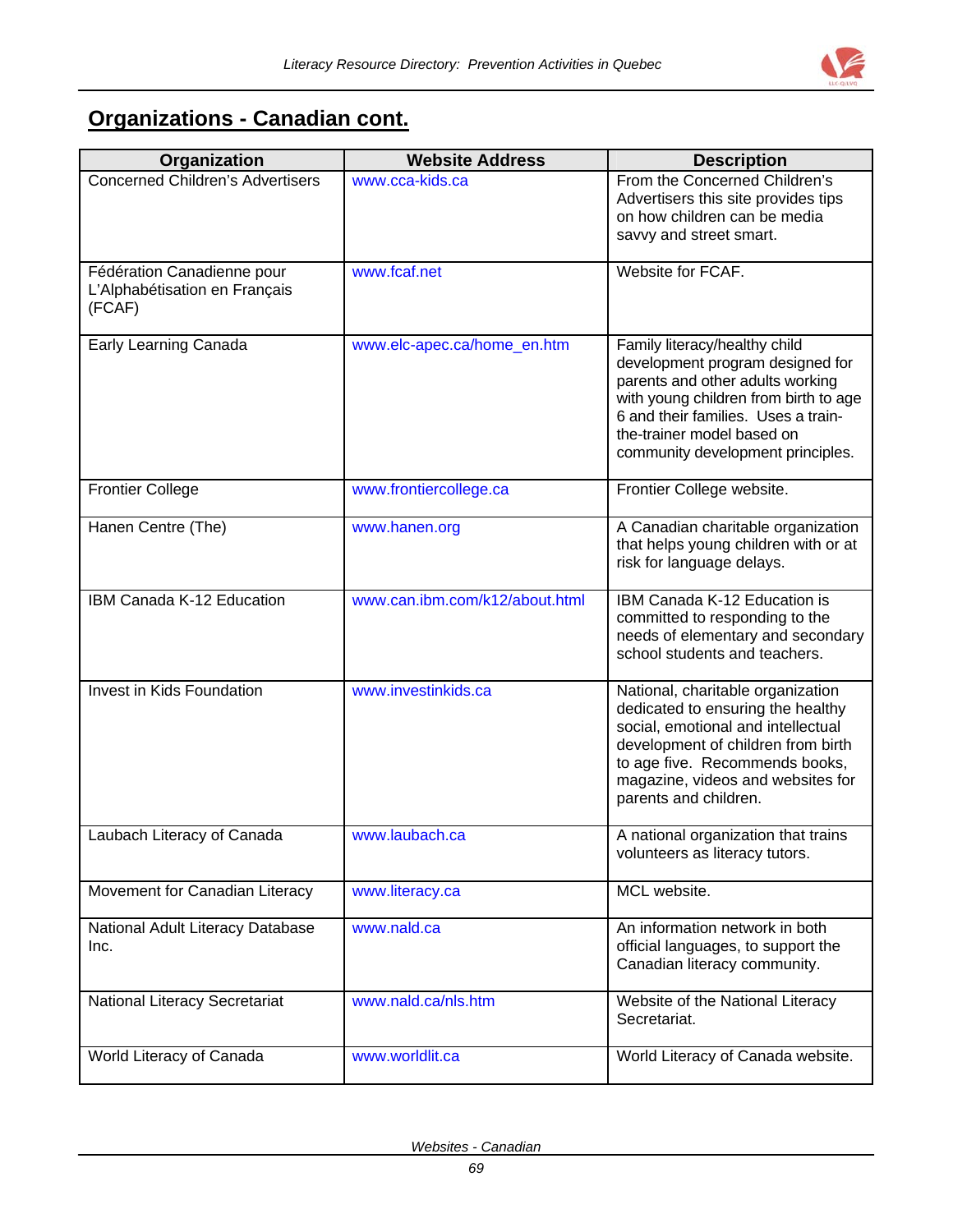## Organizations - Canadian cont.

| Organization | Website Address | Description |
|---|---|---|
| Concerned Children's Advertisers | www.cca-kids.ca | From the Concerned Children's Advertisers this site provides tips on how children can be media savvy and street smart. |
| Fédération Canadienne pour L'Alphabétisation en Français (FCAF) | www.fcaf.net | Website for FCAF. |
| Early Learning Canada | www.elc-apec.ca/home_en.htm | Family literacy/healthy child development program designed for parents and other adults working with young children from birth to age 6 and their families. Uses a train-the-trainer model based on community development principles. |
| Frontier College | www.frontiercollege.ca | Frontier College website. |
| Hanen Centre (The) | www.hanen.org | A Canadian charitable organization that helps young children with or at risk for language delays. |
| IBM Canada K-12 Education | www.can.ibm.com/k12/about.html | IBM Canada K-12 Education is committed to responding to the needs of elementary and secondary school students and teachers. |
| Invest in Kids Foundation | www.investinkids.ca | National, charitable organization dedicated to ensuring the healthy social, emotional and intellectual development of children from birth to age five. Recommends books, magazine, videos and websites for parents and children. |
| Laubach Literacy of Canada | www.laubach.ca | A national organization that trains volunteers as literacy tutors. |
| Movement for Canadian Literacy | www.literacy.ca | MCL website. |
| National Adult Literacy Database Inc. | www.nald.ca | An information network in both official languages, to support the Canadian literacy community. |
| National Literacy Secretariat | www.nald.ca/nls.htm | Website of the National Literacy Secretariat. |
| World Literacy of Canada | www.worldlit.ca | World Literacy of Canada website. |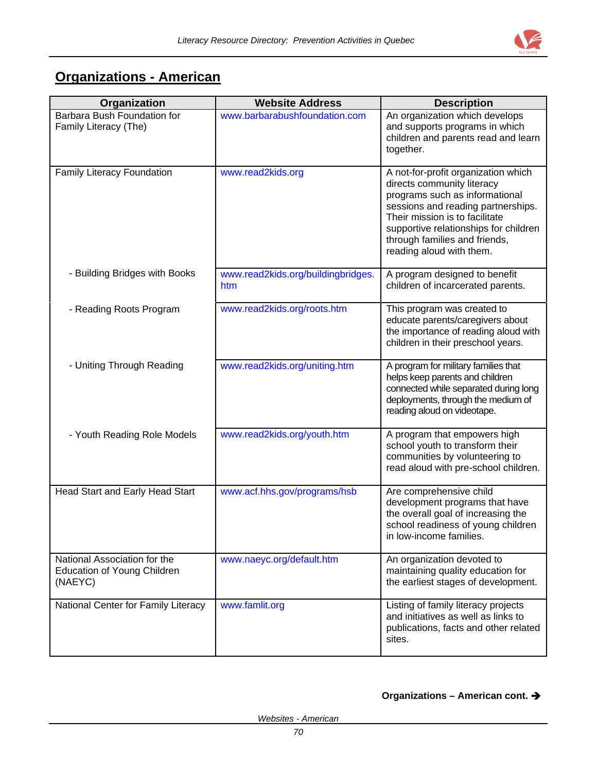## Organizations - American

| Organization | Website Address | Description |
|---|---|---|
| Barbara Bush Foundation for Family Literacy (The) | www.barbarabushfoundation.com | An organization which develops and supports programs in which children and parents read and learn together. |
| Family Literacy Foundation | www.read2kids.org | A not-for-profit organization which directs community literacy programs such as informational sessions and reading partnerships. Their mission is to facilitate supportive relationships for children through families and friends, reading aloud with them. |
| - Building Bridges with Books | www.read2kids.org/buildingbridges.htm | A program designed to benefit children of incarcerated parents. |
| - Reading Roots Program | www.read2kids.org/roots.htm | This program was created to educate parents/caregivers about the importance of reading aloud with children in their preschool years. |
| - Uniting Through Reading | www.read2kids.org/uniting.htm | A program for military families that helps keep parents and children connected while separated during long deployments, through the medium of reading aloud on videotape. |
| - Youth Reading Role Models | www.read2kids.org/youth.htm | A program that empowers high school youth to transform their communities by volunteering to read aloud with pre-school children. |
| Head Start and Early Head Start | www.acf.hhs.gov/programs/hsb | Are comprehensive child development programs that have the overall goal of increasing the school readiness of young children in low-income families. |
| National Association for the Education of Young Children (NAEYC) | www.naeyc.org/default.htm | An organization devoted to maintaining quality education for the earliest stages of development. |
| National Center for Family Literacy | www.famlit.org | Listing of family literacy projects and initiatives as well as links to publications, facts and other related sites. |

**Organizations – American cont. →**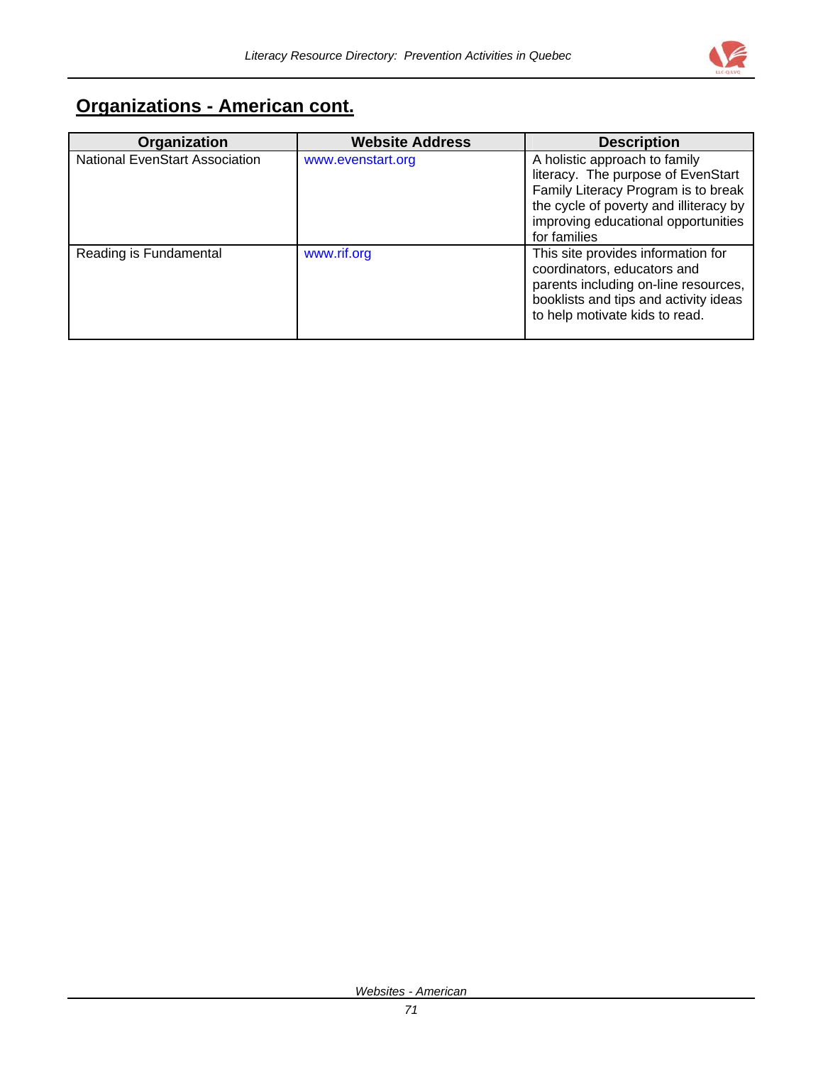## Organizations - American cont.

| Organization | Website Address | Description |
| --- | --- | --- |
| National EvenStart Association | www.evenstart.org | A holistic approach to family literacy. The purpose of EvenStart Family Literacy Program is to break the cycle of poverty and illiteracy by improving educational opportunities for families |
| Reading is Fundamental | www.rif.org | This site provides information for coordinators, educators and parents including on-line resources, booklists and tips and activity ideas to help motivate kids to read. |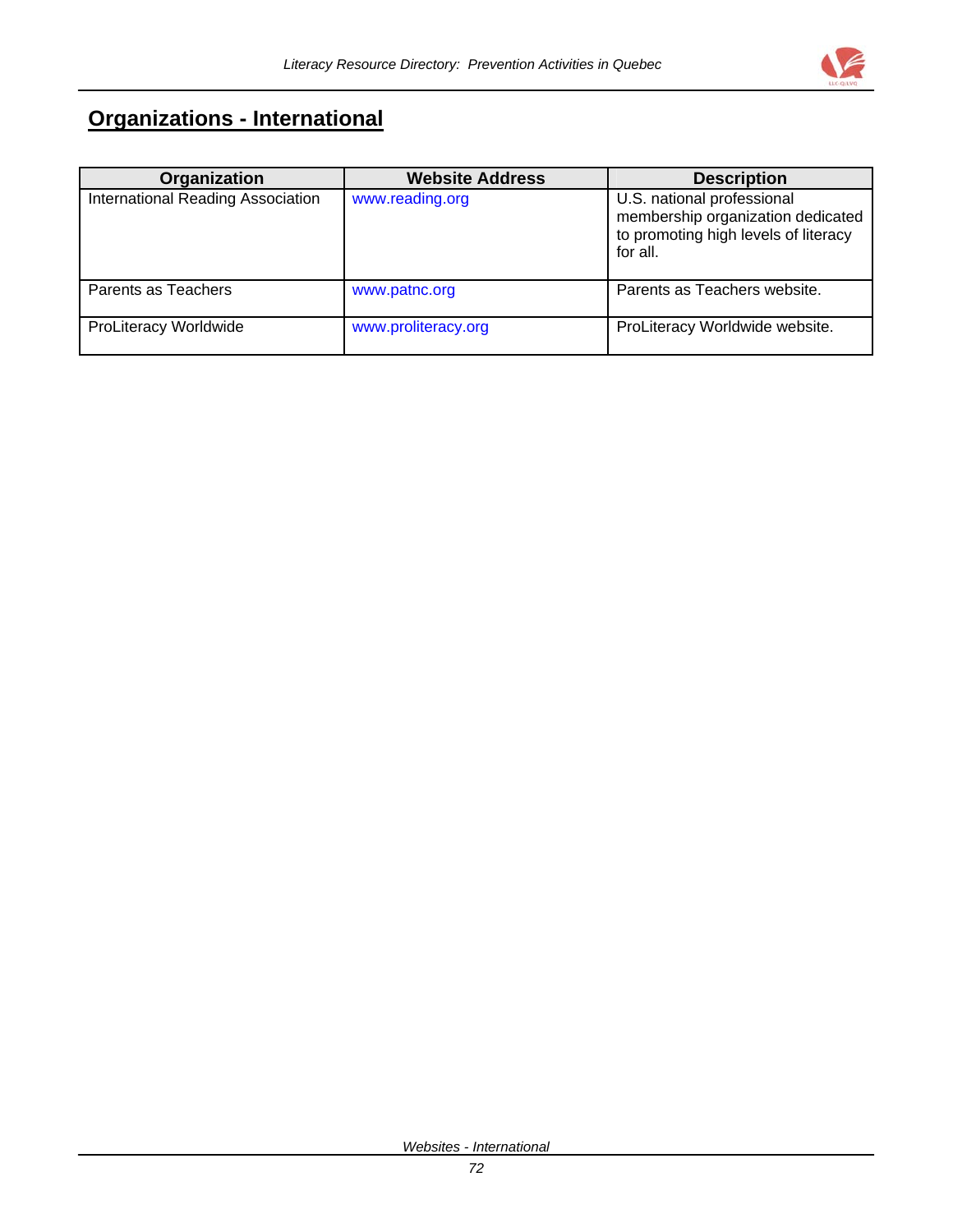## Organizations - International

| Organization | Website Address | Description |
|---|---|---|
| International Reading Association | www.reading.org | U.S. national professional membership organization dedicated to promoting high levels of literacy for all. |
| Parents as Teachers | www.patnc.org | Parents as Teachers website. |
| ProLiteracy Worldwide | www.proliteracy.org | ProLiteracy Worldwide website. |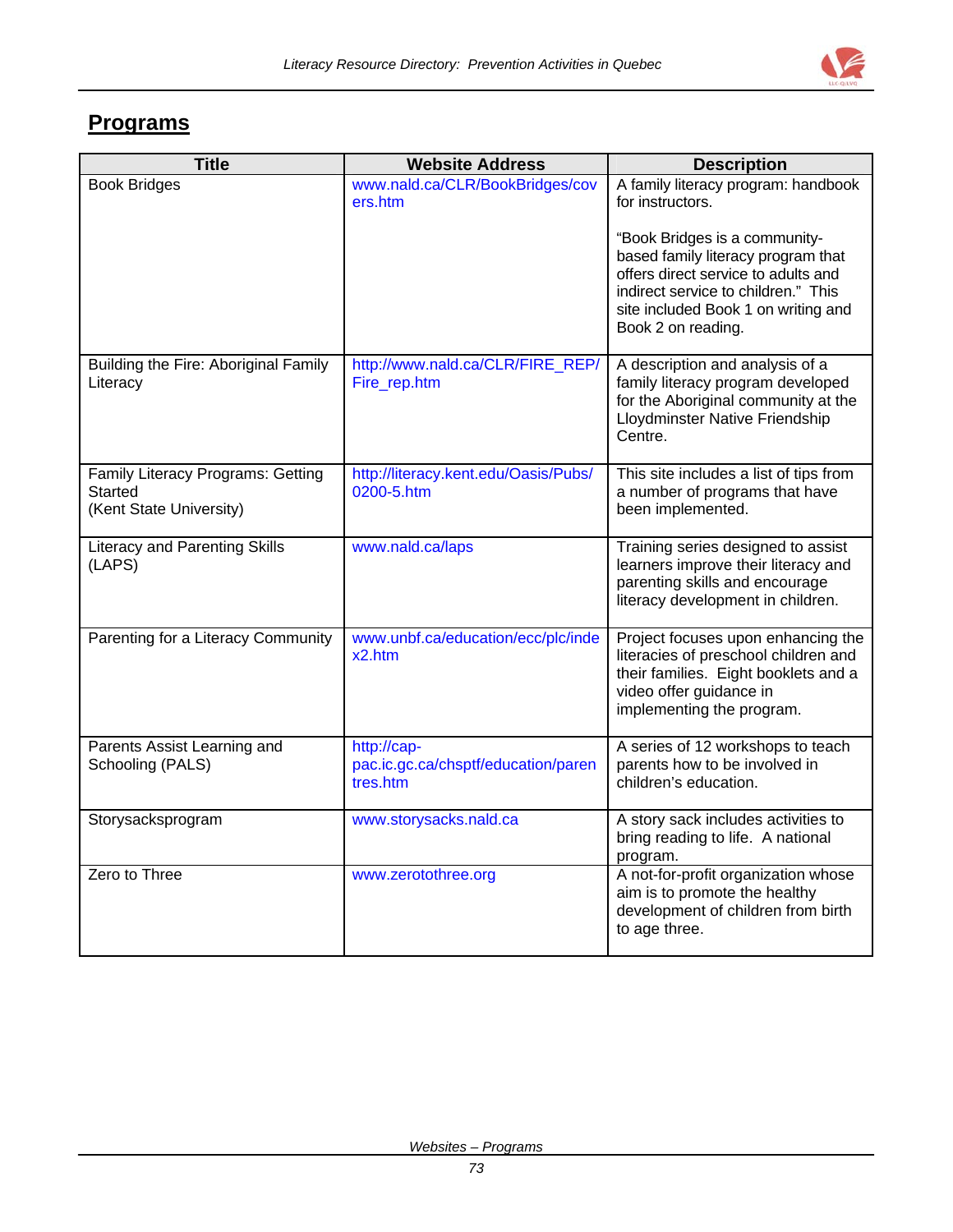## Programs

| Title | Website Address | Description |
|---|---|---|
| Book Bridges | www.nald.ca/CLR/BookBridges/covers.htm | A family literacy program: handbook for instructors.<br><br>"Book Bridges is a community-based family literacy program that offers direct service to adults and indirect service to children." This site included Book 1 on writing and Book 2 on reading. |
| Building the Fire: Aboriginal Family Literacy | http://www.nald.ca/CLR/FIRE_REP/Fire_rep.htm | A description and analysis of a family literacy program developed for the Aboriginal community at the Lloydminster Native Friendship Centre. |
| Family Literacy Programs: Getting Started (Kent State University) | http://literacy.kent.edu/Oasis/Pubs/0200-5.htm | This site includes a list of tips from a number of programs that have been implemented. |
| Literacy and Parenting Skills (LAPS) | www.nald.ca/laps | Training series designed to assist learners improve their literacy and parenting skills and encourage literacy development in children. |
| Parenting for a Literacy Community | www.unbf.ca/education/ecc/plc/index2.htm | Project focuses upon enhancing the literacies of preschool children and their families. Eight booklets and a video offer guidance in implementing the program. |
| Parents Assist Learning and Schooling (PALS) | http://cap-pac.ic.gc.ca/chsptf/education/parentres.htm | A series of 12 workshops to teach parents how to be involved in children's education. |
| Storysacksprogram | www.storysacks.nald.ca | A story sack includes activities to bring reading to life. A national program. |
| Zero to Three | www.zerotothree.org | A not-for-profit organization whose aim is to promote the healthy development of children from birth to age three. |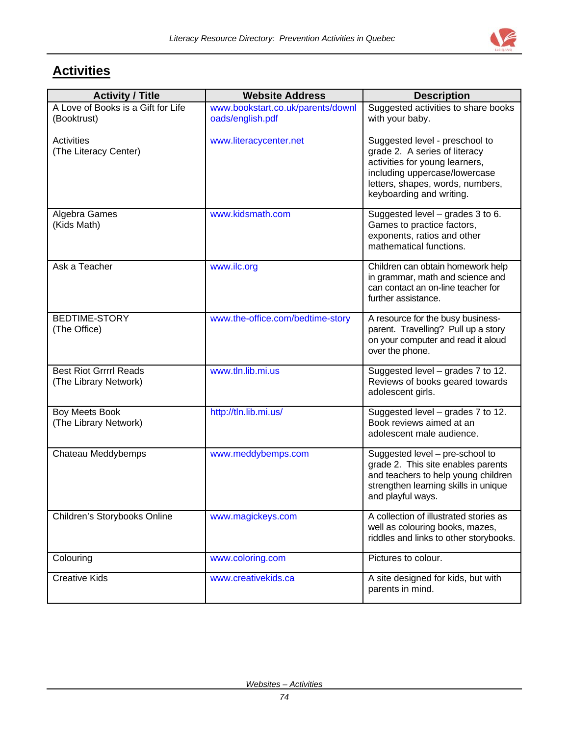## Activities

| Activity / Title | Website Address | Description |
|---|---|---|
| A Love of Books is a Gift for Life (Booktrust) | www.bookstart.co.uk/parents/downloads/english.pdf | Suggested activities to share books with your baby. |
| Activities (The Literacy Center) | www.literacycenter.net | Suggested level - preschool to grade 2. A series of literacy activities for young learners, including uppercase/lowercase letters, shapes, words, numbers, keyboarding and writing. |
| Algebra Games (Kids Math) | www.kidsmath.com | Suggested level – grades 3 to 6. Games to practice factors, exponents, ratios and other mathematical functions. |
| Ask a Teacher | www.ilc.org | Children can obtain homework help in grammar, math and science and can contact an on-line teacher for further assistance. |
| BEDTIME-STORY (The Office) | www.the-office.com/bedtime-story | A resource for the busy business-parent. Travelling? Pull up a story on your computer and read it aloud over the phone. |
| Best Riot Grrrrl Reads (The Library Network) | www.tln.lib.mi.us | Suggested level – grades 7 to 12. Reviews of books geared towards adolescent girls. |
| Boy Meets Book (The Library Network) | http://tln.lib.mi.us/ | Suggested level – grades 7 to 12. Book reviews aimed at an adolescent male audience. |
| Chateau Meddybemps | www.meddybemps.com | Suggested level – pre-school to grade 2. This site enables parents and teachers to help young children strengthen learning skills in unique and playful ways. |
| Children's Storybooks Online | www.magickeys.com | A collection of illustrated stories as well as colouring books, mazes, riddles and links to other storybooks. |
| Colouring | www.coloring.com | Pictures to colour. |
| Creative Kids | www.creativekids.ca | A site designed for kids, but with parents in mind. |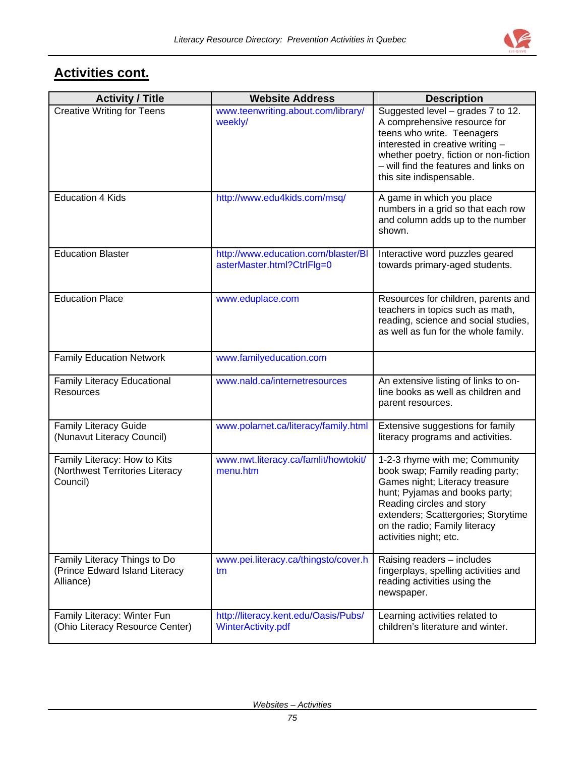## Activities cont.

| Activity / Title | Website Address | Description |
|---|---|---|
| Creative Writing for Teens | www.teenwriting.about.com/library/weekly/ | Suggested level – grades 7 to 12. A comprehensive resource for teens who write. Teenagers interested in creative writing – whether poetry, fiction or non-fiction – will find the features and links on this site indispensable. |
| Education 4 Kids | http://www.edu4kids.com/msq/ | A game in which you place numbers in a grid so that each row and column adds up to the number shown. |
| Education Blaster | http://www.education.com/blaster/BlasterMaster.html?CtrlFlg=0 | Interactive word puzzles geared towards primary-aged students. |
| Education Place | www.eduplace.com | Resources for children, parents and teachers in topics such as math, reading, science and social studies, as well as fun for the whole family. |
| Family Education Network | www.familyeducation.com | |
| Family Literacy Educational Resources | www.nald.ca/internetresources | An extensive listing of links to on-line books as well as children and parent resources. |
| Family Literacy Guide (Nunavut Literacy Council) | www.polarnet.ca/literacy/family.html | Extensive suggestions for family literacy programs and activities. |
| Family Literacy: How to Kits (Northwest Territories Literacy Council) | www.nwt.literacy.ca/famlit/howtokit/menu.htm | 1-2-3 rhyme with me; Community book swap; Family reading party; Games night; Literacy treasure hunt; Pyjamas and books party; Reading circles and story extenders; Scattergories; Storytime on the radio; Family literacy activities night; etc. |
| Family Literacy Things to Do (Prince Edward Island Literacy Alliance) | www.pei.literacy.ca/thingsto/cover.htm | Raising readers – includes fingerplays, spelling activities and reading activities using the newspaper. |
| Family Literacy: Winter Fun (Ohio Literacy Resource Center) | http://literacy.kent.edu/Oasis/Pubs/WinterActivity.pdf | Learning activities related to children's literature and winter. |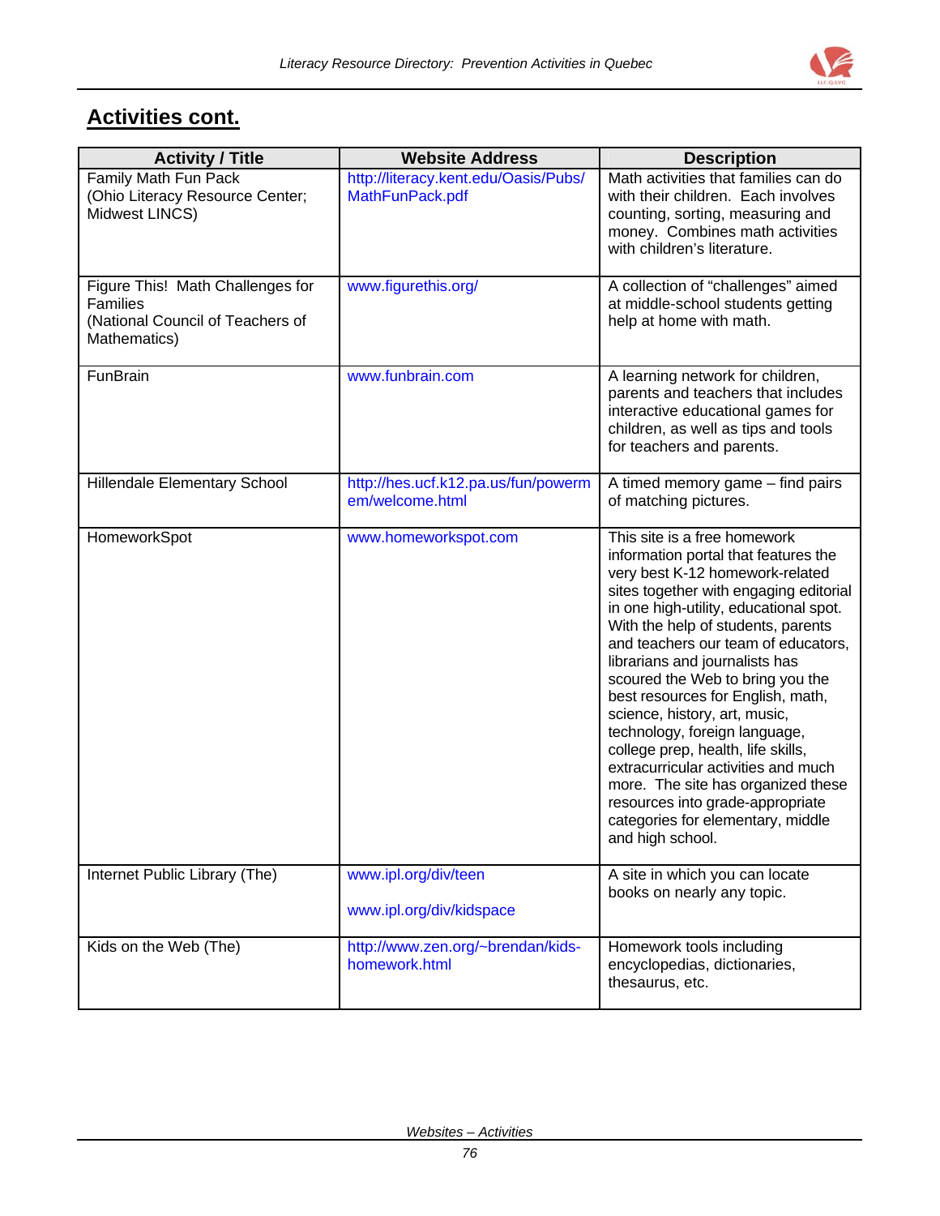## Activities cont.

| Activity / Title | Website Address | Description |
|---|---|---|
| Family Math Fun Pack (Ohio Literacy Resource Center; Midwest LINCS) | http://literacy.kent.edu/Oasis/Pubs/MathFunPack.pdf | Math activities that families can do with their children. Each involves counting, sorting, measuring and money. Combines math activities with children's literature. |
| Figure This! Math Challenges for Families (National Council of Teachers of Mathematics) | www.figurethis.org/ | A collection of "challenges" aimed at middle-school students getting help at home with math. |
| FunBrain | www.funbrain.com | A learning network for children, parents and teachers that includes interactive educational games for children, as well as tips and tools for teachers and parents. |
| Hillendale Elementary School | http://hes.ucf.k12.pa.us/fun/powermem/welcome.html | A timed memory game – find pairs of matching pictures. |
| HomeworkSpot | www.homeworkspot.com | This site is a free homework information portal that features the very best K-12 homework-related sites together with engaging editorial in one high-utility, educational spot. With the help of students, parents and teachers our team of educators, librarians and journalists has scoured the Web to bring you the best resources for English, math, science, history, art, music, technology, foreign language, college prep, health, life skills, extracurricular activities and much more. The site has organized these resources into grade-appropriate categories for elementary, middle and high school. |
| Internet Public Library (The) | www.ipl.org/div/teen<br><br>www.ipl.org/div/kidspace | A site in which you can locate books on nearly any topic. |
| Kids on the Web (The) | http://www.zen.org/~brendan/kids-homework.html | Homework tools including encyclopedias, dictionaries, thesaurus, etc. |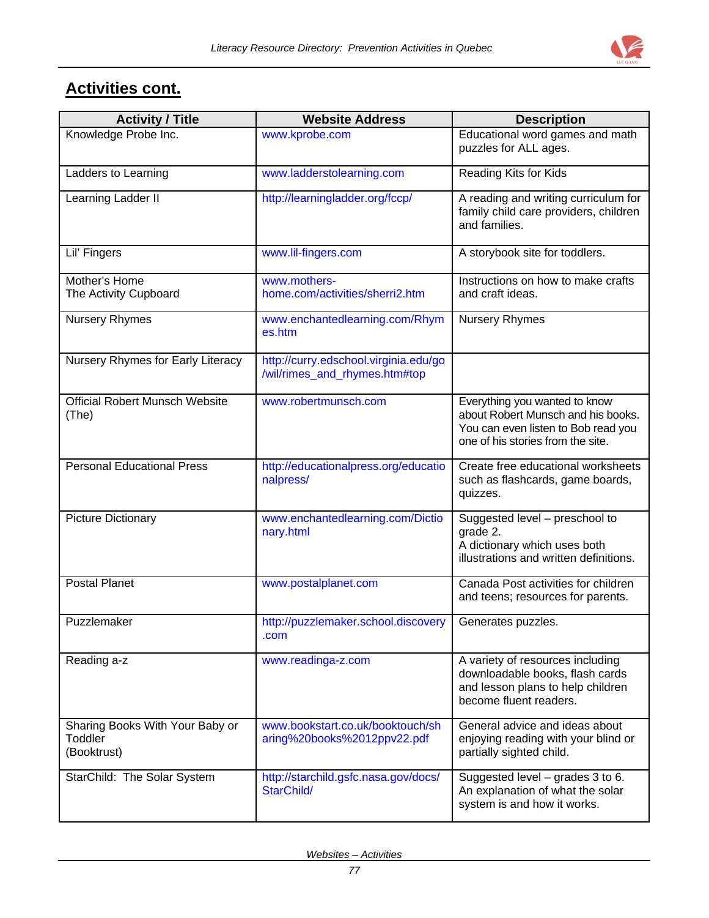## Activities cont.

| Activity / Title | Website Address | Description |
|---|---|---|
| Knowledge Probe Inc. | www.kprobe.com | Educational word games and math puzzles for ALL ages. |
| Ladders to Learning | www.ladderstolearning.com | Reading Kits for Kids |
| Learning Ladder II | http://learningladder.org/fccp/ | A reading and writing curriculum for family child care providers, children and families. |
| Lil' Fingers | www.lil-fingers.com | A storybook site for toddlers. |
| Mother's Home<br>The Activity Cupboard | www.mothers-home.com/activities/sherri2.htm | Instructions on how to make crafts and craft ideas. |
| Nursery Rhymes | www.enchantedlearning.com/Rhymes.htm | Nursery Rhymes |
| Nursery Rhymes for Early Literacy | http://curry.edschool.virginia.edu/go/wil/rimes_and_rhymes.htm#top | |
| Official Robert Munsch Website (The) | www.robertmunsch.com | Everything you wanted to know about Robert Munsch and his books. You can even listen to Bob read you one of his stories from the site. |
| Personal Educational Press | http://educationalpress.org/educationalpress/ | Create free educational worksheets such as flashcards, game boards, quizzes. |
| Picture Dictionary | www.enchantedlearning.com/Dictionary.html | Suggested level – preschool to grade 2.<br>A dictionary which uses both illustrations and written definitions. |
| Postal Planet | www.postalplanet.com | Canada Post activities for children and teens; resources for parents. |
| Puzzlemaker | http://puzzlemaker.school.discovery.com | Generates puzzles. |
| Reading a-z | www.readinga-z.com | A variety of resources including downloadable books, flash cards and lesson plans to help children become fluent readers. |
| Sharing Books With Your Baby or Toddler<br>(Booktrust) | www.bookstart.co.uk/booktouch/sharing%20books%2012ppv22.pdf | General advice and ideas about enjoying reading with your blind or partially sighted child. |
| StarChild: The Solar System | http://starchild.gsfc.nasa.gov/docs/StarChild/ | Suggested level – grades 3 to 6.<br>An explanation of what the solar system is and how it works. |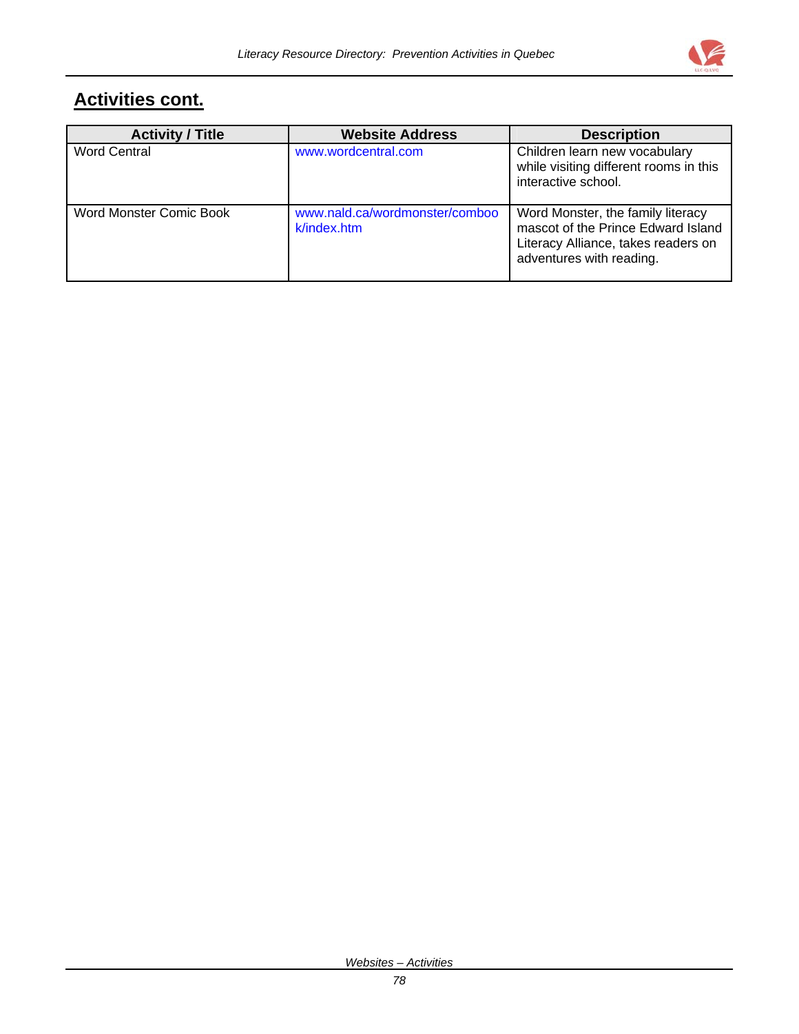## Activities cont.

| Activity / Title | Website Address | Description |
| --- | --- | --- |
| Word Central | www.wordcentral.com | Children learn new vocabulary while visiting different rooms in this interactive school. |
| Word Monster Comic Book | www.nald.ca/wordmonster/combook/index.htm | Word Monster, the family literacy mascot of the Prince Edward Island Literacy Alliance, takes readers on adventures with reading. |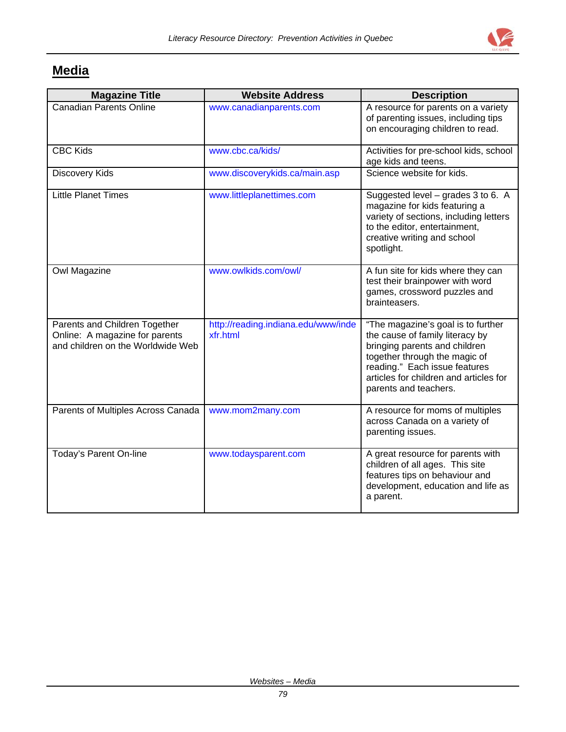## Media

| Magazine Title | Website Address | Description |
|---|---|---|
| Canadian Parents Online | www.canadianparents.com | A resource for parents on a variety of parenting issues, including tips on encouraging children to read. |
| CBC Kids | www.cbc.ca/kids/ | Activities for pre-school kids, school age kids and teens. |
| Discovery Kids | www.discoverykids.ca/main.asp | Science website for kids. |
| Little Planet Times | www.littleplanettimes.com | Suggested level – grades 3 to 6. A magazine for kids featuring a variety of sections, including letters to the editor, entertainment, creative writing and school spotlight. |
| Owl Magazine | www.owlkids.com/owl/ | A fun site for kids where they can test their brainpower with word games, crossword puzzles and brainteasers. |
| Parents and Children Together Online: A magazine for parents and children on the Worldwide Web | http://reading.indiana.edu/www/indexfr.html | "The magazine's goal is to further the cause of family literacy by bringing parents and children together through the magic of reading." Each issue features articles for children and articles for parents and teachers. |
| Parents of Multiples Across Canada | www.mom2many.com | A resource for moms of multiples across Canada on a variety of parenting issues. |
| Today's Parent On-line | www.todaysparent.com | A great resource for parents with children of all ages. This site features tips on behaviour and development, education and life as a parent. |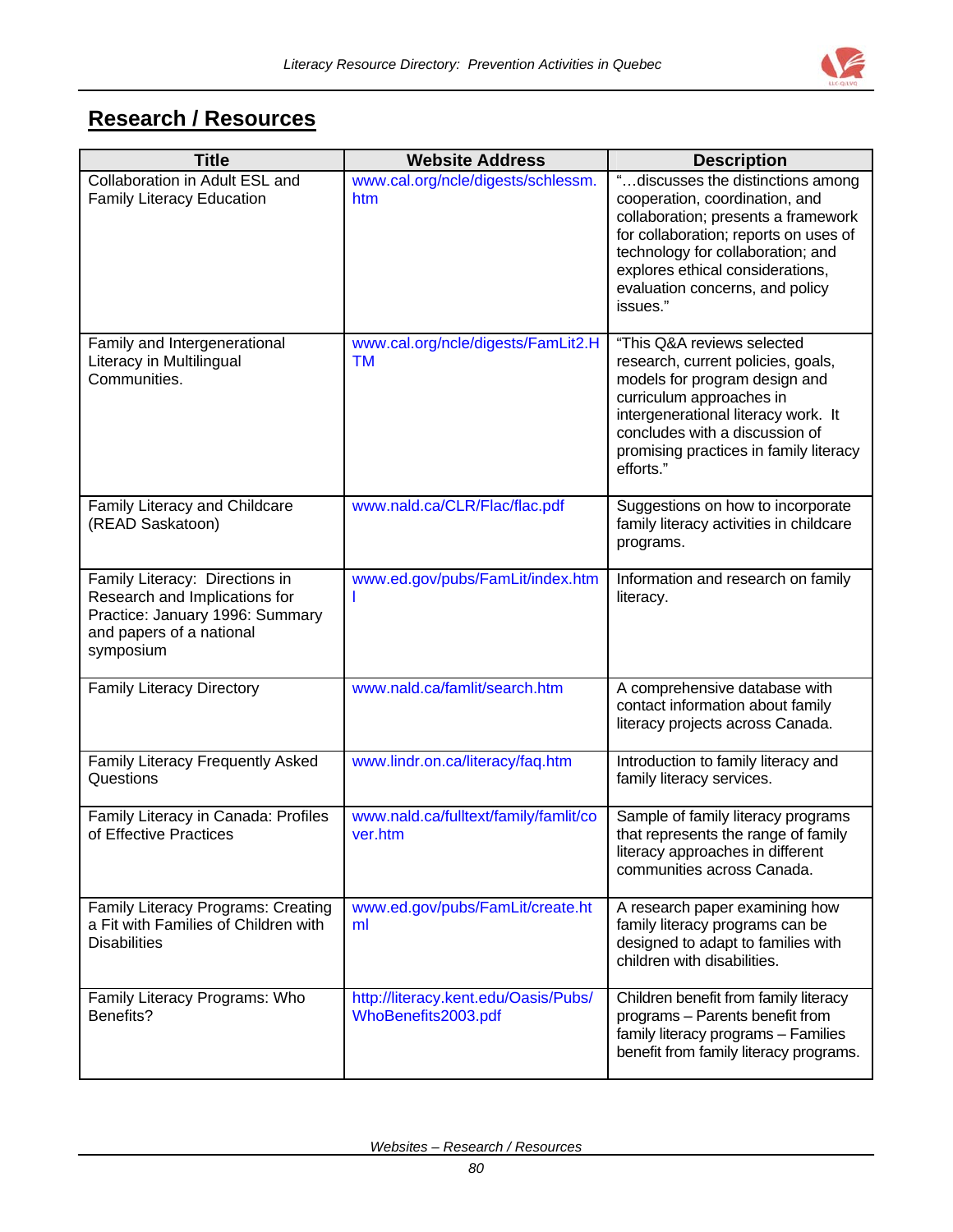## Research / Resources

| Title | Website Address | Description |
|---|---|---|
| Collaboration in Adult ESL and Family Literacy Education | www.cal.org/ncle/digests/schlessm.htm | "…discusses the distinctions among cooperation, coordination, and collaboration; presents a framework for collaboration; reports on uses of technology for collaboration; and explores ethical considerations, evaluation concerns, and policy issues." |
| Family and Intergenerational Literacy in Multilingual Communities. | www.cal.org/ncle/digests/FamLit2.HTM | "This Q&A reviews selected research, current policies, goals, models for program design and curriculum approaches in intergenerational literacy work. It concludes with a discussion of promising practices in family literacy efforts." |
| Family Literacy and Childcare (READ Saskatoon) | www.nald.ca/CLR/Flac/flac.pdf | Suggestions on how to incorporate family literacy activities in childcare programs. |
| Family Literacy: Directions in Research and Implications for Practice: January 1996: Summary and papers of a national symposium | www.ed.gov/pubs/FamLit/index.html | Information and research on family literacy. |
| Family Literacy Directory | www.nald.ca/famlit/search.htm | A comprehensive database with contact information about family literacy projects across Canada. |
| Family Literacy Frequently Asked Questions | www.lindr.on.ca/literacy/faq.htm | Introduction to family literacy and family literacy services. |
| Family Literacy in Canada: Profiles of Effective Practices | www.nald.ca/fulltext/family/famlit/cover.htm | Sample of family literacy programs that represents the range of family literacy approaches in different communities across Canada. |
| Family Literacy Programs: Creating a Fit with Families of Children with Disabilities | www.ed.gov/pubs/FamLit/create.html | A research paper examining how family literacy programs can be designed to adapt to families with children with disabilities. |
| Family Literacy Programs: Who Benefits? | http://literacy.kent.edu/Oasis/Pubs/WhoBenefits2003.pdf | Children benefit from family literacy programs – Parents benefit from family literacy programs – Families benefit from family literacy programs. |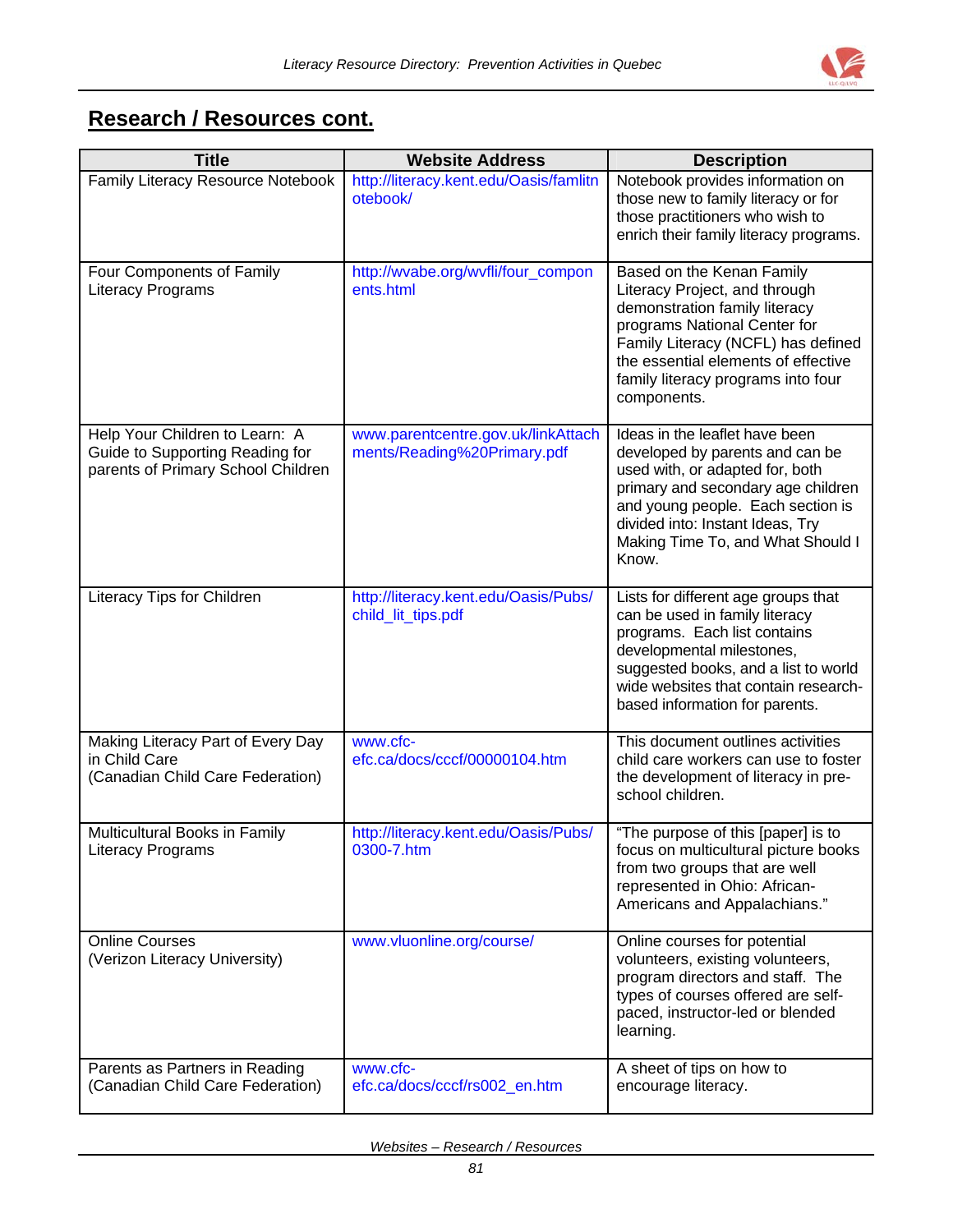## Research / Resources cont.

| Title | Website Address | Description |
|---|---|---|
| Family Literacy Resource Notebook | http://literacy.kent.edu/Oasis/famlitnotebook/ | Notebook provides information on those new to family literacy or for those practitioners who wish to enrich their family literacy programs. |
| Four Components of Family Literacy Programs | http://wvabe.org/wvfli/four_components.html | Based on the Kenan Family Literacy Project, and through demonstration family literacy programs National Center for Family Literacy (NCFL) has defined the essential elements of effective family literacy programs into four components. |
| Help Your Children to Learn: A Guide to Supporting Reading for parents of Primary School Children | www.parentcentre.gov.uk/linkAttachments/Reading%20Primary.pdf | Ideas in the leaflet have been developed by parents and can be used with, or adapted for, both primary and secondary age children and young people. Each section is divided into: Instant Ideas, Try Making Time To, and What Should I Know. |
| Literacy Tips for Children | http://literacy.kent.edu/Oasis/Pubs/child_lit_tips.pdf | Lists for different age groups that can be used in family literacy programs. Each list contains developmental milestones, suggested books, and a list to world wide websites that contain research-based information for parents. |
| Making Literacy Part of Every Day in Child Care (Canadian Child Care Federation) | www.cfc-efc.ca/docs/cccf/00000104.htm | This document outlines activities child care workers can use to foster the development of literacy in pre-school children. |
| Multicultural Books in Family Literacy Programs | http://literacy.kent.edu/Oasis/Pubs/0300-7.htm | "The purpose of this [paper] is to focus on multicultural picture books from two groups that are well represented in Ohio: African-Americans and Appalachians." |
| Online Courses (Verizon Literacy University) | www.vluonline.org/course/ | Online courses for potential volunteers, existing volunteers, program directors and staff. The types of courses offered are self-paced, instructor-led or blended learning. |
| Parents as Partners in Reading (Canadian Child Care Federation) | www.cfc-efc.ca/docs/cccf/rs002_en.htm | A sheet of tips on how to encourage literacy. |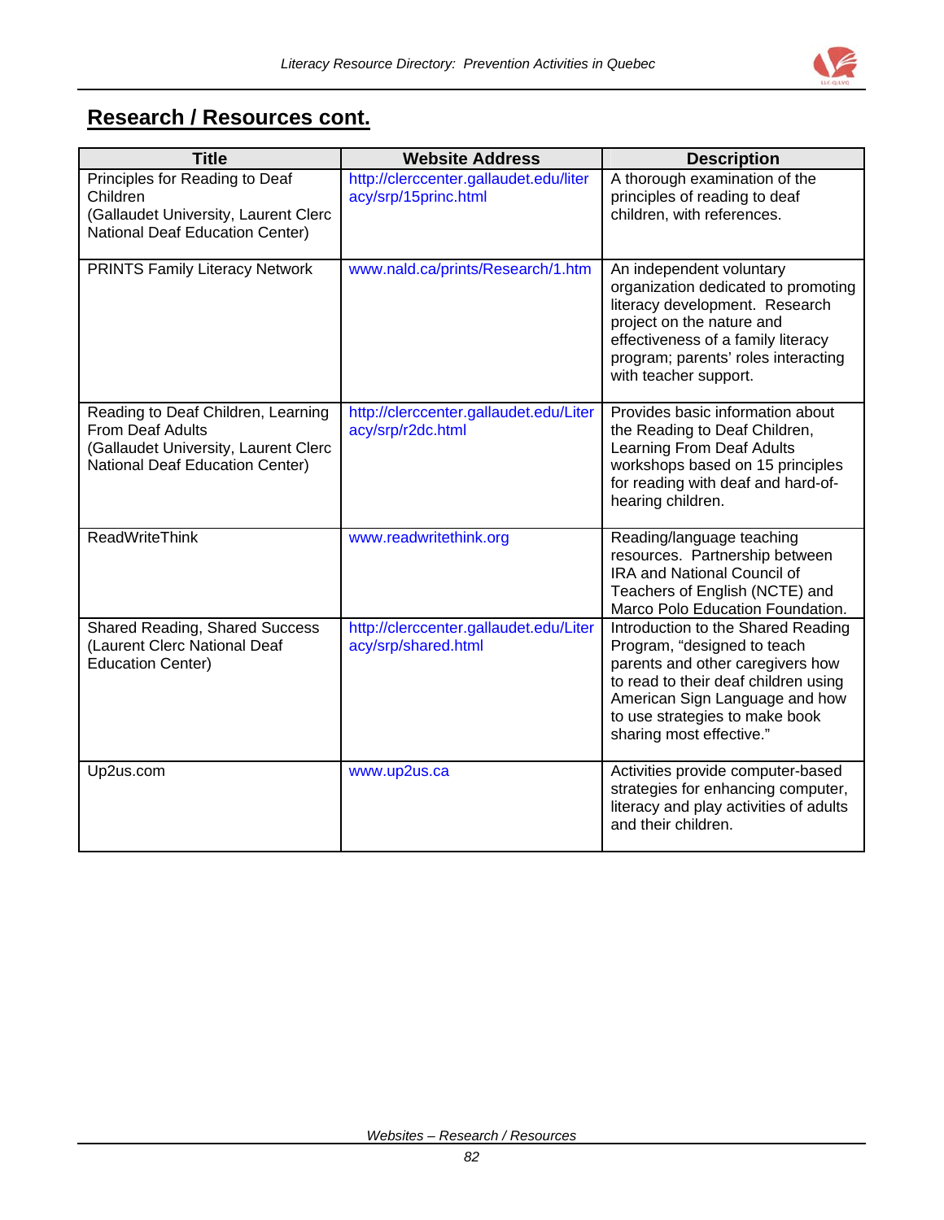## Research / Resources cont.

| Title | Website Address | Description |
|---|---|---|
| Principles for Reading to Deaf Children (Gallaudet University, Laurent Clerc National Deaf Education Center) | http://clerccenter.gallaudet.edu/literacy/srp/15princ.html | A thorough examination of the principles of reading to deaf children, with references. |
| PRINTS Family Literacy Network | www.nald.ca/prints/Research/1.htm | An independent voluntary organization dedicated to promoting literacy development. Research project on the nature and effectiveness of a family literacy program; parents' roles interacting with teacher support. |
| Reading to Deaf Children, Learning From Deaf Adults (Gallaudet University, Laurent Clerc National Deaf Education Center) | http://clerccenter.gallaudet.edu/Literacy/srp/r2dc.html | Provides basic information about the Reading to Deaf Children, Learning From Deaf Adults workshops based on 15 principles for reading with deaf and hard-of-hearing children. |
| ReadWriteThink | www.readwritethink.org | Reading/language teaching resources. Partnership between IRA and National Council of Teachers of English (NCTE) and Marco Polo Education Foundation. |
| Shared Reading, Shared Success (Laurent Clerc National Deaf Education Center) | http://clerccenter.gallaudet.edu/Literacy/srp/shared.html | Introduction to the Shared Reading Program, "designed to teach parents and other caregivers how to read to their deaf children using American Sign Language and how to use strategies to make book sharing most effective." |
| Up2us.com | www.up2us.ca | Activities provide computer-based strategies for enhancing computer, literacy and play activities of adults and their children. |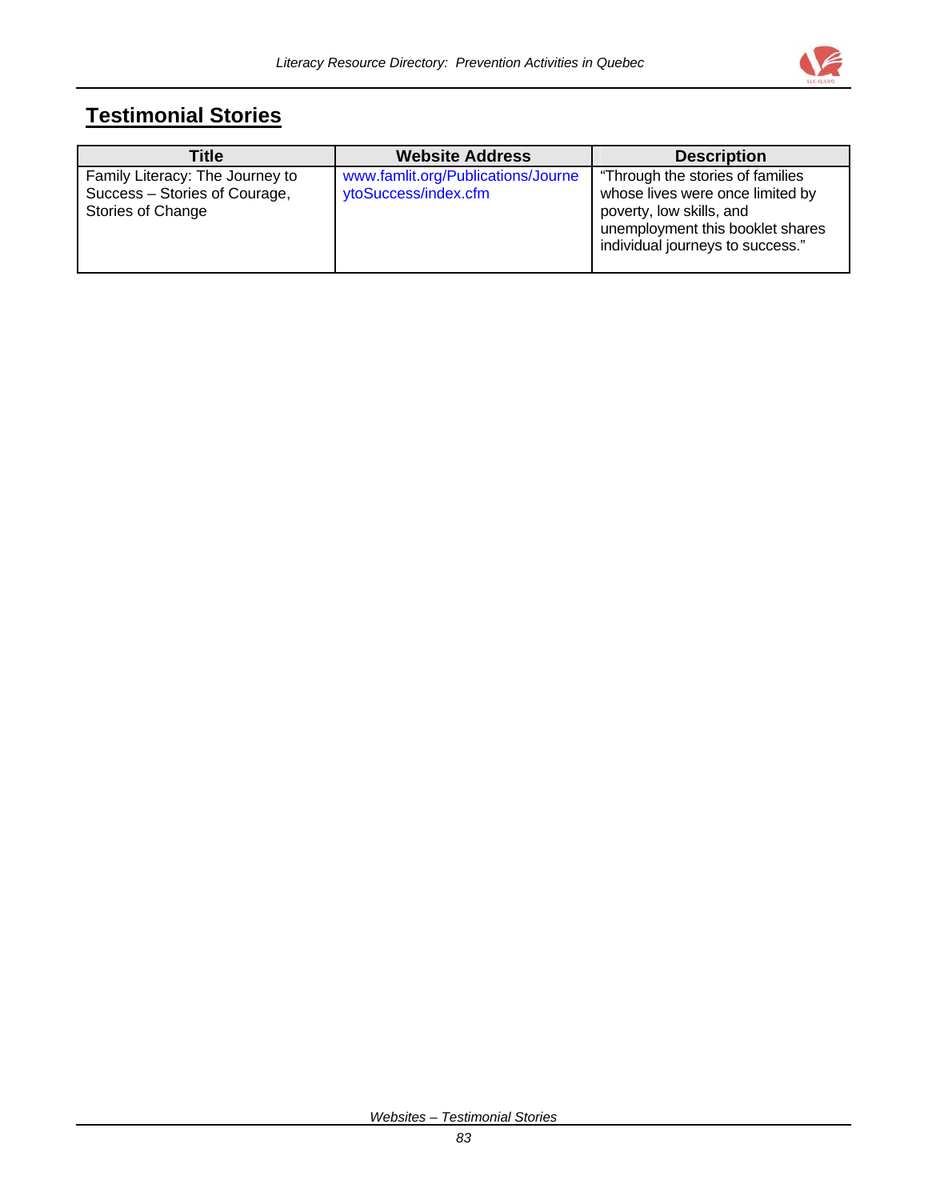## Testimonial Stories

| Title | Website Address | Description |
|---|---|---|
| Family Literacy: The Journey to Success – Stories of Courage, Stories of Change | www.famlit.org/Publications/JourneytoSuccess/index.cfm | "Through the stories of families whose lives were once limited by poverty, low skills, and unemployment this booklet shares individual journeys to success." |